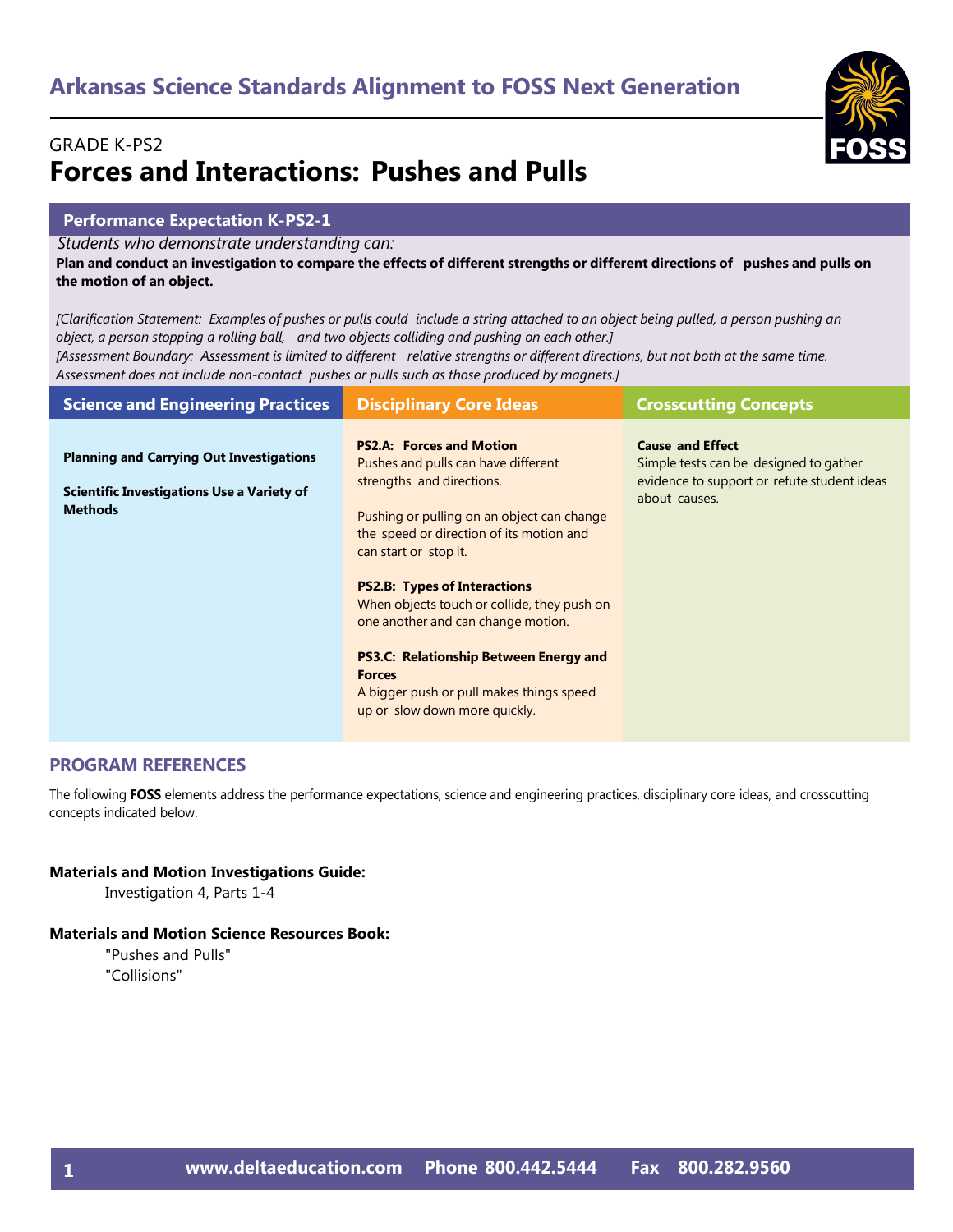# Arkansas Science Standards Alignment to FOSS Next Generation

GRADE K-PS2

## Forces and Interactions: Pushes and Pulls

### Performance Expectation K-PS2-1

*Students who demonstrate understanding can:*

**Plan and conduct an investigation to compare the effects of different strengths or different directions of pushes and pulls on the motion of an object.**

*[Clarification Statement: Examples of pushes or pulls could include a string attached to an object being pulled, a person pushing an object, a person stopping a rolling ball, and two objects colliding and pushing on each other.]*
*[Assessment Boundary: Assessment is limited to different relative strengths or different directions, but not both at the same time. Assessment does not include non-contact pushes or pulls such as those produced by magnets.]*

| Science and Engineering Practices | Disciplinary Core Ideas | Crosscutting Concepts |
|---|---|---|
| **Planning and Carrying Out Investigations**<br><br>**Scientific Investigations Use a Variety of Methods** | **PS2.A: Forces and Motion**<br>Pushes and pulls can have different strengths and directions.<br><br>Pushing or pulling on an object can change the speed or direction of its motion and can start or stop it.<br><br>**PS2.B: Types of Interactions**<br>When objects touch or collide, they push on one another and can change motion.<br><br>**PS3.C: Relationship Between Energy and Forces**<br>A bigger push or pull makes things speed up or slow down more quickly. | **Cause and Effect**<br>Simple tests can be designed to gather evidence to support or refute student ideas about causes. |

### PROGRAM REFERENCES

The following **FOSS** elements address the performance expectations, science and engineering practices, disciplinary core ideas, and crosscutting concepts indicated below.

**Materials and Motion Investigations Guide:**

Investigation 4, Parts 1-4

**Materials and Motion Science Resources Book:**

"Pushes and Pulls"
"Collisions"

www.deltaeducation.com Phone 800.442.5444 Fax 800.282.9560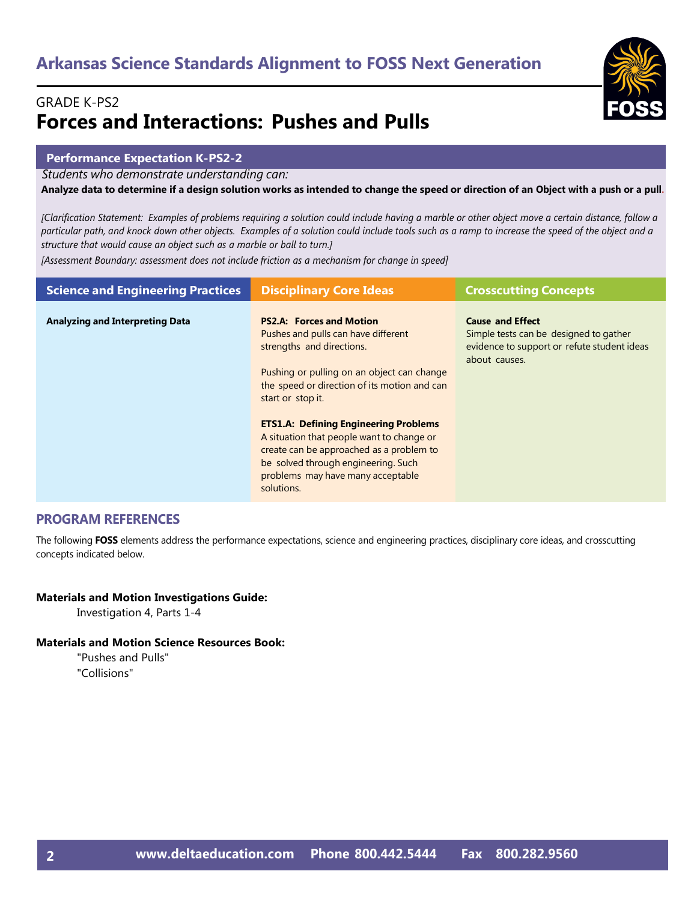# Arkansas Science Standards Alignment to FOSS Next Generation

GRADE K-PS2

## Forces and Interactions: Pushes and Pulls

**Performance Expectation K-PS2-2**

*Students who demonstrate understanding can:*

**Analyze data to determine if a design solution works as intended to change the speed or direction of an Object with a push or a pull.**

*[Clarification Statement: Examples of problems requiring a solution could include having a marble or other object move a certain distance, follow a particular path, and knock down other objects. Examples of a solution could include tools such as a ramp to increase the speed of the object and a structure that would cause an object such as a marble or ball to turn.]*

*[Assessment Boundary: assessment does not include friction as a mechanism for change in speed]*

| Science and Engineering Practices | Disciplinary Core Ideas | Crosscutting Concepts |
|---|---|---|
| **Analyzing and Interpreting Data** | **PS2.A: Forces and Motion**<br>Pushes and pulls can have different strengths and directions.<br><br>Pushing or pulling on an object can change the speed or direction of its motion and can start or stop it.<br><br>**ETS1.A: Defining Engineering Problems**<br>A situation that people want to change or create can be approached as a problem to be solved through engineering. Such problems may have many acceptable solutions. | **Cause and Effect**<br>Simple tests can be designed to gather evidence to support or refute student ideas about causes. |

## PROGRAM REFERENCES

The following **FOSS** elements address the performance expectations, science and engineering practices, disciplinary core ideas, and crosscutting concepts indicated below.

**Materials and Motion Investigations Guide:**

Investigation 4, Parts 1-4

**Materials and Motion Science Resources Book:**

"Pushes and Pulls"

"Collisions"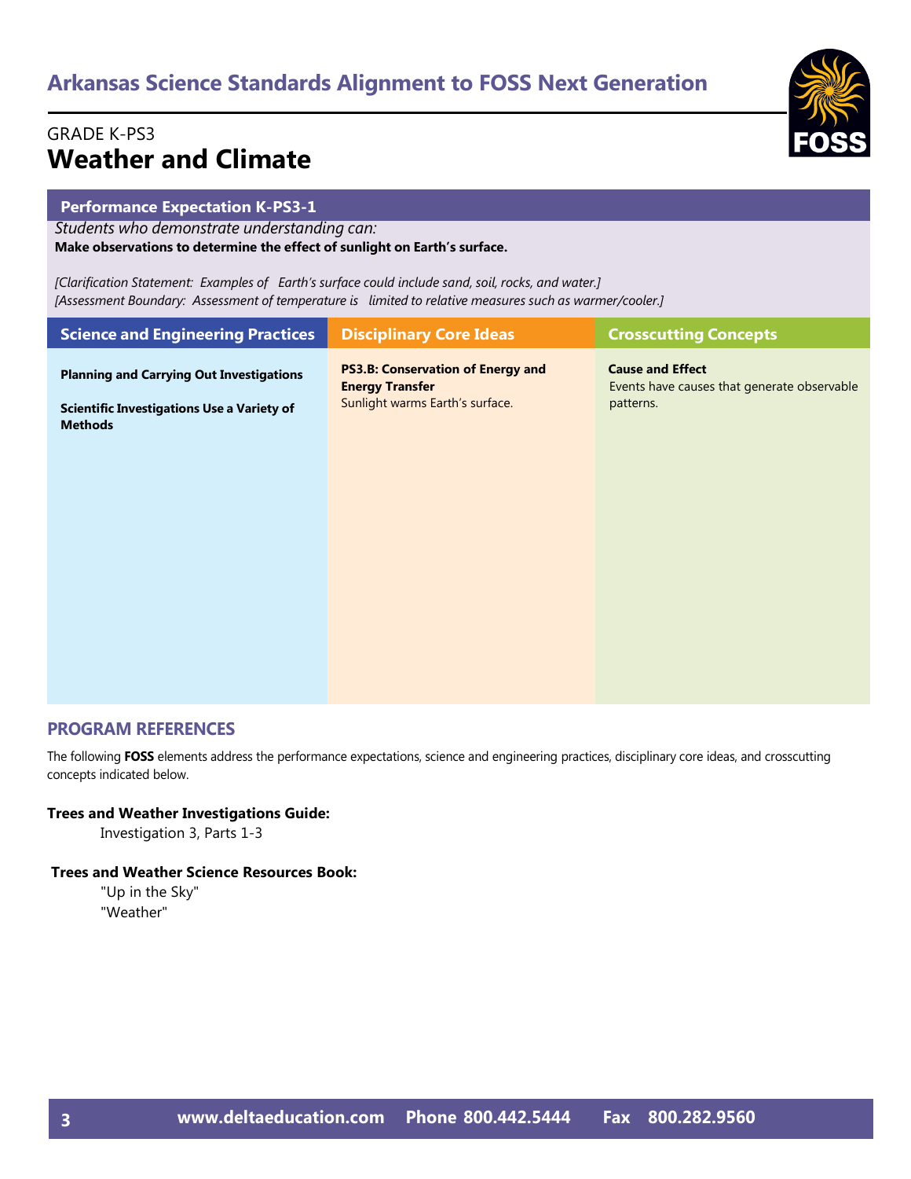# Arkansas Science Standards Alignment to FOSS Next Generation

GRADE K-PS3

## Weather and Climate

### Performance Expectation K-PS3-1

*Students who demonstrate understanding can:*

**Make observations to determine the effect of sunlight on Earth's surface.**

*[Clarification Statement: Examples of Earth's surface could include sand, soil, rocks, and water.]*
*[Assessment Boundary: Assessment of temperature is limited to relative measures such as warmer/cooler.]*

| Science and Engineering Practices | Disciplinary Core Ideas | Crosscutting Concepts |
|---|---|---|
| **Planning and Carrying Out Investigations**<br><br>**Scientific Investigations Use a Variety of Methods** | **PS3.B: Conservation of Energy and Energy Transfer**<br>Sunlight warms Earth's surface. | **Cause and Effect**<br>Events have causes that generate observable patterns. |

## PROGRAM REFERENCES

The following **FOSS** elements address the performance expectations, science and engineering practices, disciplinary core ideas, and crosscutting concepts indicated below.

**Trees and Weather Investigations Guide:**

Investigation 3, Parts 1-3

**Trees and Weather Science Resources Book:**

"Up in the Sky"
"Weather"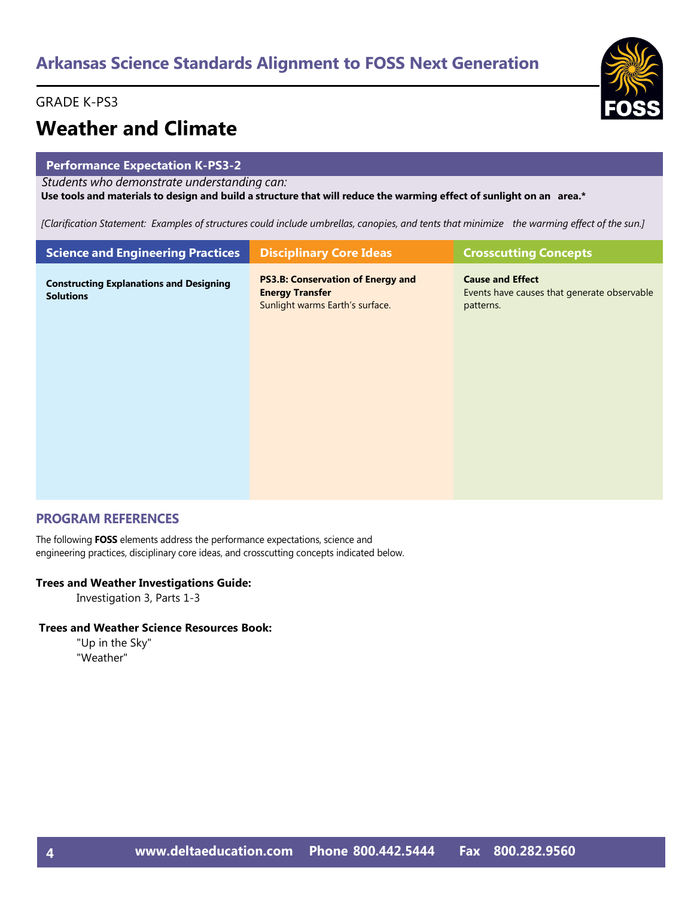# Arkansas Science Standards Alignment to FOSS Next Generation

GRADE K-PS3

## Weather and Climate

**Performance Expectation K-PS3-2**

*Students who demonstrate understanding can:*

**Use tools and materials to design and build a structure that will reduce the warming effect of sunlight on an area.***

*[Clarification Statement: Examples of structures could include umbrellas, canopies, and tents that minimize the warming effect of the sun.]*

| Science and Engineering Practices | Disciplinary Core Ideas | Crosscutting Concepts |
|---|---|---|
| **Constructing Explanations and Designing Solutions** | **PS3.B: Conservation of Energy and Energy Transfer**<br>Sunlight warms Earth's surface. | **Cause and Effect**<br>Events have causes that generate observable patterns. |

## PROGRAM REFERENCES

The following **FOSS** elements address the performance expectations, science and engineering practices, disciplinary core ideas, and crosscutting concepts indicated below.

**Trees and Weather Investigations Guide:**

Investigation 3, Parts 1-3

**Trees and Weather Science Resources Book:**

"Up in the Sky"
"Weather"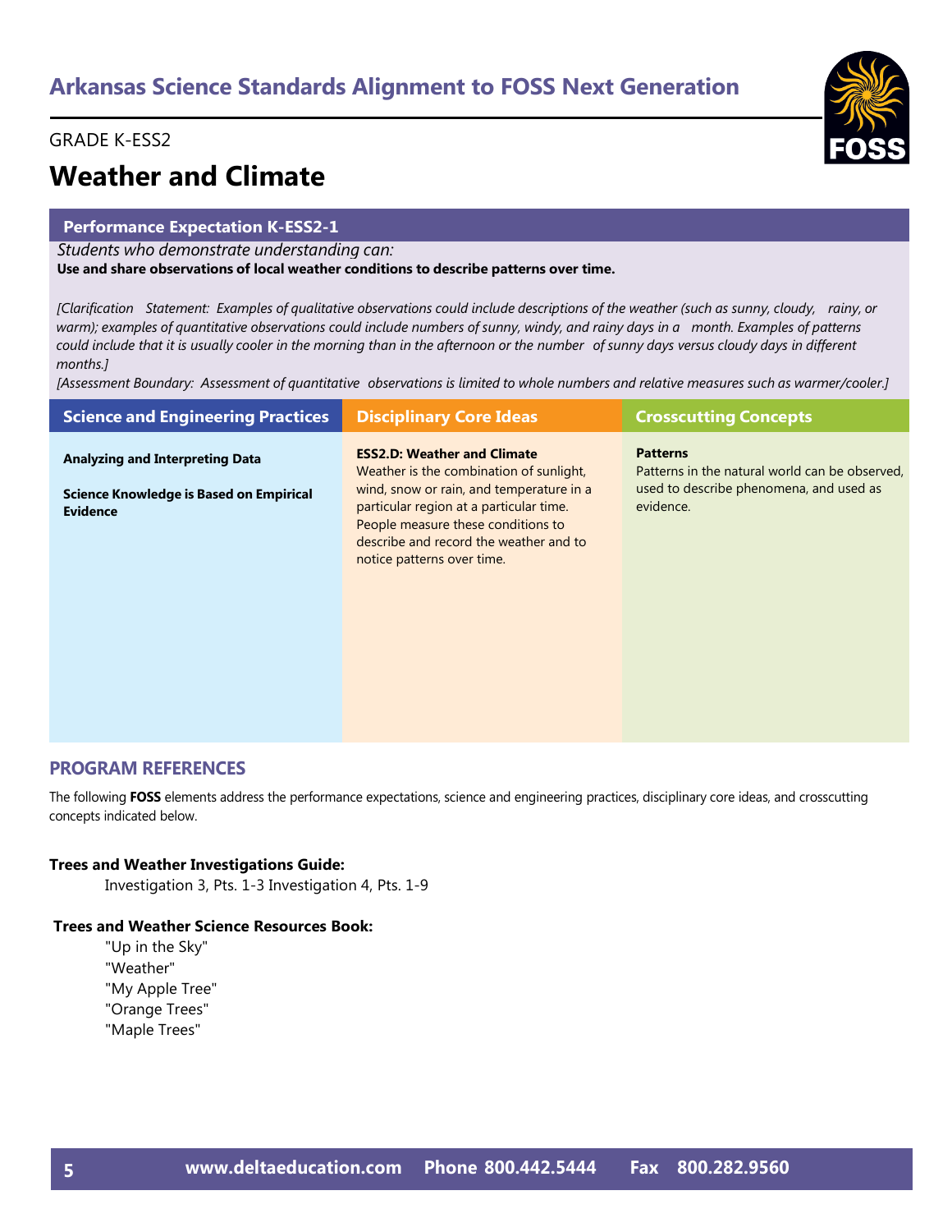# Arkansas Science Standards Alignment to FOSS Next Generation

GRADE K-ESS2

## Weather and Climate

### Performance Expectation K-ESS2-1

*Students who demonstrate understanding can:*

**Use and share observations of local weather conditions to describe patterns over time.**

*[Clarification Statement: Examples of qualitative observations could include descriptions of the weather (such as sunny, cloudy, rainy, or warm); examples of quantitative observations could include numbers of sunny, windy, and rainy days in a month. Examples of patterns could include that it is usually cooler in the morning than in the afternoon or the number of sunny days versus cloudy days in different months.]*

*[Assessment Boundary: Assessment of quantitative observations is limited to whole numbers and relative measures such as warmer/cooler.]*

| Science and Engineering Practices | Disciplinary Core Ideas | Crosscutting Concepts |
|---|---|---|
| **Analyzing and Interpreting Data**<br><br>**Science Knowledge is Based on Empirical Evidence** | **ESS2.D: Weather and Climate**<br>Weather is the combination of sunlight, wind, snow or rain, and temperature in a particular region at a particular time. People measure these conditions to describe and record the weather and to notice patterns over time. | **Patterns**<br>Patterns in the natural world can be observed, used to describe phenomena, and used as evidence. |

### PROGRAM REFERENCES

The following **FOSS** elements address the performance expectations, science and engineering practices, disciplinary core ideas, and crosscutting concepts indicated below.

**Trees and Weather Investigations Guide:**

Investigation 3, Pts. 1-3 Investigation 4, Pts. 1-9

**Trees and Weather Science Resources Book:**

"Up in the Sky"
"Weather"
"My Apple Tree"
"Orange Trees"
"Maple Trees"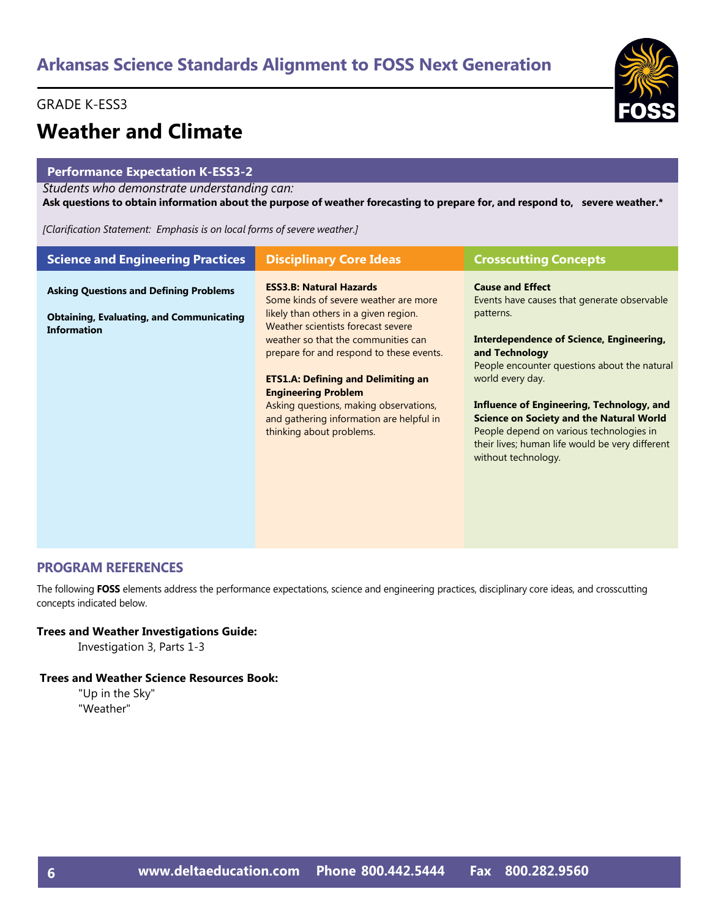# Arkansas Science Standards Alignment to FOSS Next Generation

GRADE K-ESS3

## Weather and Climate

### Performance Expectation K-ESS3-2

*Students who demonstrate understanding can:*

**Ask questions to obtain information about the purpose of weather forecasting to prepare for, and respond to, severe weather.***

*[Clarification Statement: Emphasis is on local forms of severe weather.]*

| Science and Engineering Practices | Disciplinary Core Ideas | Crosscutting Concepts |
|---|---|---|
| **Asking Questions and Defining Problems**<br><br>**Obtaining, Evaluating, and Communicating Information** | **ESS3.B: Natural Hazards**<br>Some kinds of severe weather are more likely than others in a given region. Weather scientists forecast severe weather so that the communities can prepare for and respond to these events.<br><br>**ETS1.A: Defining and Delimiting an Engineering Problem**<br>Asking questions, making observations, and gathering information are helpful in thinking about problems. | **Cause and Effect**<br>Events have causes that generate observable patterns.<br><br>**Interdependence of Science, Engineering, and Technology**<br>People encounter questions about the natural world every day.<br><br>**Influence of Engineering, Technology, and Science on Society and the Natural World**<br>People depend on various technologies in their lives; human life would be very different without technology. |

### PROGRAM REFERENCES

The following **FOSS** elements address the performance expectations, science and engineering practices, disciplinary core ideas, and crosscutting concepts indicated below.

**Trees and Weather Investigations Guide:**

Investigation 3, Parts 1-3

**Trees and Weather Science Resources Book:**

"Up in the Sky"
"Weather"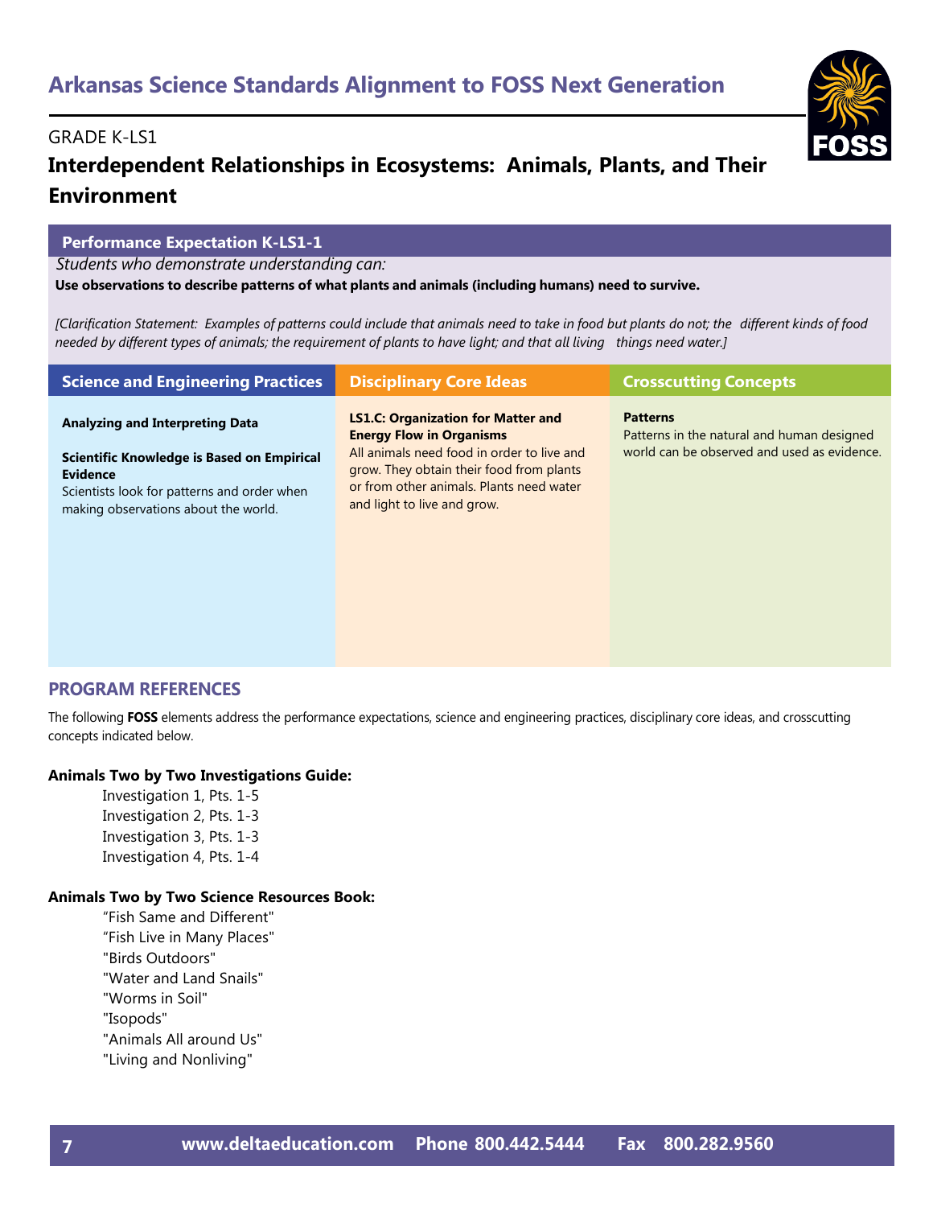# Arkansas Science Standards Alignment to FOSS Next Generation

GRADE K-LS1

## Interdependent Relationships in Ecosystems: Animals, Plants, and Their Environment

### Performance Expectation K-LS1-1

*Students who demonstrate understanding can:*

**Use observations to describe patterns of what plants and animals (including humans) need to survive.**

*[Clarification Statement: Examples of patterns could include that animals need to take in food but plants do not; the different kinds of food needed by different types of animals; the requirement of plants to have light; and that all living things need water.]*

| Science and Engineering Practices | Disciplinary Core Ideas | Crosscutting Concepts |
| --- | --- | --- |
| **Analyzing and Interpreting Data**<br><br>**Scientific Knowledge is Based on Empirical Evidence**<br>Scientists look for patterns and order when making observations about the world. | **LS1.C: Organization for Matter and Energy Flow in Organisms**<br>All animals need food in order to live and grow. They obtain their food from plants or from other animals. Plants need water and light to live and grow. | **Patterns**<br>Patterns in the natural and human designed world can be observed and used as evidence. |

### PROGRAM REFERENCES

The following **FOSS** elements address the performance expectations, science and engineering practices, disciplinary core ideas, and crosscutting concepts indicated below.

**Animals Two by Two Investigations Guide:**

- Investigation 1, Pts. 1-5
- Investigation 2, Pts. 1-3
- Investigation 3, Pts. 1-3
- Investigation 4, Pts. 1-4

**Animals Two by Two Science Resources Book:**

- "Fish Same and Different"
- "Fish Live in Many Places"
- "Birds Outdoors"
- "Water and Land Snails"
- "Worms in Soil"
- "Isopods"
- "Animals All around Us"
- "Living and Nonliving"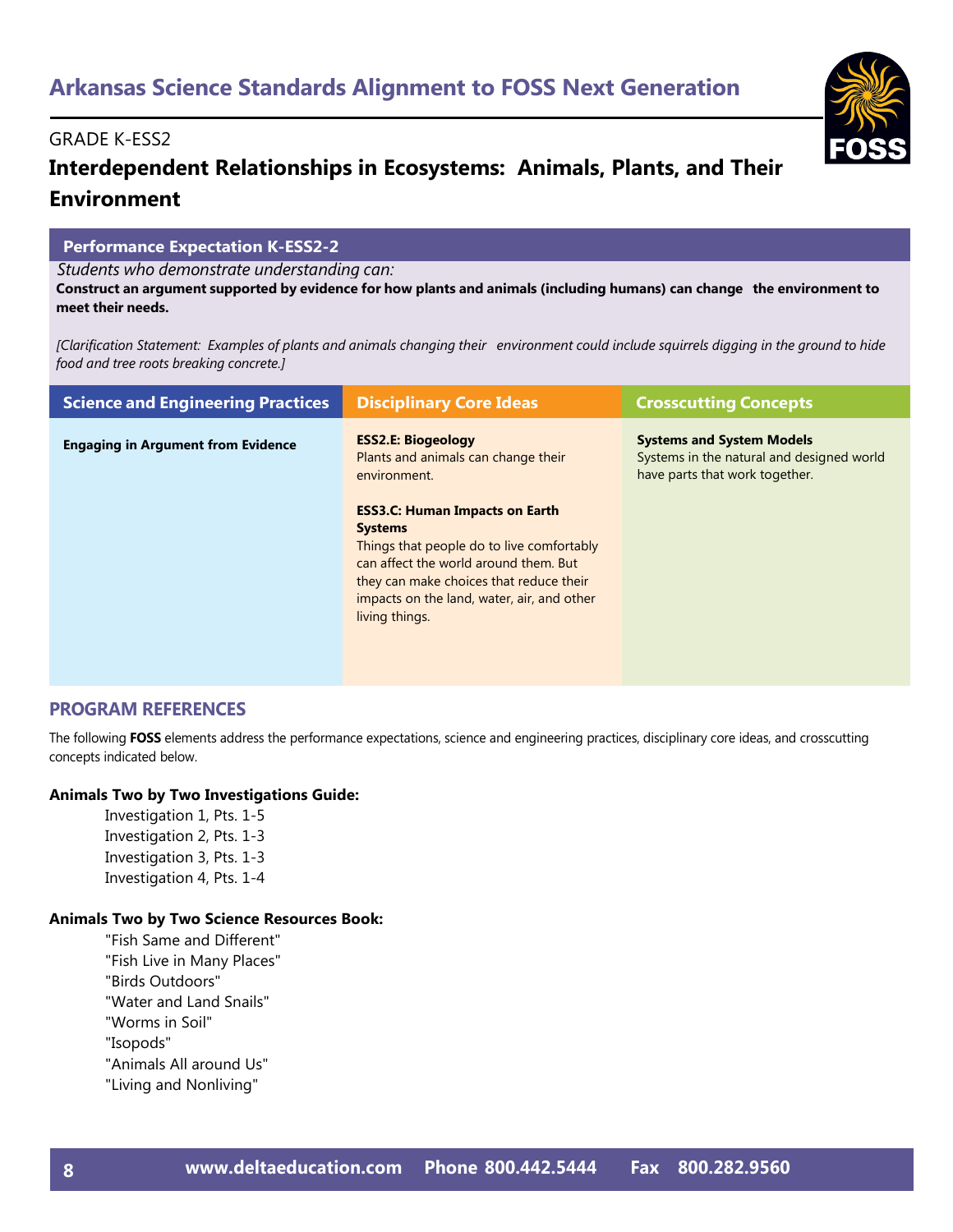# Arkansas Science Standards Alignment to FOSS Next Generation

GRADE K-ESS2

## Interdependent Relationships in Ecosystems: Animals, Plants, and Their Environment

### Performance Expectation K-ESS2-2

*Students who demonstrate understanding can:*

**Construct an argument supported by evidence for how plants and animals (including humans) can change the environment to meet their needs.**

*[Clarification Statement: Examples of plants and animals changing their environment could include squirrels digging in the ground to hide food and tree roots breaking concrete.]*

| Science and Engineering Practices | Disciplinary Core Ideas | Crosscutting Concepts |
| --- | --- | --- |
| **Engaging in Argument from Evidence** | **ESS2.E: Biogeology**<br>Plants and animals can change their environment.<br><br>**ESS3.C: Human Impacts on Earth Systems**<br>Things that people do to live comfortably can affect the world around them. But they can make choices that reduce their impacts on the land, water, air, and other living things. | **Systems and System Models**<br>Systems in the natural and designed world have parts that work together. |

### PROGRAM REFERENCES

The following **FOSS** elements address the performance expectations, science and engineering practices, disciplinary core ideas, and crosscutting concepts indicated below.

**Animals Two by Two Investigations Guide:**

- Investigation 1, Pts. 1-5
- Investigation 2, Pts. 1-3
- Investigation 3, Pts. 1-3
- Investigation 4, Pts. 1-4

**Animals Two by Two Science Resources Book:**

- "Fish Same and Different"
- "Fish Live in Many Places"
- "Birds Outdoors"
- "Water and Land Snails"
- "Worms in Soil"
- "Isopods"
- "Animals All around Us"
- "Living and Nonliving"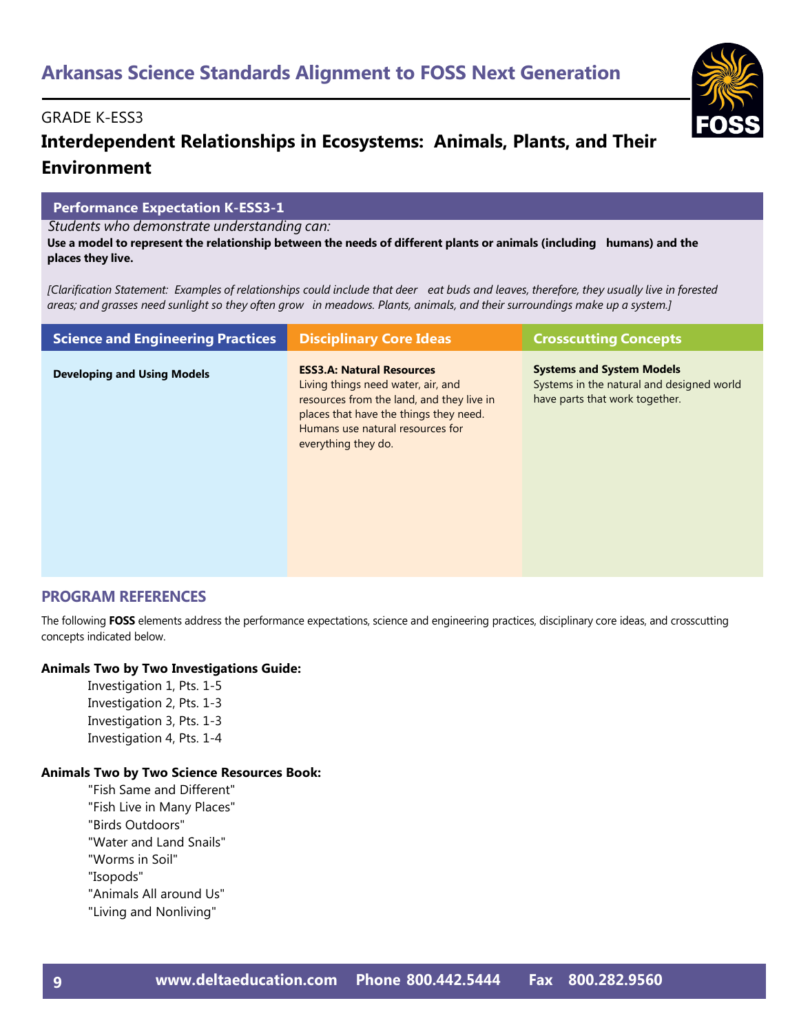# Arkansas Science Standards Alignment to FOSS Next Generation

GRADE K-ESS3

## Interdependent Relationships in Ecosystems: Animals, Plants, and Their Environment

### Performance Expectation K-ESS3-1

*Students who demonstrate understanding can:*

**Use a model to represent the relationship between the needs of different plants or animals (including humans) and the places they live.**

*[Clarification Statement: Examples of relationships could include that deer eat buds and leaves, therefore, they usually live in forested areas; and grasses need sunlight so they often grow in meadows. Plants, animals, and their surroundings make up a system.]*

| Science and Engineering Practices | Disciplinary Core Ideas | Crosscutting Concepts |
|---|---|---|
| **Developing and Using Models** | **ESS3.A: Natural Resources** Living things need water, air, and resources from the land, and they live in places that have the things they need. Humans use natural resources for everything they do. | **Systems and System Models** Systems in the natural and designed world have parts that work together. |

## PROGRAM REFERENCES

The following **FOSS** elements address the performance expectations, science and engineering practices, disciplinary core ideas, and crosscutting concepts indicated below.

**Animals Two by Two Investigations Guide:**

- Investigation 1, Pts. 1-5
- Investigation 2, Pts. 1-3
- Investigation 3, Pts. 1-3
- Investigation 4, Pts. 1-4

**Animals Two by Two Science Resources Book:**

- "Fish Same and Different"
- "Fish Live in Many Places"
- "Birds Outdoors"
- "Water and Land Snails"
- "Worms in Soil"
- "Isopods"
- "Animals All around Us"
- "Living and Nonliving"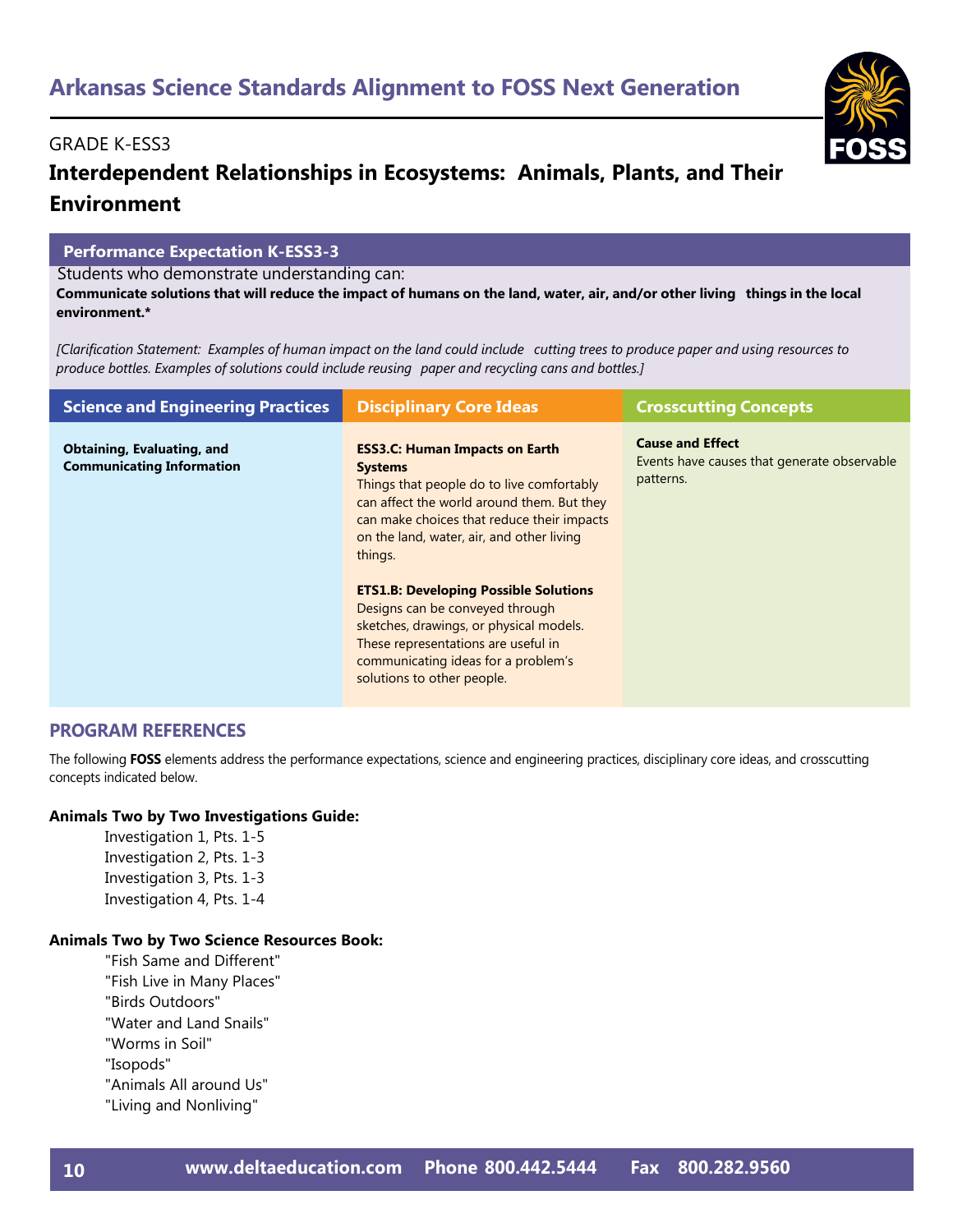# Arkansas Science Standards Alignment to FOSS Next Generation

GRADE K-ESS3

## Interdependent Relationships in Ecosystems: Animals, Plants, and Their Environment

### Performance Expectation K-ESS3-3

Students who demonstrate understanding can:

**Communicate solutions that will reduce the impact of humans on the land, water, air, and/or other living things in the local environment.***

*[Clarification Statement: Examples of human impact on the land could include cutting trees to produce paper and using resources to produce bottles. Examples of solutions could include reusing paper and recycling cans and bottles.]*

| Science and Engineering Practices | Disciplinary Core Ideas | Crosscutting Concepts |
| --- | --- | --- |
| **Obtaining, Evaluating, and Communicating Information** | **ESS3.C: Human Impacts on Earth Systems** Things that people do to live comfortably can affect the world around them. But they can make choices that reduce their impacts on the land, water, air, and other living things.<br><br>**ETS1.B: Developing Possible Solutions** Designs can be conveyed through sketches, drawings, or physical models. These representations are useful in communicating ideas for a problem's solutions to other people. | **Cause and Effect** Events have causes that generate observable patterns. |

### PROGRAM REFERENCES

The following **FOSS** elements address the performance expectations, science and engineering practices, disciplinary core ideas, and crosscutting concepts indicated below.

**Animals Two by Two Investigations Guide:**

- Investigation 1, Pts. 1-5
- Investigation 2, Pts. 1-3
- Investigation 3, Pts. 1-3
- Investigation 4, Pts. 1-4

**Animals Two by Two Science Resources Book:**

- "Fish Same and Different"
- "Fish Live in Many Places"
- "Birds Outdoors"
- "Water and Land Snails"
- "Worms in Soil"
- "Isopods"
- "Animals All around Us"
- "Living and Nonliving"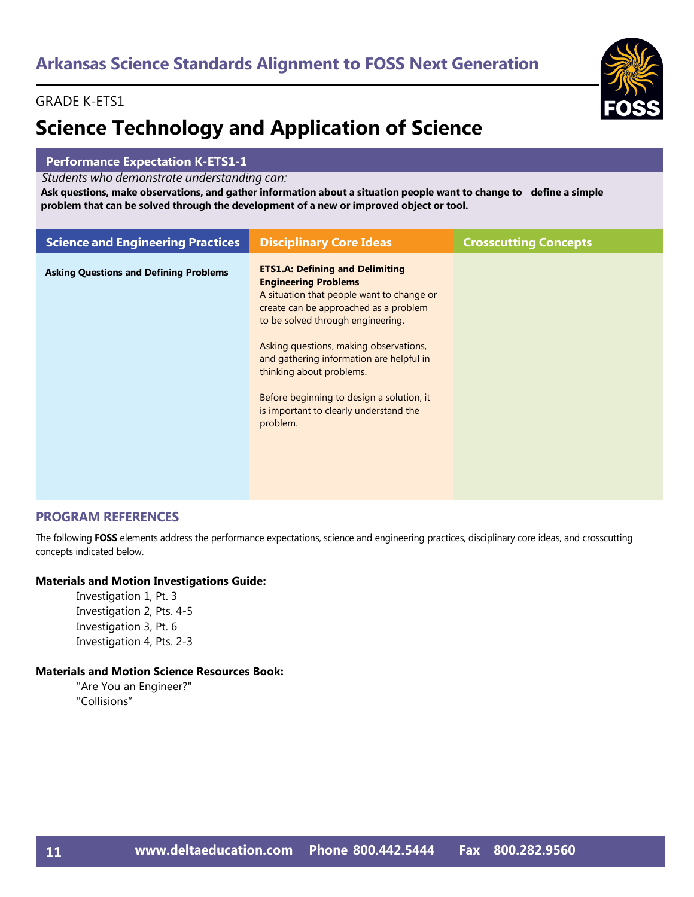## Arkansas Science Standards Alignment to FOSS Next Generation

GRADE K-ETS1

# Science Technology and Application of Science

### Performance Expectation K-ETS1-1

*Students who demonstrate understanding can:*

**Ask questions, make observations, and gather information about a situation people want to change to define a simple problem that can be solved through the development of a new or improved object or tool.**

| Science and Engineering Practices | Disciplinary Core Ideas | Crosscutting Concepts |
| --- | --- | --- |
| **Asking Questions and Defining Problems** | **ETS1.A: Defining and Delimiting Engineering Problems**<br>A situation that people want to change or create can be approached as a problem to be solved through engineering.<br><br>Asking questions, making observations, and gathering information are helpful in thinking about problems.<br><br>Before beginning to design a solution, it is important to clearly understand the problem. | |

## PROGRAM REFERENCES

The following **FOSS** elements address the performance expectations, science and engineering practices, disciplinary core ideas, and crosscutting concepts indicated below.

**Materials and Motion Investigations Guide:**

- Investigation 1, Pt. 3
- Investigation 2, Pts. 4-5
- Investigation 3, Pt. 6
- Investigation 4, Pts. 2-3

**Materials and Motion Science Resources Book:**

- "Are You an Engineer?"
- "Collisions"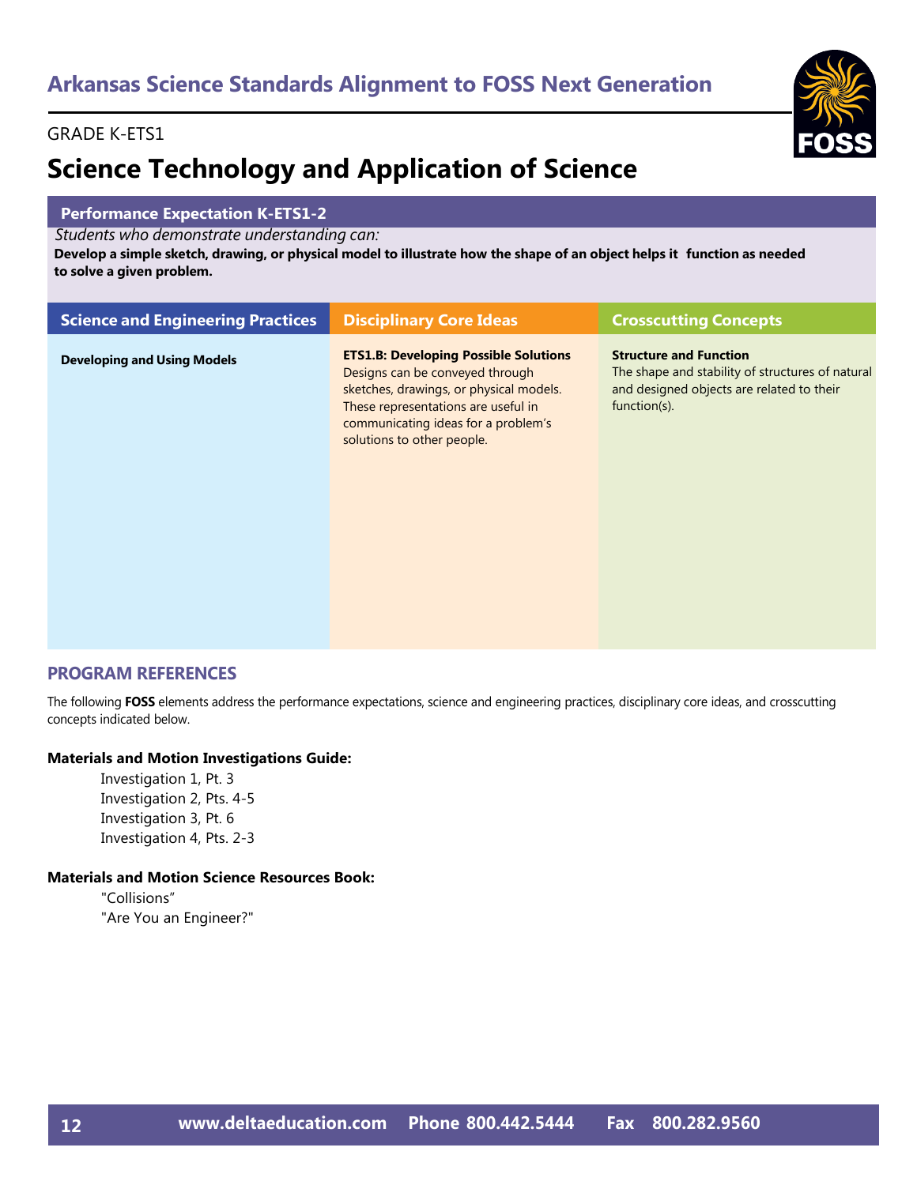# Arkansas Science Standards Alignment to FOSS Next Generation

GRADE K-ETS1

## Science Technology and Application of Science

### Performance Expectation K-ETS1-2

*Students who demonstrate understanding can:*

**Develop a simple sketch, drawing, or physical model to illustrate how the shape of an object helps it function as needed to solve a given problem.**

| Science and Engineering Practices | Disciplinary Core Ideas | Crosscutting Concepts |
| --- | --- | --- |
| **Developing and Using Models** | **ETS1.B: Developing Possible Solutions** Designs can be conveyed through sketches, drawings, or physical models. These representations are useful in communicating ideas for a problem's solutions to other people. | **Structure and Function** The shape and stability of structures of natural and designed objects are related to their function(s). |

### PROGRAM REFERENCES

The following **FOSS** elements address the performance expectations, science and engineering practices, disciplinary core ideas, and crosscutting concepts indicated below.

**Materials and Motion Investigations Guide:**

- Investigation 1, Pt. 3
- Investigation 2, Pts. 4-5
- Investigation 3, Pt. 6
- Investigation 4, Pts. 2-3

**Materials and Motion Science Resources Book:**

- "Collisions"
- "Are You an Engineer?"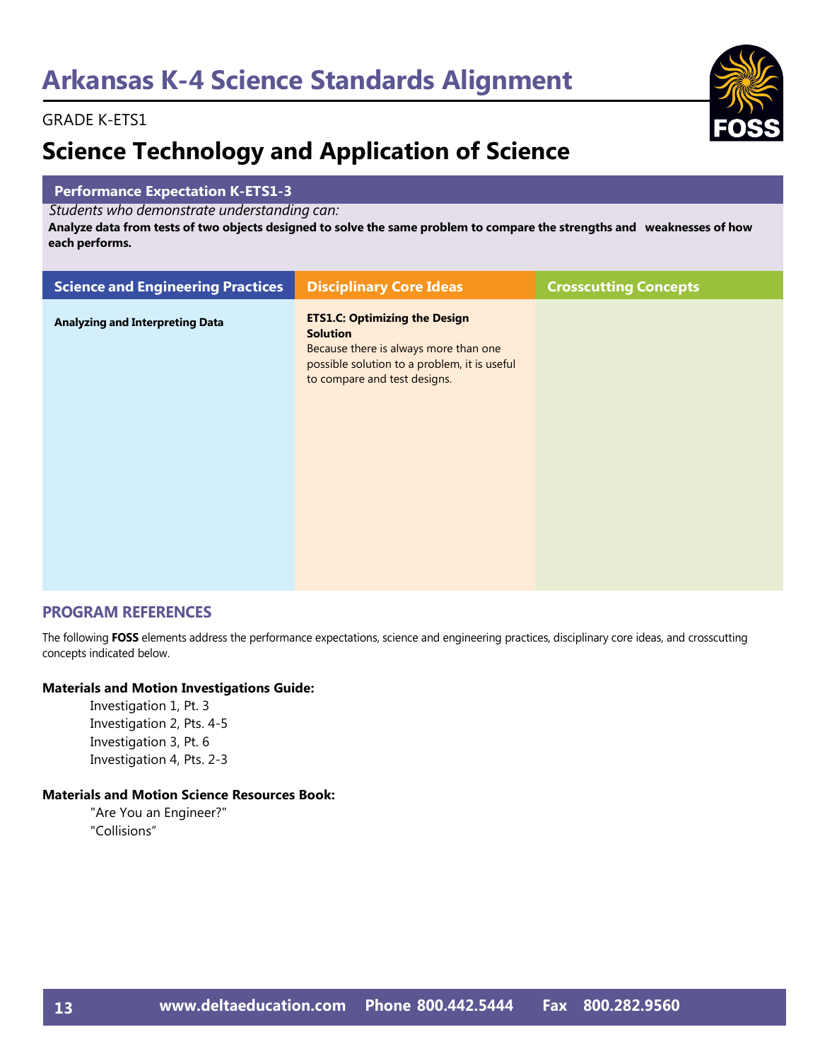# Arkansas K-4 Science Standards Alignment

GRADE K-ETS1

## Science Technology and Application of Science

**Performance Expectation K-ETS1-3**

*Students who demonstrate understanding can:*

**Analyze data from tests of two objects designed to solve the same problem to compare the strengths and weaknesses of how each performs.**

| Science and Engineering Practices | Disciplinary Core Ideas | Crosscutting Concepts |
|---|---|---|
| **Analyzing and Interpreting Data** | **ETS1.C: Optimizing the Design Solution**<br>Because there is always more than one possible solution to a problem, it is useful to compare and test designs. | |

### PROGRAM REFERENCES

The following **FOSS** elements address the performance expectations, science and engineering practices, disciplinary core ideas, and crosscutting concepts indicated below.

**Materials and Motion Investigations Guide:**

- Investigation 1, Pt. 3
- Investigation 2, Pts. 4-5
- Investigation 3, Pt. 6
- Investigation 4, Pts. 2-3

**Materials and Motion Science Resources Book:**

- "Are You an Engineer?"
- "Collisions"

www.deltaeducation.com Phone 800.442.5444 Fax 800.282.9560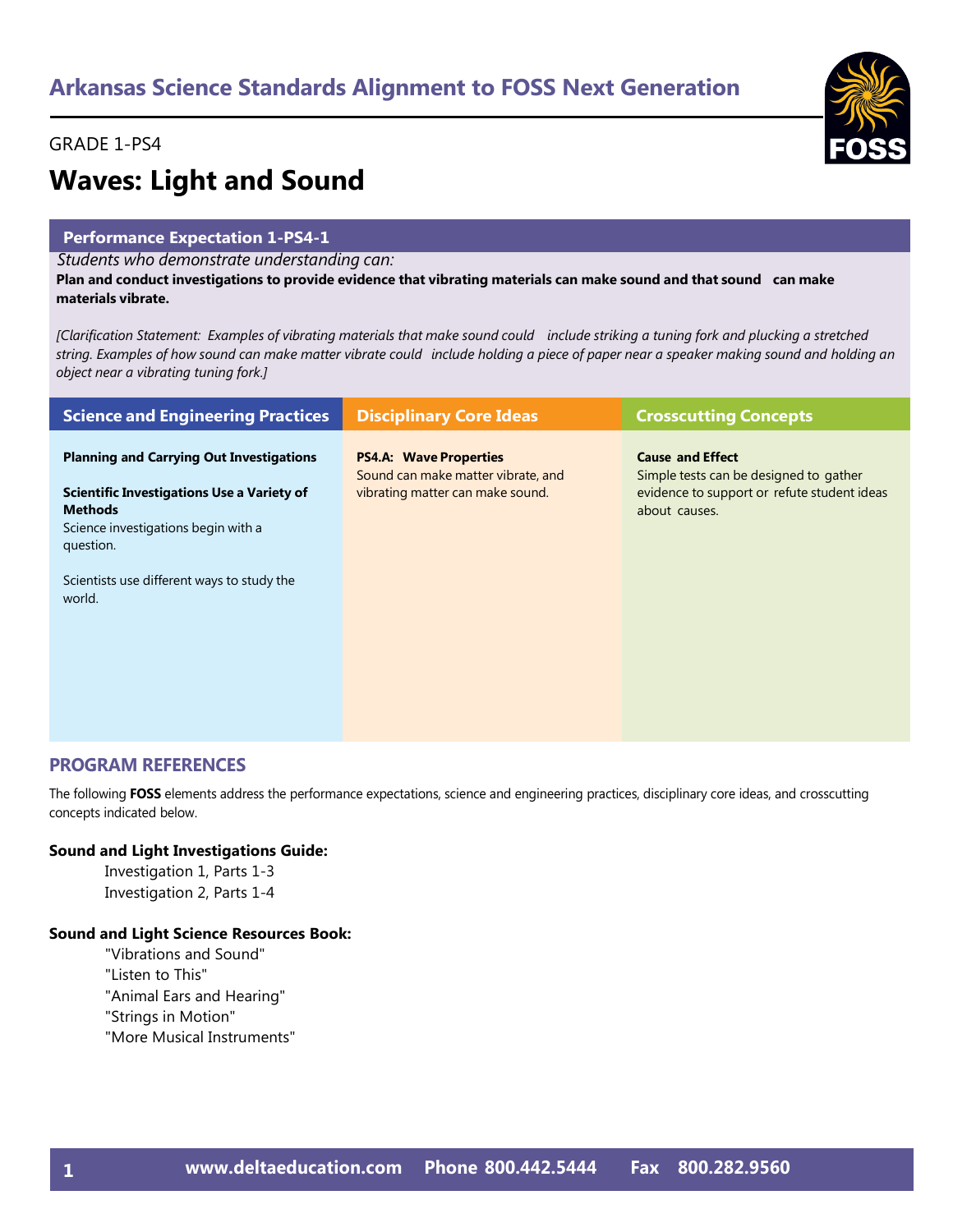# Arkansas Science Standards Alignment to FOSS Next Generation

GRADE 1-PS4

## Waves: Light and Sound

### Performance Expectation 1-PS4-1

*Students who demonstrate understanding can:*

**Plan and conduct investigations to provide evidence that vibrating materials can make sound and that sound can make materials vibrate.**

*[Clarification Statement: Examples of vibrating materials that make sound could include striking a tuning fork and plucking a stretched string. Examples of how sound can make matter vibrate could include holding a piece of paper near a speaker making sound and holding an object near a vibrating tuning fork.]*

| Science and Engineering Practices | Disciplinary Core Ideas | Crosscutting Concepts |
| --- | --- | --- |
| **Planning and Carrying Out Investigations**<br><br>**Scientific Investigations Use a Variety of Methods**<br>Science investigations begin with a question.<br><br>Scientists use different ways to study the world. | **PS4.A: Wave Properties**<br>Sound can make matter vibrate, and vibrating matter can make sound. | **Cause and Effect**<br>Simple tests can be designed to gather evidence to support or refute student ideas about causes. |

## PROGRAM REFERENCES

The following **FOSS** elements address the performance expectations, science and engineering practices, disciplinary core ideas, and crosscutting concepts indicated below.

**Sound and Light Investigations Guide:**

- Investigation 1, Parts 1-3
- Investigation 2, Parts 1-4

**Sound and Light Science Resources Book:**

- "Vibrations and Sound"
- "Listen to This"
- "Animal Ears and Hearing"
- "Strings in Motion"
- "More Musical Instruments"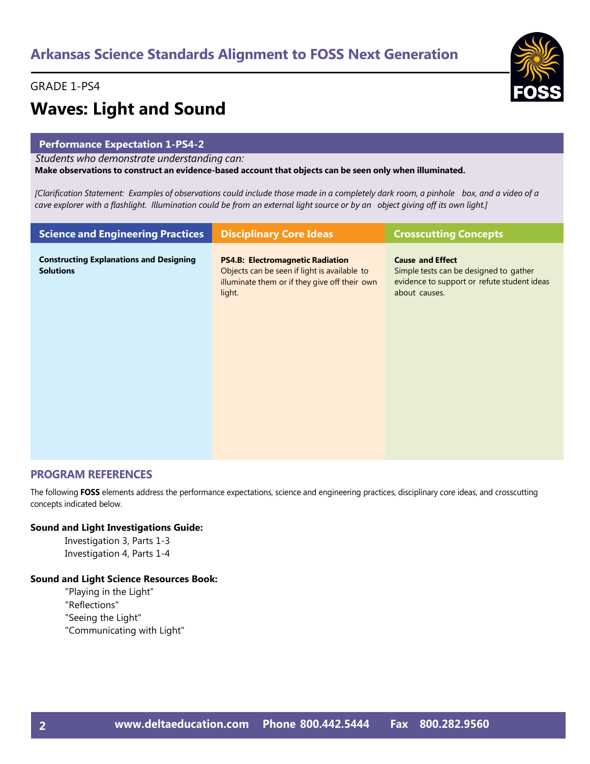# Arkansas Science Standards Alignment to FOSS Next Generation

GRADE 1-PS4

## Waves: Light and Sound

**Performance Expectation 1-PS4-2**

*Students who demonstrate understanding can:*

**Make observations to construct an evidence-based account that objects can be seen only when illuminated.**

*[Clarification Statement: Examples of observations could include those made in a completely dark room, a pinhole box, and a video of a cave explorer with a flashlight. Illumination could be from an external light source or by an object giving off its own light.]*

| Science and Engineering Practices | Disciplinary Core Ideas | Crosscutting Concepts |
|---|---|---|
| **Constructing Explanations and Designing Solutions** | **PS4.B: Electromagnetic Radiation** Objects can be seen if light is available to illuminate them or if they give off their own light. | **Cause and Effect** Simple tests can be designed to gather evidence to support or refute student ideas about causes. |

### PROGRAM REFERENCES

The following **FOSS** elements address the performance expectations, science and engineering practices, disciplinary core ideas, and crosscutting concepts indicated below.

**Sound and Light Investigations Guide:**

- Investigation 3, Parts 1-3
- Investigation 4, Parts 1-4

**Sound and Light Science Resources Book:**

- "Playing in the Light"
- "Reflections"
- "Seeing the Light"
- "Communicating with Light"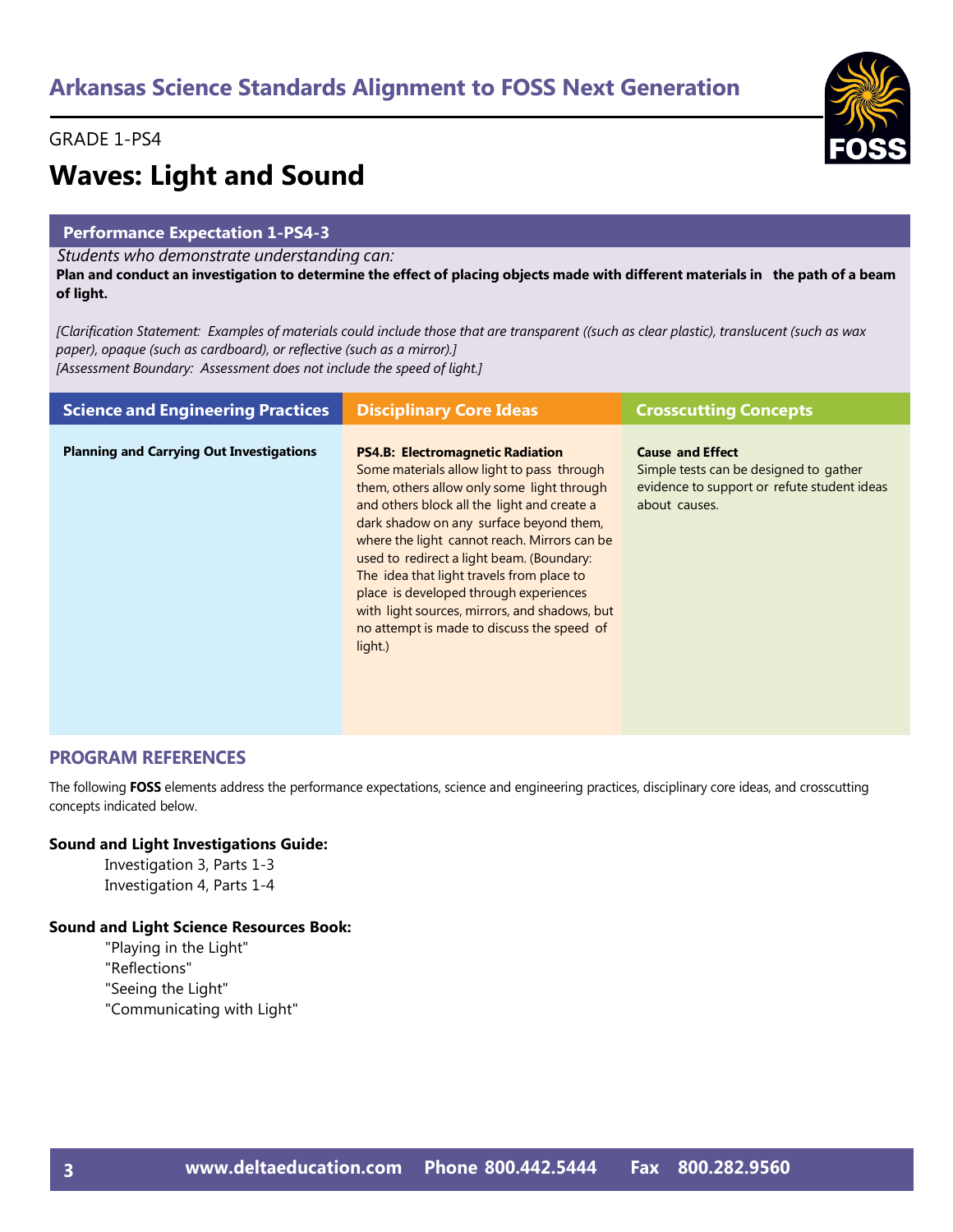# Arkansas Science Standards Alignment to FOSS Next Generation

GRADE 1-PS4

## Waves: Light and Sound

### Performance Expectation 1-PS4-3

*Students who demonstrate understanding can:*

**Plan and conduct an investigation to determine the effect of placing objects made with different materials in the path of a beam of light.**

*[Clarification Statement: Examples of materials could include those that are transparent ((such as clear plastic), translucent (such as wax paper), opaque (such as cardboard), or reflective (such as a mirror).]*
*[Assessment Boundary: Assessment does not include the speed of light.]*

| Science and Engineering Practices | Disciplinary Core Ideas | Crosscutting Concepts |
|---|---|---|
| **Planning and Carrying Out Investigations** | **PS4.B: Electromagnetic Radiation** Some materials allow light to pass through them, others allow only some light through and others block all the light and create a dark shadow on any surface beyond them, where the light cannot reach. Mirrors can be used to redirect a light beam. (Boundary: The idea that light travels from place to place is developed through experiences with light sources, mirrors, and shadows, but no attempt is made to discuss the speed of light.) | **Cause and Effect** Simple tests can be designed to gather evidence to support or refute student ideas about causes. |

## PROGRAM REFERENCES

The following **FOSS** elements address the performance expectations, science and engineering practices, disciplinary core ideas, and crosscutting concepts indicated below.

**Sound and Light Investigations Guide:**

- Investigation 3, Parts 1-3
- Investigation 4, Parts 1-4

**Sound and Light Science Resources Book:**

- "Playing in the Light"
- "Reflections"
- "Seeing the Light"
- "Communicating with Light"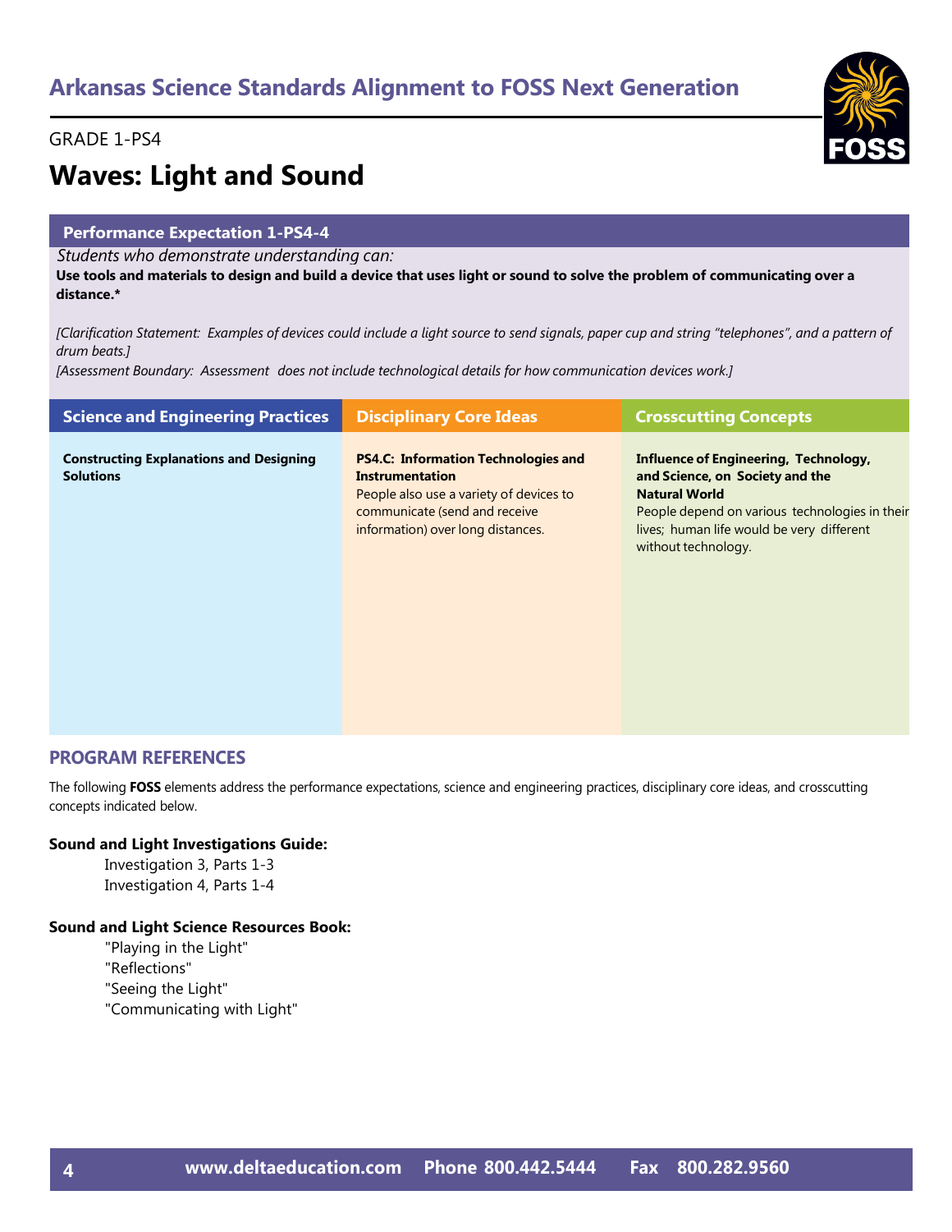# Arkansas Science Standards Alignment to FOSS Next Generation

GRADE 1-PS4

## Waves: Light and Sound

### Performance Expectation 1-PS4-4

*Students who demonstrate understanding can:*

**Use tools and materials to design and build a device that uses light or sound to solve the problem of communicating over a distance.***

*[Clarification Statement: Examples of devices could include a light source to send signals, paper cup and string "telephones", and a pattern of drum beats.]*

*[Assessment Boundary: Assessment does not include technological details for how communication devices work.]*

| Science and Engineering Practices | Disciplinary Core Ideas | Crosscutting Concepts |
|---|---|---|
| **Constructing Explanations and Designing Solutions** | **PS4.C: Information Technologies and Instrumentation** People also use a variety of devices to communicate (send and receive information) over long distances. | **Influence of Engineering, Technology, and Science, on Society and the Natural World** People depend on various technologies in their lives; human life would be very different without technology. |

## PROGRAM REFERENCES

The following **FOSS** elements address the performance expectations, science and engineering practices, disciplinary core ideas, and crosscutting concepts indicated below.

**Sound and Light Investigations Guide:**

- Investigation 3, Parts 1-3
- Investigation 4, Parts 1-4

**Sound and Light Science Resources Book:**

- "Playing in the Light"
- "Reflections"
- "Seeing the Light"
- "Communicating with Light"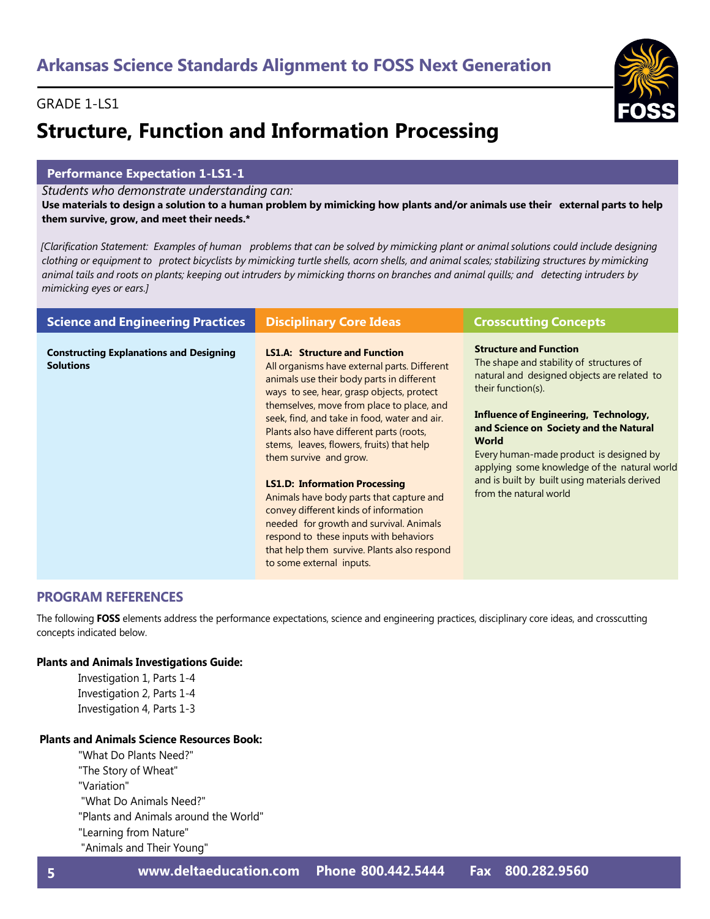# Arkansas Science Standards Alignment to FOSS Next Generation

GRADE 1-LS1

## Structure, Function and Information Processing

### Performance Expectation 1-LS1-1

*Students who demonstrate understanding can:*

**Use materials to design a solution to a human problem by mimicking how plants and/or animals use their external parts to help them survive, grow, and meet their needs.***

*[Clarification Statement: Examples of human problems that can be solved by mimicking plant or animal solutions could include designing clothing or equipment to protect bicyclists by mimicking turtle shells, acorn shells, and animal scales; stabilizing structures by mimicking animal tails and roots on plants; keeping out intruders by mimicking thorns on branches and animal quills; and detecting intruders by mimicking eyes or ears.]*

| Science and Engineering Practices | Disciplinary Core Ideas | Crosscutting Concepts |
|---|---|---|
| **Constructing Explanations and Designing Solutions** | **LS1.A: Structure and Function**<br>All organisms have external parts. Different animals use their body parts in different ways to see, hear, grasp objects, protect themselves, move from place to place, and seek, find, and take in food, water and air. Plants also have different parts (roots, stems, leaves, flowers, fruits) that help them survive and grow.<br><br>**LS1.D: Information Processing**<br>Animals have body parts that capture and convey different kinds of information needed for growth and survival. Animals respond to these inputs with behaviors that help them survive. Plants also respond to some external inputs. | **Structure and Function**<br>The shape and stability of structures of natural and designed objects are related to their function(s).<br><br>**Influence of Engineering, Technology, and Science on Society and the Natural World**<br>Every human-made product is designed by applying some knowledge of the natural world and is built by built using materials derived from the natural world |

### PROGRAM REFERENCES

The following **FOSS** elements address the performance expectations, science and engineering practices, disciplinary core ideas, and crosscutting concepts indicated below.

**Plants and Animals Investigations Guide:**

- Investigation 1, Parts 1-4
- Investigation 2, Parts 1-4
- Investigation 4, Parts 1-3

**Plants and Animals Science Resources Book:**

- "What Do Plants Need?"
- "The Story of Wheat"
- "Variation"
- "What Do Animals Need?"
- "Plants and Animals around the World"
- "Learning from Nature"
- "Animals and Their Young"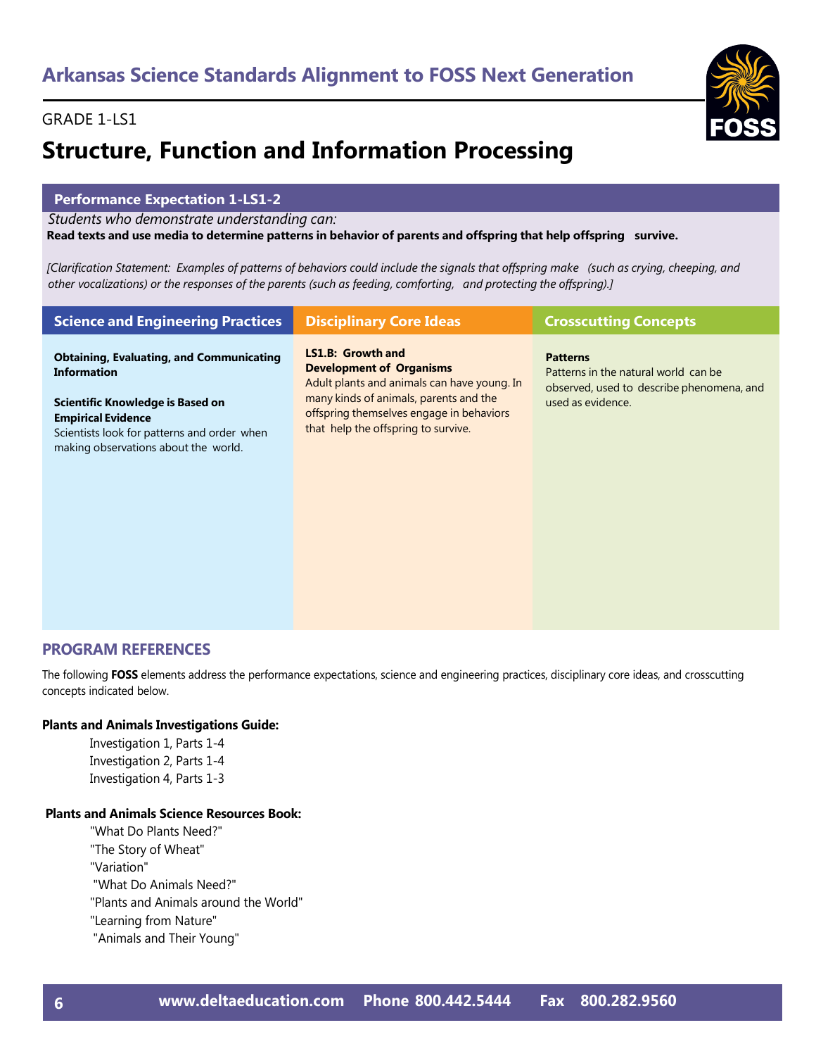# Arkansas Science Standards Alignment to FOSS Next Generation

GRADE 1-LS1

## Structure, Function and Information Processing

### Performance Expectation 1-LS1-2

*Students who demonstrate understanding can:*

**Read texts and use media to determine patterns in behavior of parents and offspring that help offspring survive.**

*[Clarification Statement: Examples of patterns of behaviors could include the signals that offspring make (such as crying, cheeping, and other vocalizations) or the responses of the parents (such as feeding, comforting, and protecting the offspring).]*

| Science and Engineering Practices | Disciplinary Core Ideas | Crosscutting Concepts |
| --- | --- | --- |
| **Obtaining, Evaluating, and Communicating Information**<br><br>**Scientific Knowledge is Based on Empirical Evidence**<br>Scientists look for patterns and order when making observations about the world. | **LS1.B: Growth and Development of Organisms**<br>Adult plants and animals can have young. In many kinds of animals, parents and the offspring themselves engage in behaviors that help the offspring to survive. | **Patterns**<br>Patterns in the natural world can be observed, used to describe phenomena, and used as evidence. |

### PROGRAM REFERENCES

The following **FOSS** elements address the performance expectations, science and engineering practices, disciplinary core ideas, and crosscutting concepts indicated below.

**Plants and Animals Investigations Guide:**

- Investigation 1, Parts 1-4
- Investigation 2, Parts 1-4
- Investigation 4, Parts 1-3

**Plants and Animals Science Resources Book:**

- "What Do Plants Need?"
- "The Story of Wheat"
- "Variation"
- "What Do Animals Need?"
- "Plants and Animals around the World"
- "Learning from Nature"
- "Animals and Their Young"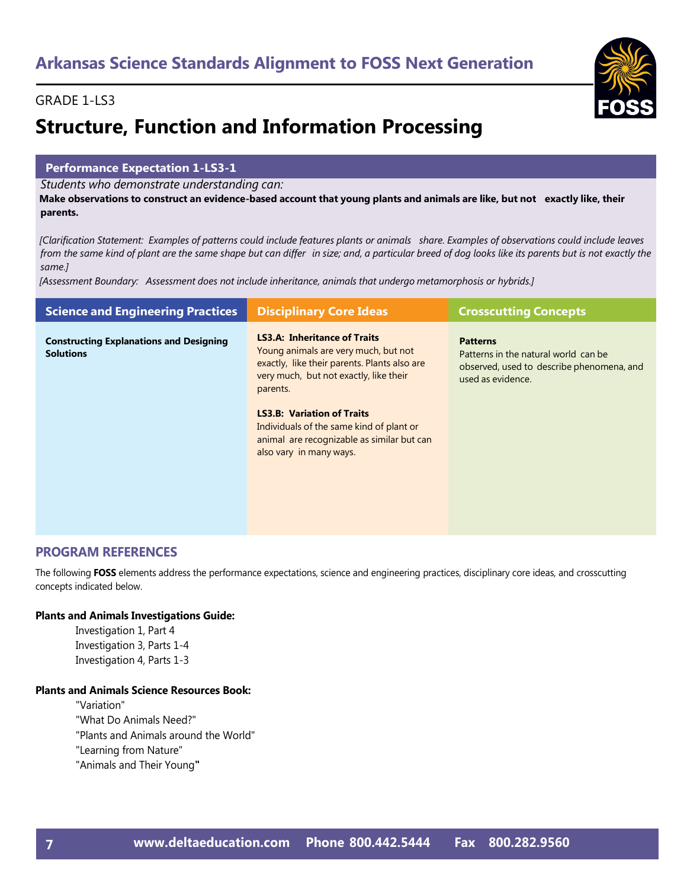## Arkansas Science Standards Alignment to FOSS Next Generation

GRADE 1-LS3

# Structure, Function and Information Processing

**Performance Expectation 1-LS3-1**

*Students who demonstrate understanding can:*

**Make observations to construct an evidence-based account that young plants and animals are like, but not exactly like, their parents.**

*[Clarification Statement: Examples of patterns could include features plants or animals share. Examples of observations could include leaves from the same kind of plant are the same shape but can differ in size; and, a particular breed of dog looks like its parents but is not exactly the same.]*

*[Assessment Boundary: Assessment does not include inheritance, animals that undergo metamorphosis or hybrids.]*

| Science and Engineering Practices | Disciplinary Core Ideas | Crosscutting Concepts |
|---|---|---|
| **Constructing Explanations and Designing Solutions** | **LS3.A: Inheritance of Traits**<br>Young animals are very much, but not exactly, like their parents. Plants also are very much, but not exactly, like their parents.<br><br>**LS3.B: Variation of Traits**<br>Individuals of the same kind of plant or animal are recognizable as similar but can also vary in many ways. | **Patterns**<br>Patterns in the natural world can be observed, used to describe phenomena, and used as evidence. |

## PROGRAM REFERENCES

The following **FOSS** elements address the performance expectations, science and engineering practices, disciplinary core ideas, and crosscutting concepts indicated below.

**Plants and Animals Investigations Guide:**

- Investigation 1, Part 4
- Investigation 3, Parts 1-4
- Investigation 4, Parts 1-3

**Plants and Animals Science Resources Book:**

- "Variation"
- "What Do Animals Need?"
- "Plants and Animals around the World"
- "Learning from Nature"
- "Animals and Their Young"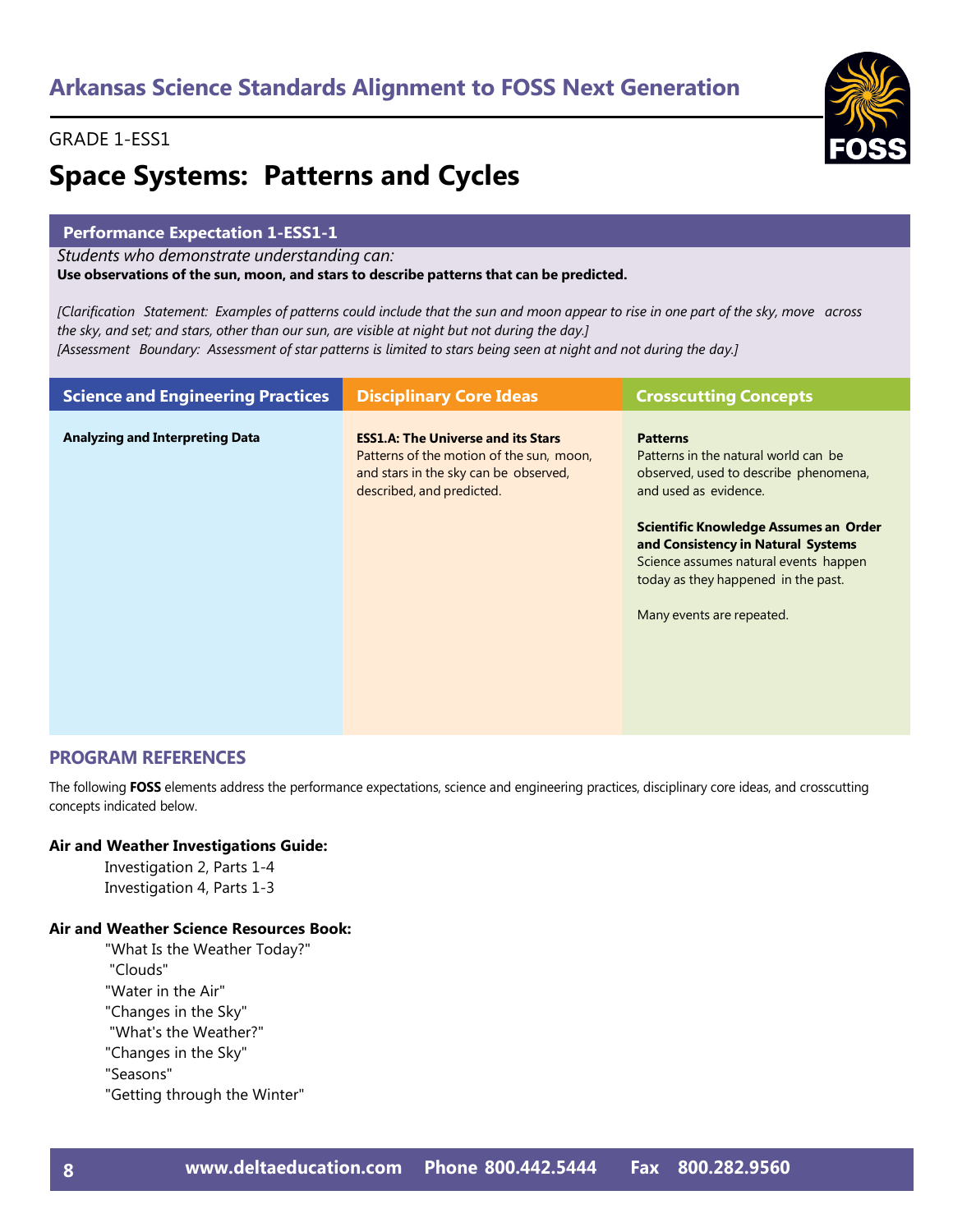## Arkansas Science Standards Alignment to FOSS Next Generation

GRADE 1-ESS1

# Space Systems: Patterns and Cycles

### Performance Expectation 1-ESS1-1

*Students who demonstrate understanding can:*

**Use observations of the sun, moon, and stars to describe patterns that can be predicted.**

*[Clarification Statement: Examples of patterns could include that the sun and moon appear to rise in one part of the sky, move across the sky, and set; and stars, other than our sun, are visible at night but not during the day.]*
*[Assessment Boundary: Assessment of star patterns is limited to stars being seen at night and not during the day.]*

| Science and Engineering Practices | Disciplinary Core Ideas | Crosscutting Concepts |
|---|---|---|
| **Analyzing and Interpreting Data** | **ESS1.A: The Universe and its Stars**<br>Patterns of the motion of the sun, moon, and stars in the sky can be observed, described, and predicted. | **Patterns**<br>Patterns in the natural world can be observed, used to describe phenomena, and used as evidence.<br><br>**Scientific Knowledge Assumes an Order and Consistency in Natural Systems**<br>Science assumes natural events happen today as they happened in the past.<br><br>Many events are repeated. |

## PROGRAM REFERENCES

The following **FOSS** elements address the performance expectations, science and engineering practices, disciplinary core ideas, and crosscutting concepts indicated below.

**Air and Weather Investigations Guide:**

- Investigation 2, Parts 1-4
- Investigation 4, Parts 1-3

**Air and Weather Science Resources Book:**

- "What Is the Weather Today?"
- "Clouds"
- "Water in the Air"
- "Changes in the Sky"
- "What's the Weather?"
- "Changes in the Sky"
- "Seasons"
- "Getting through the Winter"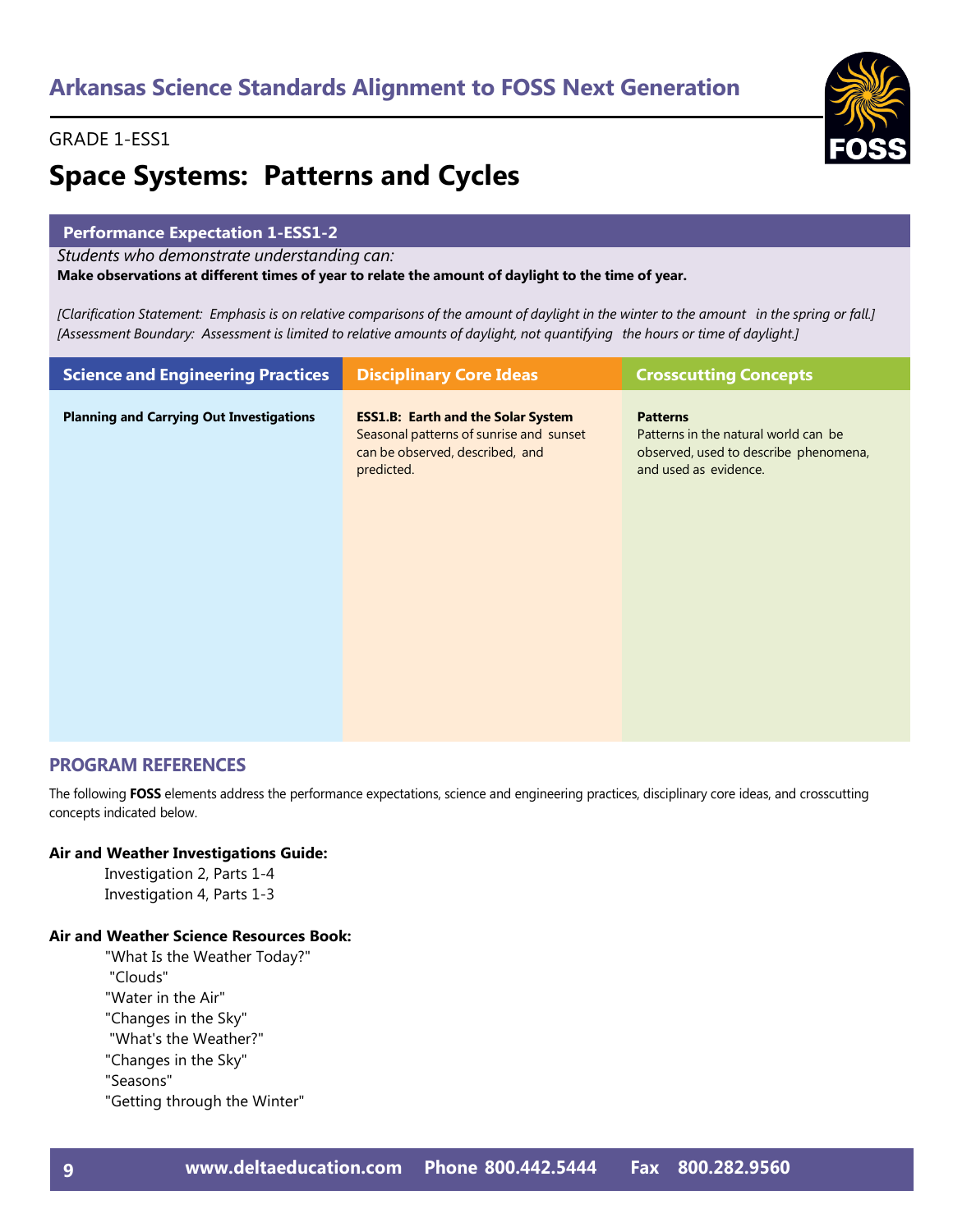# Arkansas Science Standards Alignment to FOSS Next Generation

GRADE 1-ESS1

## Space Systems: Patterns and Cycles

### Performance Expectation 1-ESS1-2

*Students who demonstrate understanding can:*

**Make observations at different times of year to relate the amount of daylight to the time of year.**

*[Clarification Statement: Emphasis is on relative comparisons of the amount of daylight in the winter to the amount in the spring or fall.]*
*[Assessment Boundary: Assessment is limited to relative amounts of daylight, not quantifying the hours or time of daylight.]*

| Science and Engineering Practices | Disciplinary Core Ideas | Crosscutting Concepts |
|---|---|---|
| **Planning and Carrying Out Investigations** | **ESS1.B: Earth and the Solar System** Seasonal patterns of sunrise and sunset can be observed, described, and predicted. | **Patterns** Patterns in the natural world can be observed, used to describe phenomena, and used as evidence. |

## PROGRAM REFERENCES

The following **FOSS** elements address the performance expectations, science and engineering practices, disciplinary core ideas, and crosscutting concepts indicated below.

**Air and Weather Investigations Guide:**

- Investigation 2, Parts 1-4
- Investigation 4, Parts 1-3

**Air and Weather Science Resources Book:**

- "What Is the Weather Today?"
- "Clouds"
- "Water in the Air"
- "Changes in the Sky"
- "What's the Weather?"
- "Changes in the Sky"
- "Seasons"
- "Getting through the Winter"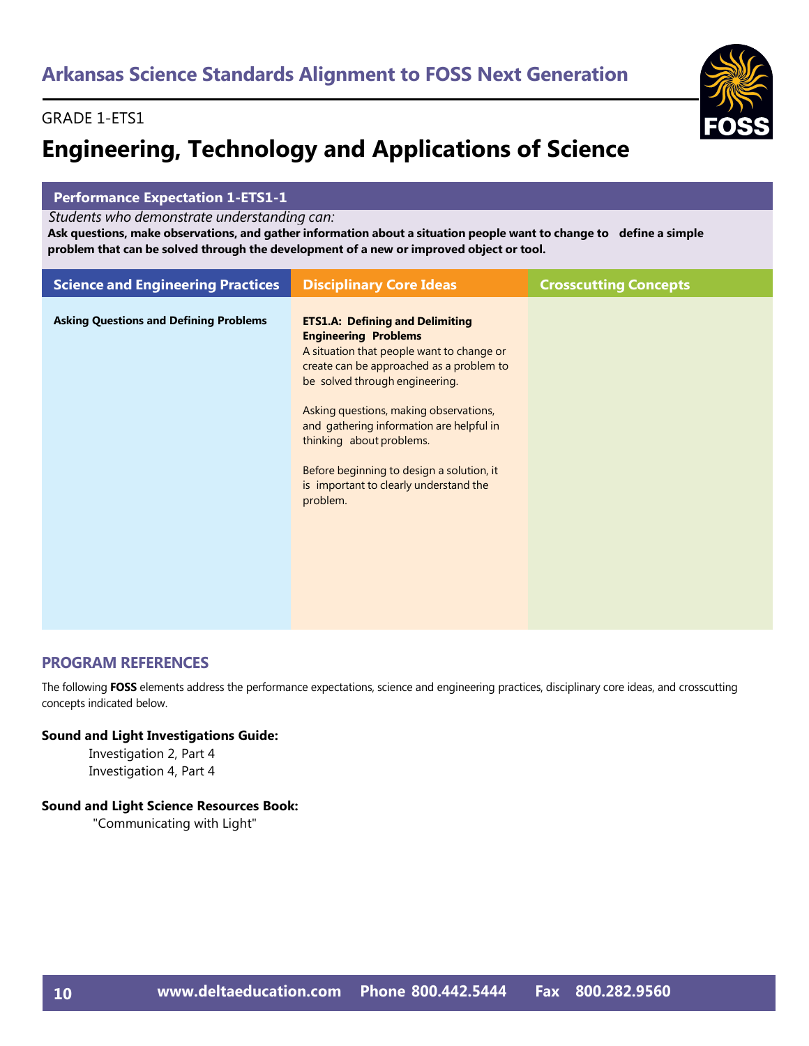## Arkansas Science Standards Alignment to FOSS Next Generation

GRADE 1-ETS1

# Engineering, Technology and Applications of Science

| Performance Expectation 1-ETS1-1 | | |
|---|---|---|
| *Students who demonstrate understanding can:* **Ask questions, make observations, and gather information about a situation people want to change to define a simple problem that can be solved through the development of a new or improved object or tool.** | | |
| **Science and Engineering Practices** | **Disciplinary Core Ideas** | **Crosscutting Concepts** |
| **Asking Questions and Defining Problems** | **ETS1.A: Defining and Delimiting Engineering Problems**<br>A situation that people want to change or create can be approached as a problem to be solved through engineering.<br><br>Asking questions, making observations, and gathering information are helpful in thinking about problems.<br><br>Before beginning to design a solution, it is important to clearly understand the problem. | |

### PROGRAM REFERENCES

The following **FOSS** elements address the performance expectations, science and engineering practices, disciplinary core ideas, and crosscutting concepts indicated below.

**Sound and Light Investigations Guide:**

- Investigation 2, Part 4
- Investigation 4, Part 4

**Sound and Light Science Resources Book:**

- "Communicating with Light"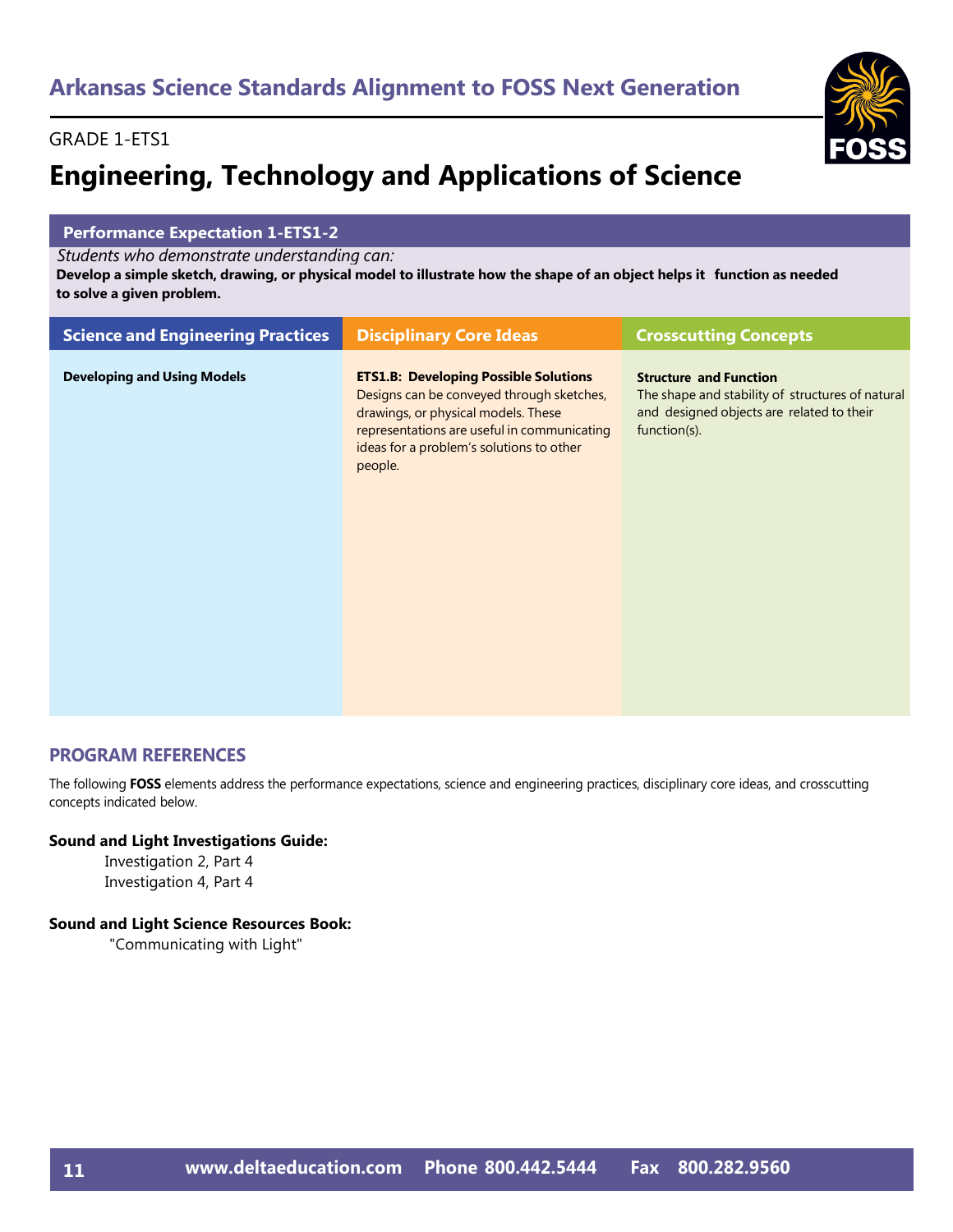## Arkansas Science Standards Alignment to FOSS Next Generation

GRADE 1-ETS1

# Engineering, Technology and Applications of Science

**Performance Expectation 1-ETS1-2**

*Students who demonstrate understanding can:*

**Develop a simple sketch, drawing, or physical model to illustrate how the shape of an object helps it function as needed to solve a given problem.**

| Science and Engineering Practices | Disciplinary Core Ideas | Crosscutting Concepts |
|---|---|---|
| **Developing and Using Models** | **ETS1.B: Developing Possible Solutions** Designs can be conveyed through sketches, drawings, or physical models. These representations are useful in communicating ideas for a problem's solutions to other people. | **Structure and Function** The shape and stability of structures of natural and designed objects are related to their function(s). |

### PROGRAM REFERENCES

The following **FOSS** elements address the performance expectations, science and engineering practices, disciplinary core ideas, and crosscutting concepts indicated below.

**Sound and Light Investigations Guide:**

- Investigation 2, Part 4
- Investigation 4, Part 4

**Sound and Light Science Resources Book:**

- "Communicating with Light"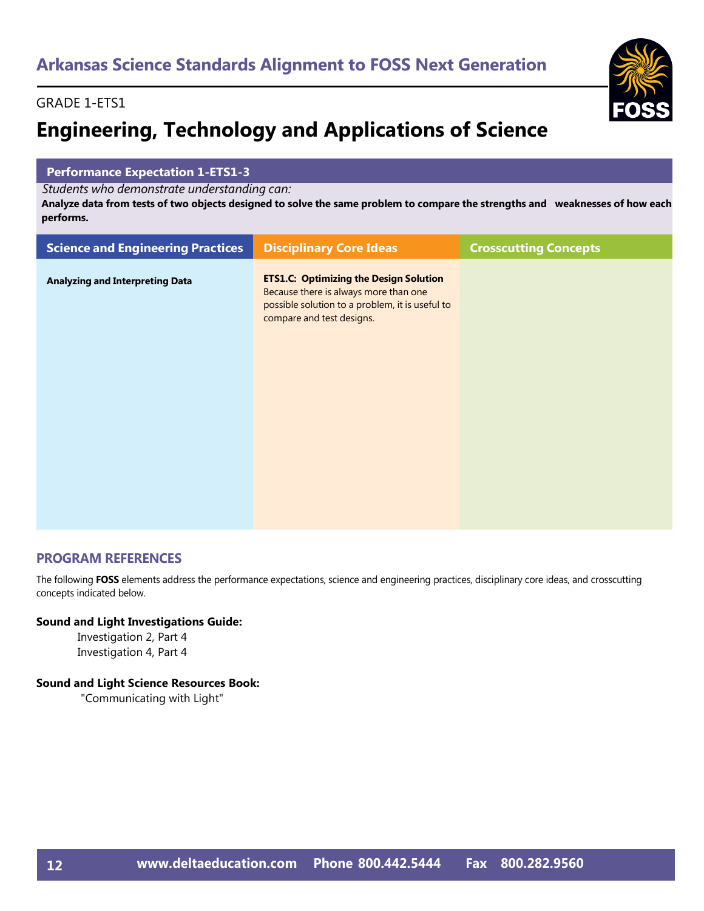## Arkansas Science Standards Alignment to FOSS Next Generation

GRADE 1-ETS1

# Engineering, Technology and Applications of Science

**Performance Expectation 1-ETS1-3**

*Students who demonstrate understanding can:*

**Analyze data from tests of two objects designed to solve the same problem to compare the strengths and weaknesses of how each performs.**

| Science and Engineering Practices | Disciplinary Core Ideas | Crosscutting Concepts |
|---|---|---|
| **Analyzing and Interpreting Data** | **ETS1.C: Optimizing the Design Solution** Because there is always more than one possible solution to a problem, it is useful to compare and test designs. | |

### PROGRAM REFERENCES

The following **FOSS** elements address the performance expectations, science and engineering practices, disciplinary core ideas, and crosscutting concepts indicated below.

**Sound and Light Investigations Guide:**

Investigation 2, Part 4
Investigation 4, Part 4

**Sound and Light Science Resources Book:**

"Communicating with Light"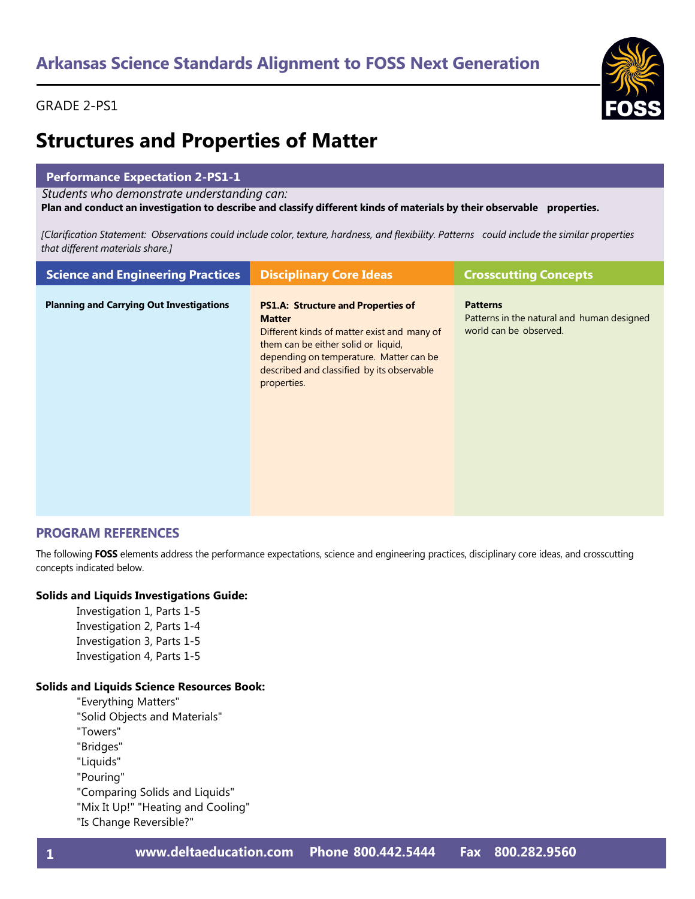## Arkansas Science Standards Alignment to FOSS Next Generation

GRADE 2-PS1

# Structures and Properties of Matter

### Performance Expectation 2-PS1-1

*Students who demonstrate understanding can:*

**Plan and conduct an investigation to describe and classify different kinds of materials by their observable properties.**

*[Clarification Statement: Observations could include color, texture, hardness, and flexibility. Patterns could include the similar properties that different materials share.]*

| Science and Engineering Practices | Disciplinary Core Ideas | Crosscutting Concepts |
|---|---|---|
| **Planning and Carrying Out Investigations** | **PS1.A: Structure and Properties of Matter** Different kinds of matter exist and many of them can be either solid or liquid, depending on temperature. Matter can be described and classified by its observable properties. | **Patterns** Patterns in the natural and human designed world can be observed. |

## PROGRAM REFERENCES

The following **FOSS** elements address the performance expectations, science and engineering practices, disciplinary core ideas, and crosscutting concepts indicated below.

**Solids and Liquids Investigations Guide:**

- Investigation 1, Parts 1-5
- Investigation 2, Parts 1-4
- Investigation 3, Parts 1-5
- Investigation 4, Parts 1-5

**Solids and Liquids Science Resources Book:**

- "Everything Matters"
- "Solid Objects and Materials"
- "Towers"
- "Bridges"
- "Liquids"
- "Pouring"
- "Comparing Solids and Liquids"
- "Mix It Up!" "Heating and Cooling"
- "Is Change Reversible?"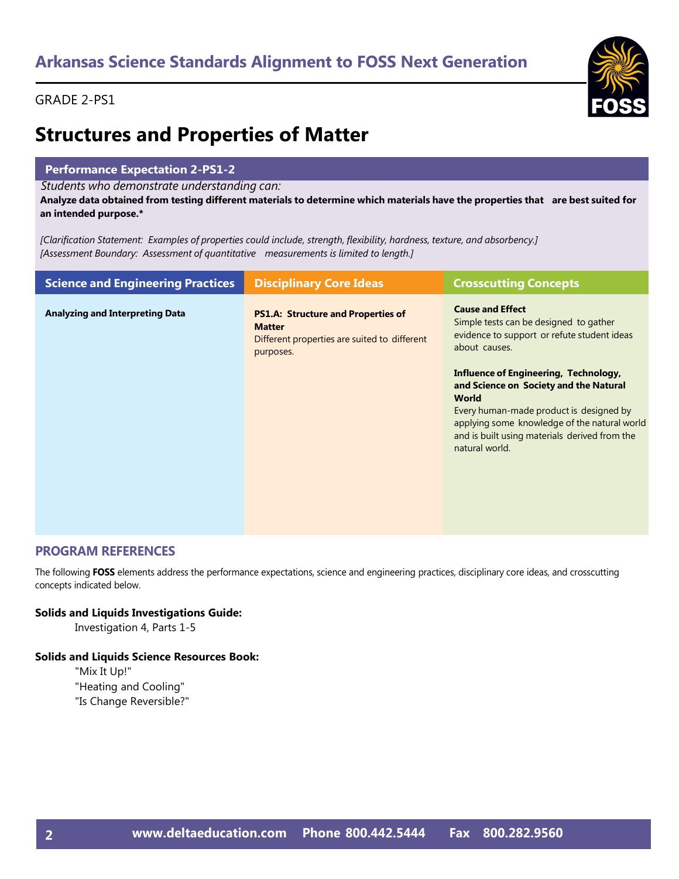# Arkansas Science Standards Alignment to FOSS Next Generation

GRADE 2-PS1

## Structures and Properties of Matter

### Performance Expectation 2-PS1-2

*Students who demonstrate understanding can:*

**Analyze data obtained from testing different materials to determine which materials have the properties that are best suited for an intended purpose.***

*[Clarification Statement: Examples of properties could include, strength, flexibility, hardness, texture, and absorbency.]*
*[Assessment Boundary: Assessment of quantitative measurements is limited to length.]*

| Science and Engineering Practices | Disciplinary Core Ideas | Crosscutting Concepts |
|---|---|---|
| **Analyzing and Interpreting Data** | **PS1.A: Structure and Properties of Matter**<br>Different properties are suited to different purposes. | **Cause and Effect**<br>Simple tests can be designed to gather evidence to support or refute student ideas about causes.<br><br>**Influence of Engineering, Technology, and Science on Society and the Natural World**<br>Every human-made product is designed by applying some knowledge of the natural world and is built using materials derived from the natural world. |

## PROGRAM REFERENCES

The following **FOSS** elements address the performance expectations, science and engineering practices, disciplinary core ideas, and crosscutting concepts indicated below.

**Solids and Liquids Investigations Guide:**

Investigation 4, Parts 1-5

**Solids and Liquids Science Resources Book:**

"Mix It Up!"
"Heating and Cooling"
"Is Change Reversible?"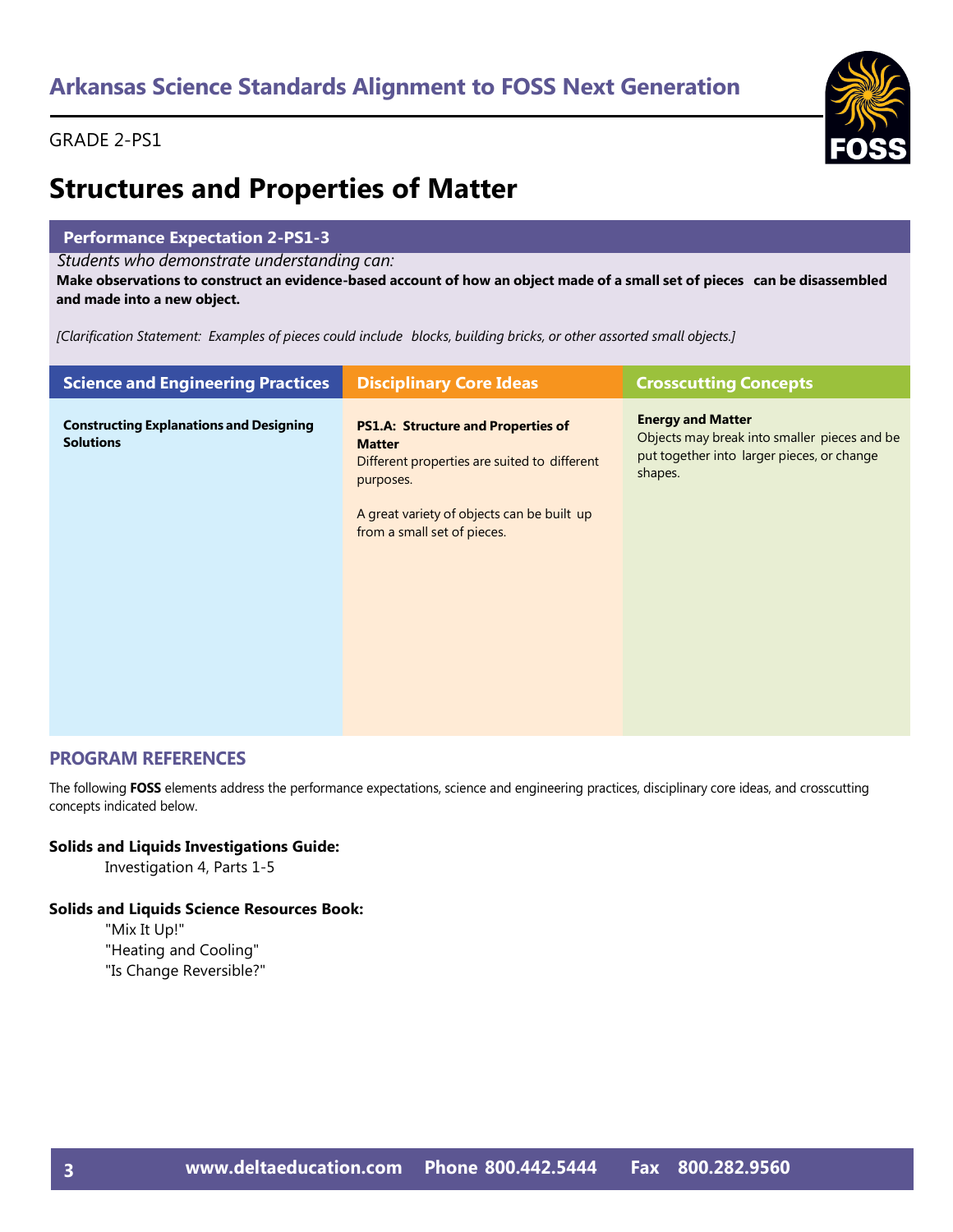## Arkansas Science Standards Alignment to FOSS Next Generation

GRADE 2-PS1

# Structures and Properties of Matter

**Performance Expectation 2-PS1-3**

*Students who demonstrate understanding can:*

**Make observations to construct an evidence-based account of how an object made of a small set of pieces can be disassembled and made into a new object.**

*[Clarification Statement: Examples of pieces could include blocks, building bricks, or other assorted small objects.]*

| Science and Engineering Practices | Disciplinary Core Ideas | Crosscutting Concepts |
|---|---|---|
| **Constructing Explanations and Designing Solutions** | **PS1.A: Structure and Properties of Matter** Different properties are suited to different purposes. A great variety of objects can be built up from a small set of pieces. | **Energy and Matter** Objects may break into smaller pieces and be put together into larger pieces, or change shapes. |

## PROGRAM REFERENCES

The following **FOSS** elements address the performance expectations, science and engineering practices, disciplinary core ideas, and crosscutting concepts indicated below.

**Solids and Liquids Investigations Guide:**

Investigation 4, Parts 1-5

**Solids and Liquids Science Resources Book:**

"Mix It Up!"
"Heating and Cooling"
"Is Change Reversible?"

www.deltaeducation.com Phone 800.442.5444 Fax 800.282.9560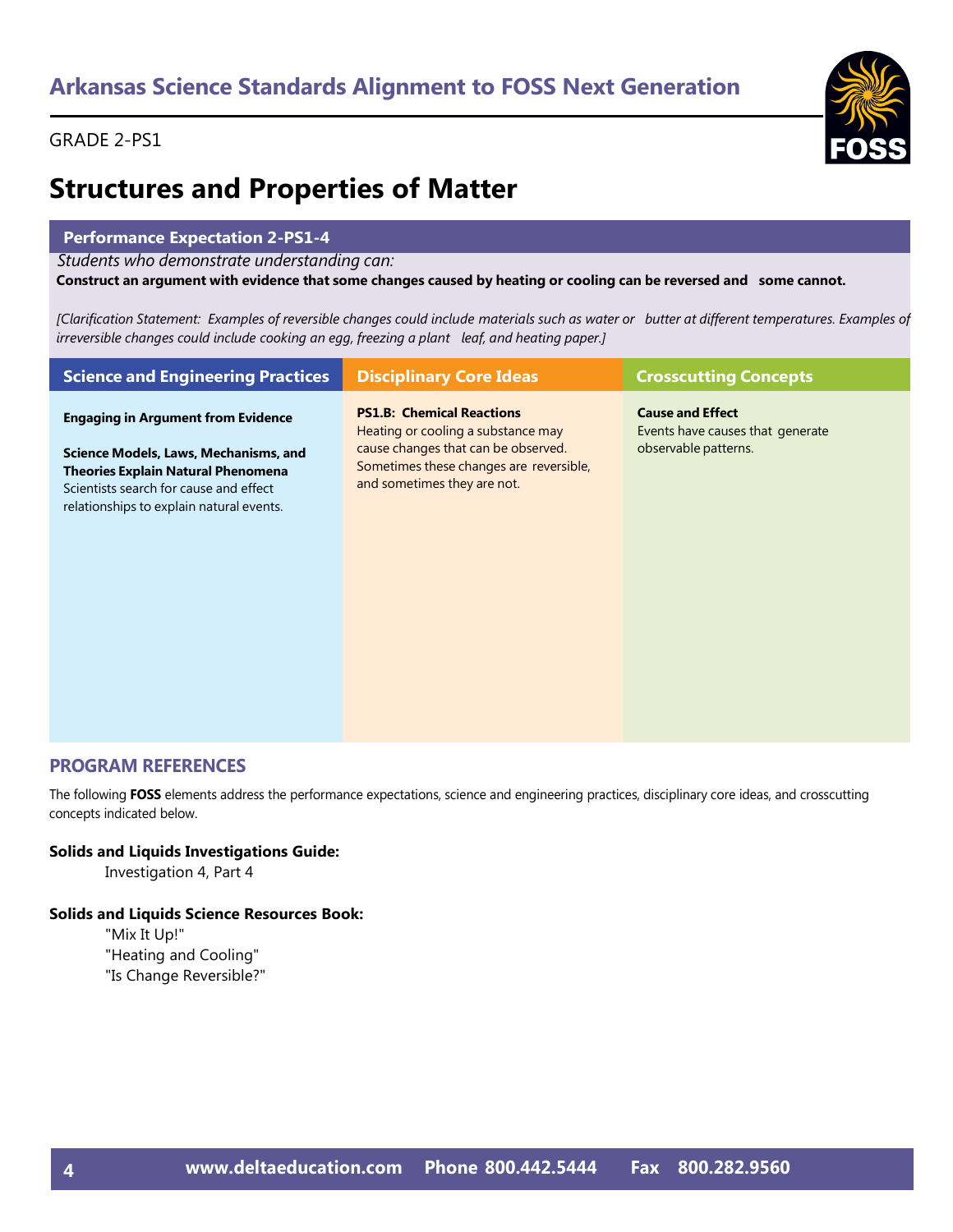## Arkansas Science Standards Alignment to FOSS Next Generation

GRADE 2-PS1

# Structures and Properties of Matter

**Performance Expectation 2-PS1-4**

*Students who demonstrate understanding can:*

**Construct an argument with evidence that some changes caused by heating or cooling can be reversed and some cannot.**

*[Clarification Statement: Examples of reversible changes could include materials such as water or butter at different temperatures. Examples of irreversible changes could include cooking an egg, freezing a plant leaf, and heating paper.]*

| Science and Engineering Practices | Disciplinary Core Ideas | Crosscutting Concepts |
|---|---|---|
| **Engaging in Argument from Evidence**<br><br>**Science Models, Laws, Mechanisms, and Theories Explain Natural Phenomena**<br>Scientists search for cause and effect relationships to explain natural events. | **PS1.B: Chemical Reactions**<br>Heating or cooling a substance may cause changes that can be observed. Sometimes these changes are reversible, and sometimes they are not. | **Cause and Effect**<br>Events have causes that generate observable patterns. |

## PROGRAM REFERENCES

The following **FOSS** elements address the performance expectations, science and engineering practices, disciplinary core ideas, and crosscutting concepts indicated below.

**Solids and Liquids Investigations Guide:**

Investigation 4, Part 4

**Solids and Liquids Science Resources Book:**

"Mix It Up!"
"Heating and Cooling"
"Is Change Reversible?"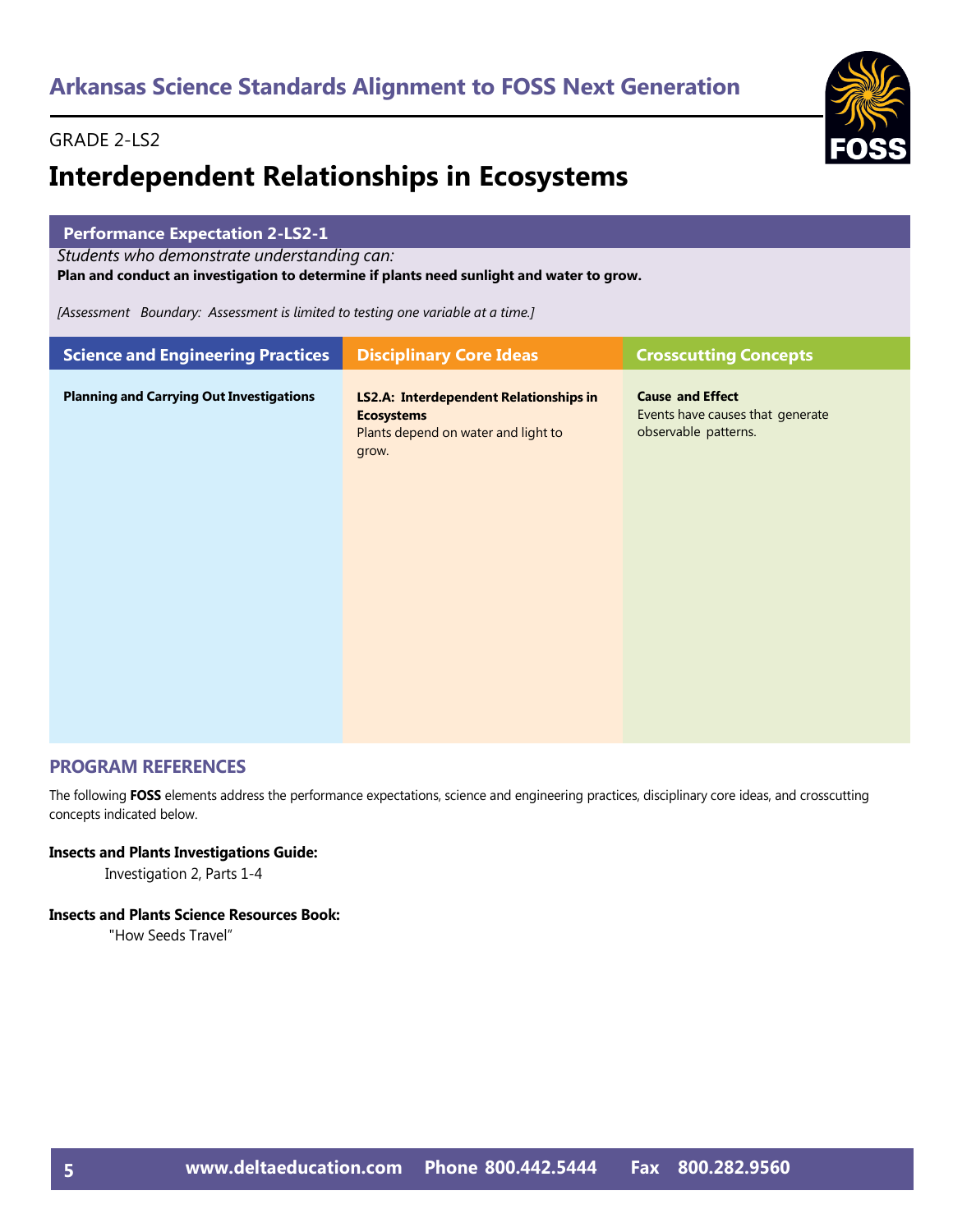## Arkansas Science Standards Alignment to FOSS Next Generation

GRADE 2-LS2

# Interdependent Relationships in Ecosystems

**Performance Expectation 2-LS2-1**

*Students who demonstrate understanding can:*

**Plan and conduct an investigation to determine if plants need sunlight and water to grow.**

*[Assessment Boundary: Assessment is limited to testing one variable at a time.]*

| Science and Engineering Practices | Disciplinary Core Ideas | Crosscutting Concepts |
|---|---|---|
| **Planning and Carrying Out Investigations** | **LS2.A: Interdependent Relationships in Ecosystems**<br>Plants depend on water and light to grow. | **Cause and Effect**<br>Events have causes that generate observable patterns. |

## PROGRAM REFERENCES

The following **FOSS** elements address the performance expectations, science and engineering practices, disciplinary core ideas, and crosscutting concepts indicated below.

**Insects and Plants Investigations Guide:**

Investigation 2, Parts 1-4

**Insects and Plants Science Resources Book:**

"How Seeds Travel"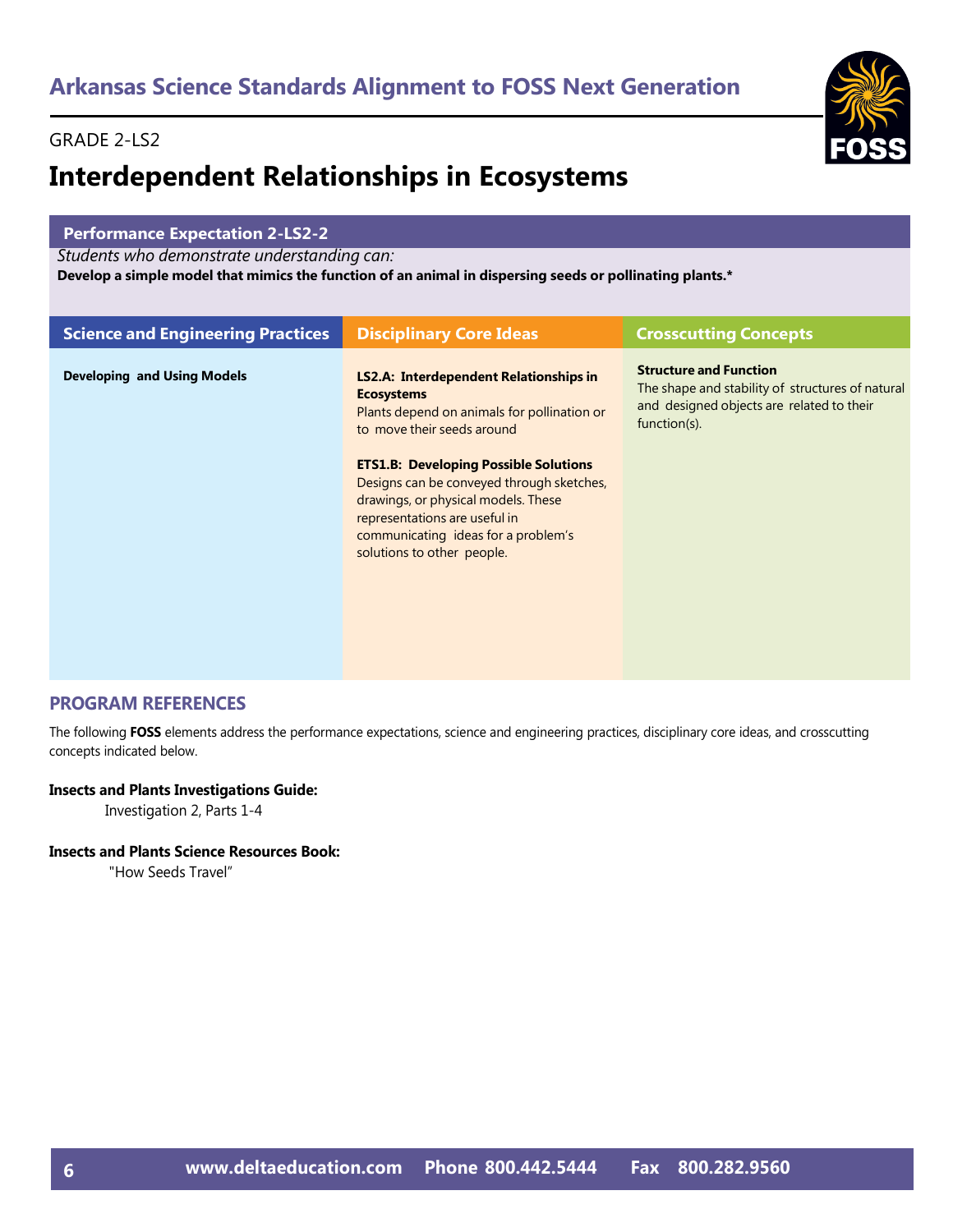## Arkansas Science Standards Alignment to FOSS Next Generation

GRADE 2-LS2

# Interdependent Relationships in Ecosystems

**Performance Expectation 2-LS2-2**

*Students who demonstrate understanding can:*

**Develop a simple model that mimics the function of an animal in dispersing seeds or pollinating plants.***

| Science and Engineering Practices | Disciplinary Core Ideas | Crosscutting Concepts |
|---|---|---|
| **Developing and Using Models** | **LS2.A: Interdependent Relationships in Ecosystems**<br>Plants depend on animals for pollination or to move their seeds around<br><br>**ETS1.B: Developing Possible Solutions**<br>Designs can be conveyed through sketches, drawings, or physical models. These representations are useful in communicating ideas for a problem's solutions to other people. | **Structure and Function**<br>The shape and stability of structures of natural and designed objects are related to their function(s). |

### PROGRAM REFERENCES

The following **FOSS** elements address the performance expectations, science and engineering practices, disciplinary core ideas, and crosscutting concepts indicated below.

**Insects and Plants Investigations Guide:**

Investigation 2, Parts 1-4

**Insects and Plants Science Resources Book:**

"How Seeds Travel"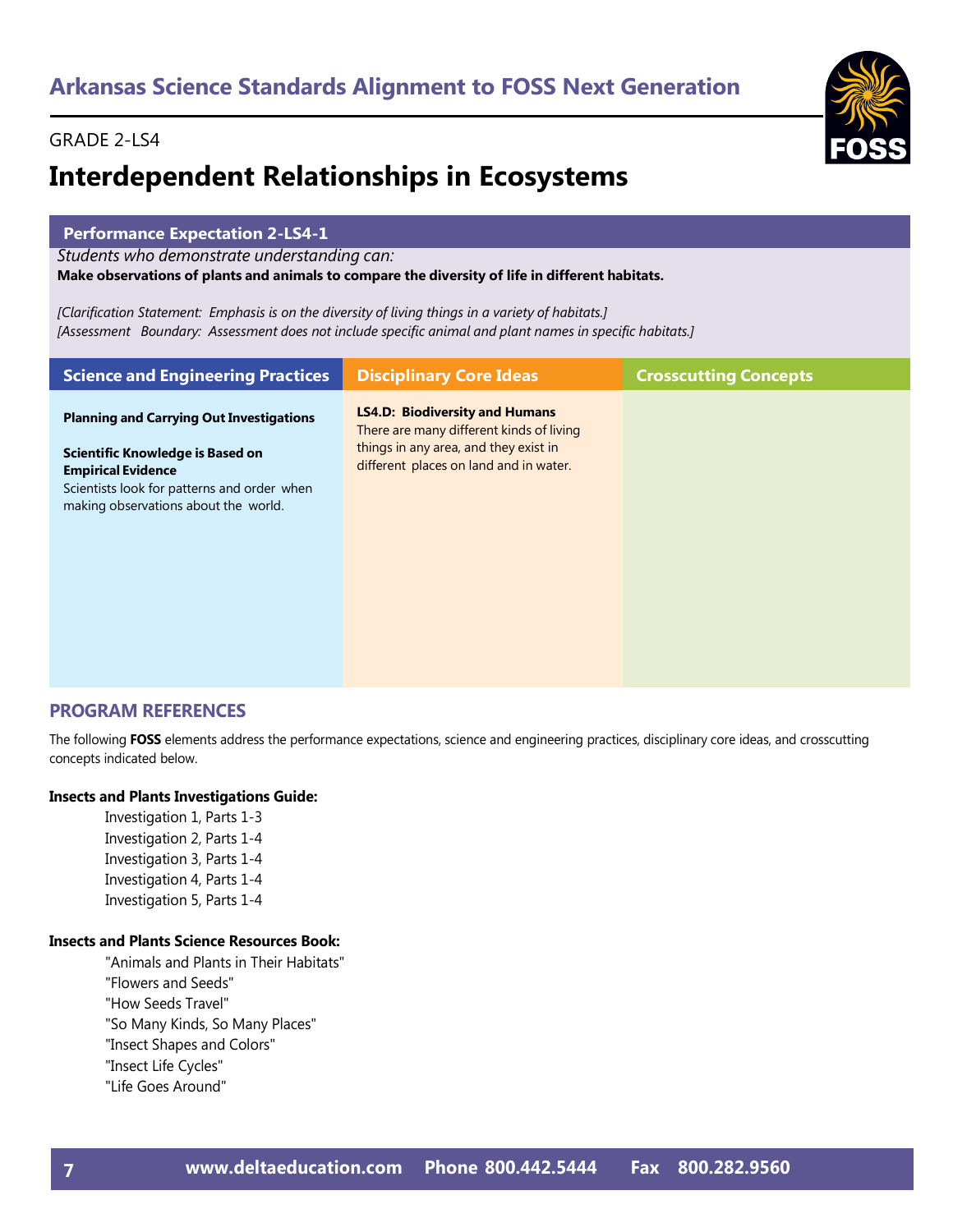# Arkansas Science Standards Alignment to FOSS Next Generation

GRADE 2-LS4

## Interdependent Relationships in Ecosystems

### Performance Expectation 2-LS4-1

*Students who demonstrate understanding can:*

**Make observations of plants and animals to compare the diversity of life in different habitats.**

*[Clarification Statement: Emphasis is on the diversity of living things in a variety of habitats.]*
*[Assessment Boundary: Assessment does not include specific animal and plant names in specific habitats.]*

| Science and Engineering Practices | Disciplinary Core Ideas | Crosscutting Concepts |
|---|---|---|
| **Planning and Carrying Out Investigations**<br><br>**Scientific Knowledge is Based on Empirical Evidence**<br>Scientists look for patterns and order when making observations about the world. | **LS4.D: Biodiversity and Humans**<br>There are many different kinds of living things in any area, and they exist in different places on land and in water. | |

## PROGRAM REFERENCES

The following **FOSS** elements address the performance expectations, science and engineering practices, disciplinary core ideas, and crosscutting concepts indicated below.

**Insects and Plants Investigations Guide:**

- Investigation 1, Parts 1-3
- Investigation 2, Parts 1-4
- Investigation 3, Parts 1-4
- Investigation 4, Parts 1-4
- Investigation 5, Parts 1-4

**Insects and Plants Science Resources Book:**

- "Animals and Plants in Their Habitats"
- "Flowers and Seeds"
- "How Seeds Travel"
- "So Many Kinds, So Many Places"
- "Insect Shapes and Colors"
- "Insect Life Cycles"
- "Life Goes Around"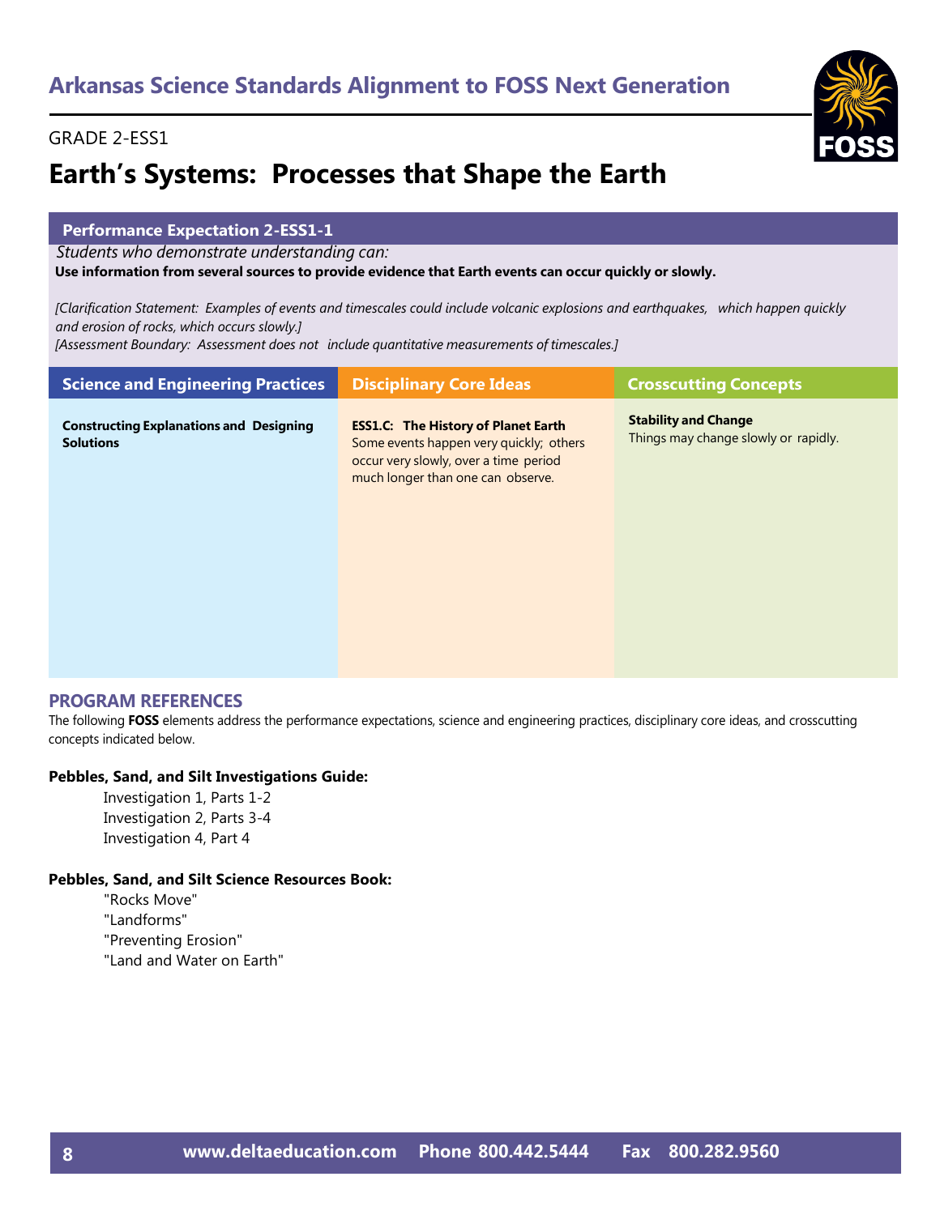## Arkansas Science Standards Alignment to FOSS Next Generation

GRADE 2-ESS1

# Earth's Systems: Processes that Shape the Earth

**Performance Expectation 2-ESS1-1**

*Students who demonstrate understanding can:*

**Use information from several sources to provide evidence that Earth events can occur quickly or slowly.**

*[Clarification Statement: Examples of events and timescales could include volcanic explosions and earthquakes, which happen quickly and erosion of rocks, which occurs slowly.]*

*[Assessment Boundary: Assessment does not include quantitative measurements of timescales.]*

| Science and Engineering Practices | Disciplinary Core Ideas | Crosscutting Concepts |
|---|---|---|
| **Constructing Explanations and Designing Solutions** | **ESS1.C: The History of Planet Earth** Some events happen very quickly; others occur very slowly, over a time period much longer than one can observe. | **Stability and Change** Things may change slowly or rapidly. |

### PROGRAM REFERENCES

The following **FOSS** elements address the performance expectations, science and engineering practices, disciplinary core ideas, and crosscutting concepts indicated below.

**Pebbles, Sand, and Silt Investigations Guide:**

- Investigation 1, Parts 1-2
- Investigation 2, Parts 3-4
- Investigation 4, Part 4

**Pebbles, Sand, and Silt Science Resources Book:**

- "Rocks Move"
- "Landforms"
- "Preventing Erosion"
- "Land and Water on Earth"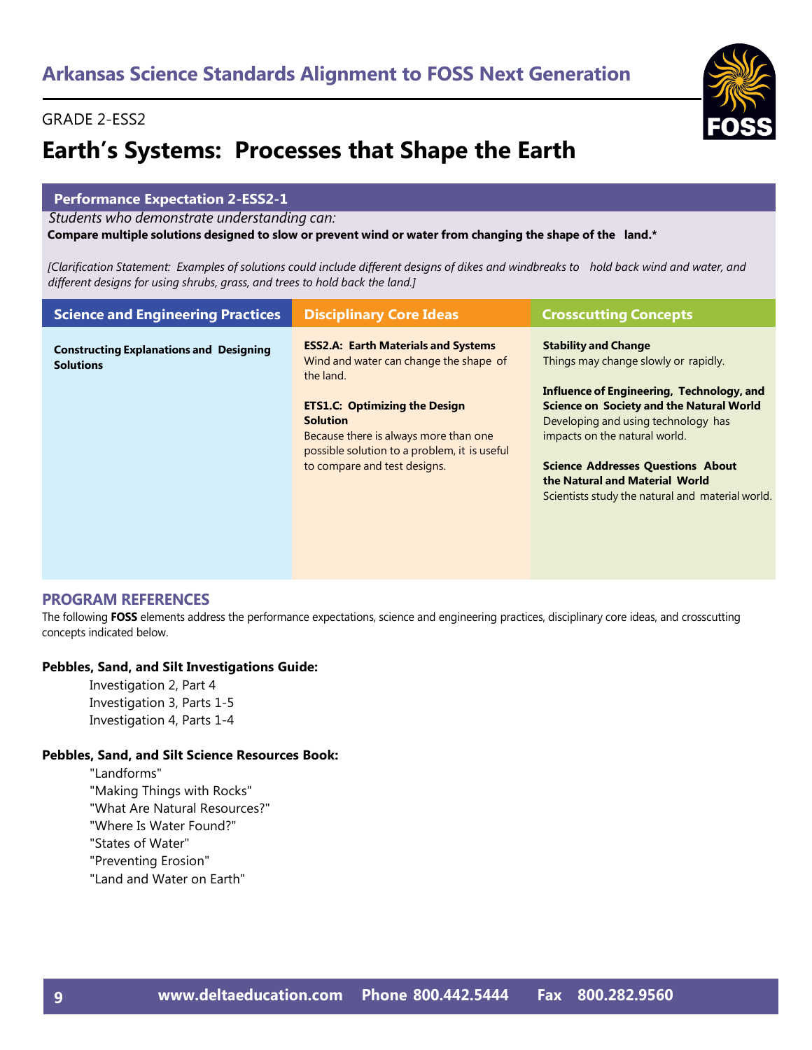# Arkansas Science Standards Alignment to FOSS Next Generation

GRADE 2-ESS2

## Earth's Systems: Processes that Shape the Earth

### Performance Expectation 2-ESS2-1

*Students who demonstrate understanding can:*

**Compare multiple solutions designed to slow or prevent wind or water from changing the shape of the land.***

*[Clarification Statement: Examples of solutions could include different designs of dikes and windbreaks to hold back wind and water, and different designs for using shrubs, grass, and trees to hold back the land.]*

| Science and Engineering Practices | Disciplinary Core Ideas | Crosscutting Concepts |
|---|---|---|
| **Constructing Explanations and Designing Solutions** | **ESS2.A: Earth Materials and Systems** Wind and water can change the shape of the land.<br><br>**ETS1.C: Optimizing the Design Solution** Because there is always more than one possible solution to a problem, it is useful to compare and test designs. | **Stability and Change** Things may change slowly or rapidly.<br><br>**Influence of Engineering, Technology, and Science on Society and the Natural World** Developing and using technology has impacts on the natural world.<br><br>**Science Addresses Questions About the Natural and Material World** Scientists study the natural and material world. |

## PROGRAM REFERENCES

The following **FOSS** elements address the performance expectations, science and engineering practices, disciplinary core ideas, and crosscutting concepts indicated below.

**Pebbles, Sand, and Silt Investigations Guide:**

- Investigation 2, Part 4
- Investigation 3, Parts 1-5
- Investigation 4, Parts 1-4

**Pebbles, Sand, and Silt Science Resources Book:**

- "Landforms"
- "Making Things with Rocks"
- "What Are Natural Resources?"
- "Where Is Water Found?"
- "States of Water"
- "Preventing Erosion"
- "Land and Water on Earth"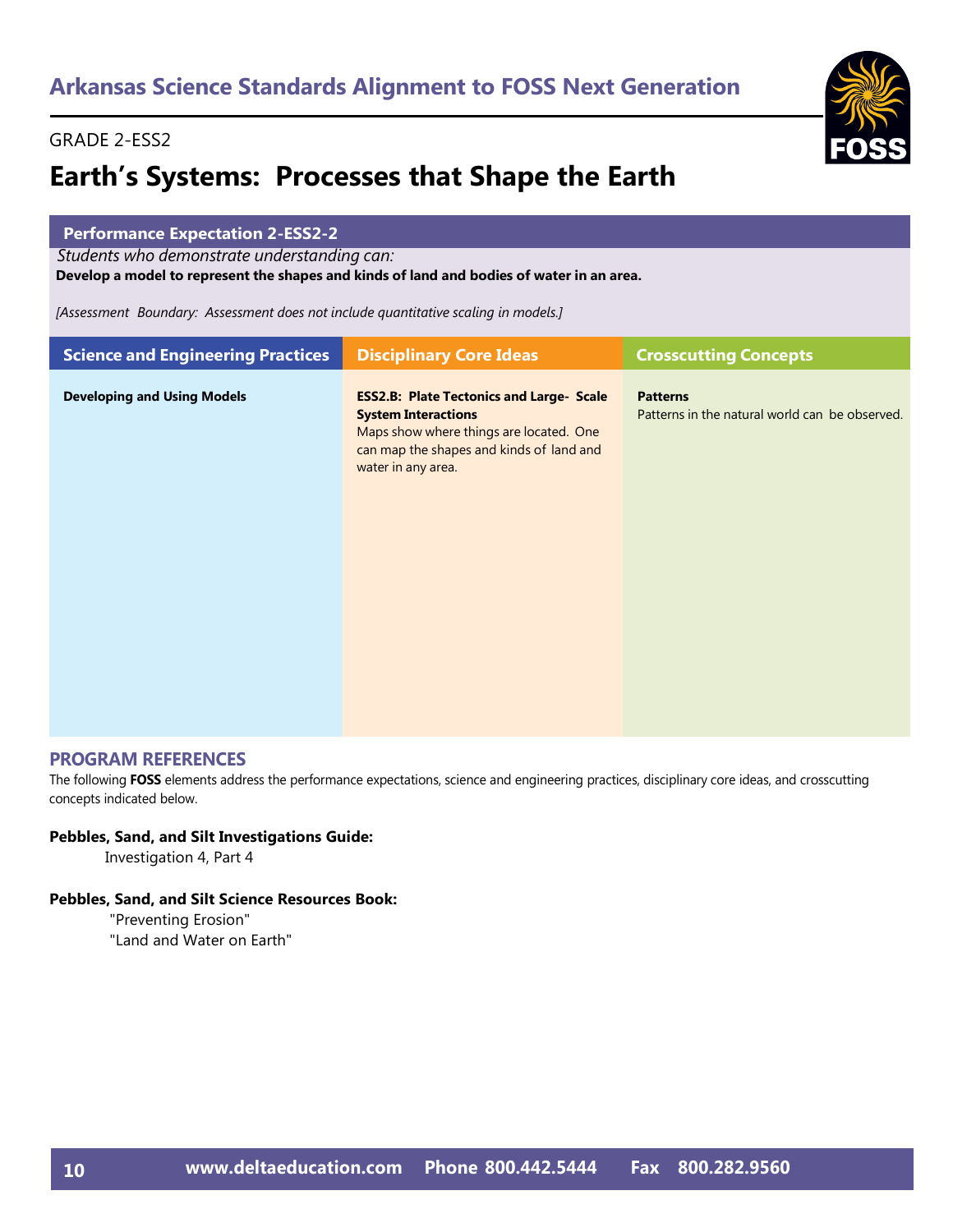## Arkansas Science Standards Alignment to FOSS Next Generation

GRADE 2-ESS2

# Earth's Systems: Processes that Shape the Earth

**Performance Expectation 2-ESS2-2**

*Students who demonstrate understanding can:*

**Develop a model to represent the shapes and kinds of land and bodies of water in an area.**

*[Assessment Boundary: Assessment does not include quantitative scaling in models.]*

| Science and Engineering Practices | Disciplinary Core Ideas | Crosscutting Concepts |
| --- | --- | --- |
| **Developing and Using Models** | **ESS2.B: Plate Tectonics and Large- Scale System Interactions** Maps show where things are located. One can map the shapes and kinds of land and water in any area. | **Patterns** Patterns in the natural world can be observed. |

### PROGRAM REFERENCES

The following **FOSS** elements address the performance expectations, science and engineering practices, disciplinary core ideas, and crosscutting concepts indicated below.

**Pebbles, Sand, and Silt Investigations Guide:**

Investigation 4, Part 4

**Pebbles, Sand, and Silt Science Resources Book:**

"Preventing Erosion"
"Land and Water on Earth"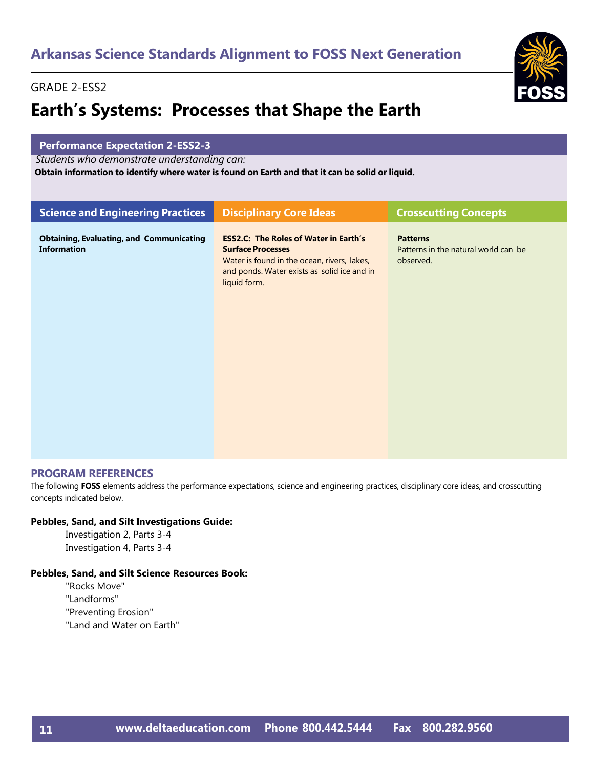## Arkansas Science Standards Alignment to FOSS Next Generation

GRADE 2-ESS2

# Earth's Systems: Processes that Shape the Earth

**Performance Expectation 2-ESS2-3**

*Students who demonstrate understanding can:*

**Obtain information to identify where water is found on Earth and that it can be solid or liquid.**

| Science and Engineering Practices | Disciplinary Core Ideas | Crosscutting Concepts |
|---|---|---|
| **Obtaining, Evaluating, and Communicating Information** | **ESS2.C: The Roles of Water in Earth's Surface Processes** Water is found in the ocean, rivers, lakes, and ponds. Water exists as solid ice and in liquid form. | **Patterns** Patterns in the natural world can be observed. |

### PROGRAM REFERENCES

The following **FOSS** elements address the performance expectations, science and engineering practices, disciplinary core ideas, and crosscutting concepts indicated below.

**Pebbles, Sand, and Silt Investigations Guide:**

- Investigation 2, Parts 3-4
- Investigation 4, Parts 3-4

**Pebbles, Sand, and Silt Science Resources Book:**

- "Rocks Move"
- "Landforms"
- "Preventing Erosion"
- "Land and Water on Earth"

www.deltaeducation.com Phone 800.442.5444 Fax 800.282.9560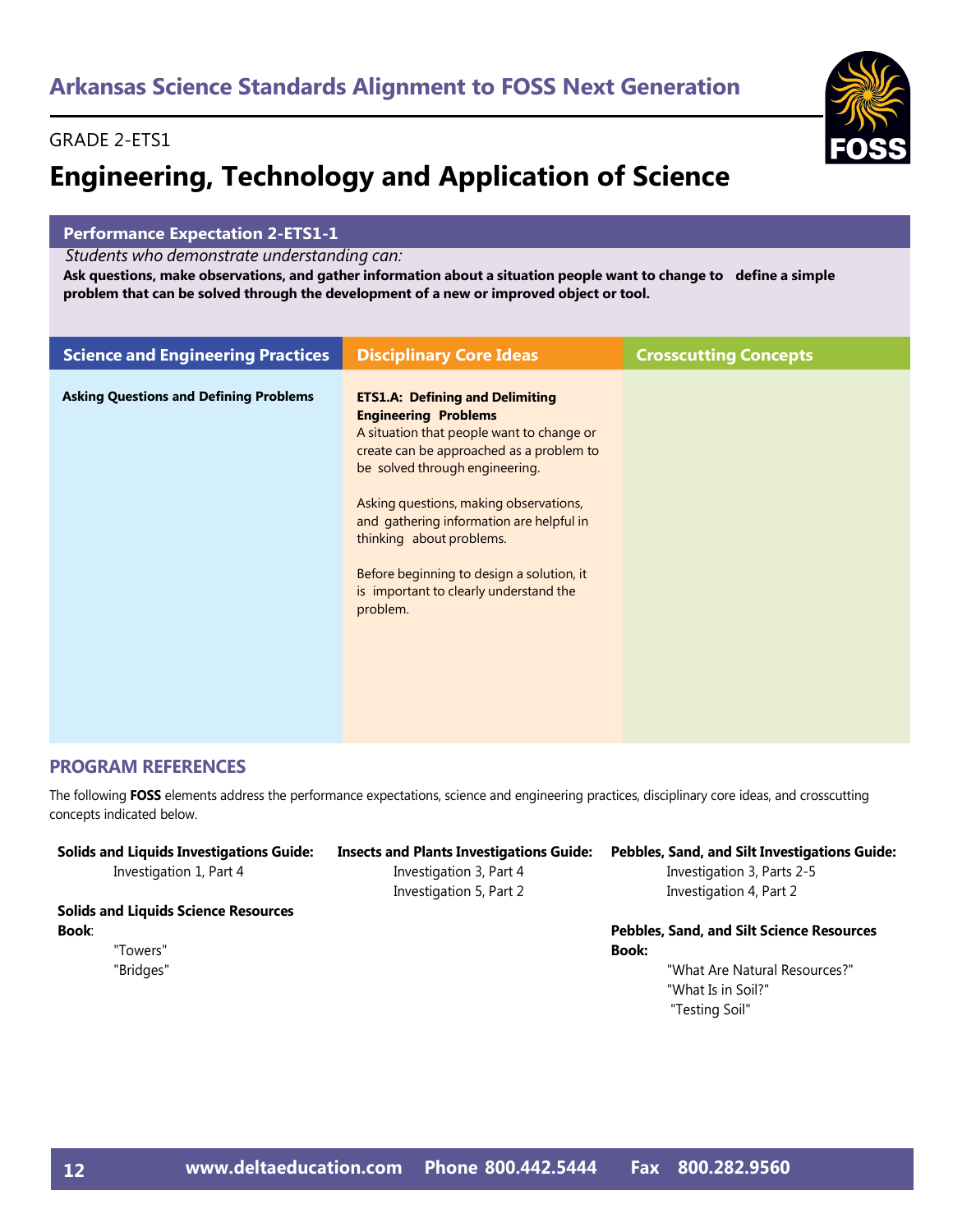## Arkansas Science Standards Alignment to FOSS Next Generation

GRADE 2-ETS1

# Engineering, Technology and Application of Science

### Performance Expectation 2-ETS1-1

*Students who demonstrate understanding can:*

**Ask questions, make observations, and gather information about a situation people want to change to define a simple problem that can be solved through the development of a new or improved object or tool.**

| Science and Engineering Practices | Disciplinary Core Ideas | Crosscutting Concepts |
|---|---|---|
| **Asking Questions and Defining Problems** | **ETS1.A: Defining and Delimiting Engineering Problems**<br>A situation that people want to change or create can be approached as a problem to be solved through engineering.<br><br>Asking questions, making observations, and gathering information are helpful in thinking about problems.<br><br>Before beginning to design a solution, it is important to clearly understand the problem. | |

### PROGRAM REFERENCES

The following **FOSS** elements address the performance expectations, science and engineering practices, disciplinary core ideas, and crosscutting concepts indicated below.

**Solids and Liquids Investigations Guide:**
- Investigation 1, Part 4

**Solids and Liquids Science Resources Book**:
- "Towers"
- "Bridges"

**Insects and Plants Investigations Guide:**
- Investigation 3, Part 4
- Investigation 5, Part 2

**Pebbles, Sand, and Silt Investigations Guide:**
- Investigation 3, Parts 2-5
- Investigation 4, Part 2

**Pebbles, Sand, and Silt Science Resources Book:**
- "What Are Natural Resources?"
- "What Is in Soil?"
- "Testing Soil"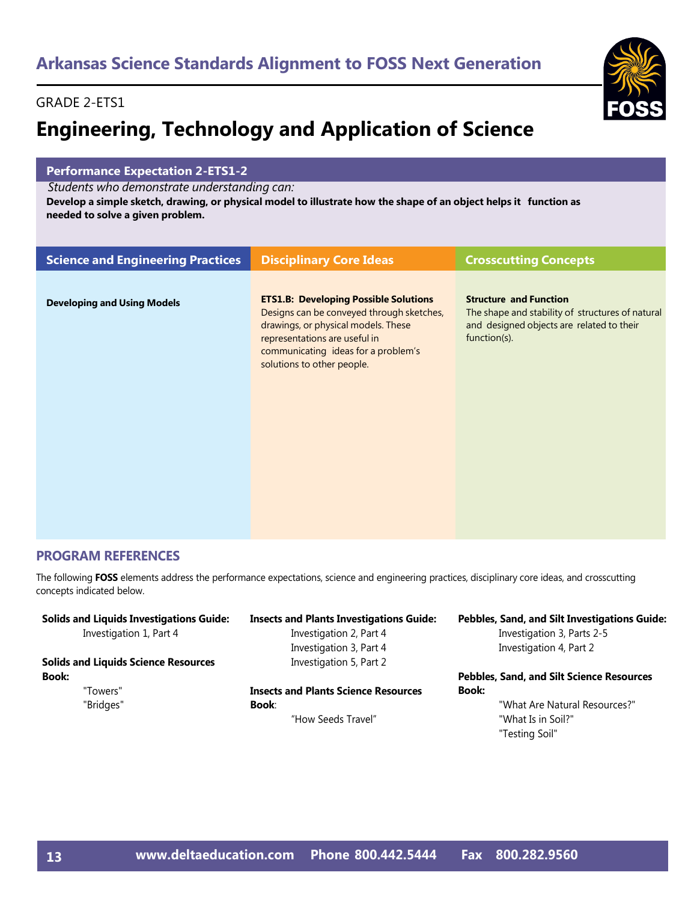## Arkansas Science Standards Alignment to FOSS Next Generation

GRADE 2-ETS1

# Engineering, Technology and Application of Science

**Performance Expectation 2-ETS1-2**

*Students who demonstrate understanding can:*

**Develop a simple sketch, drawing, or physical model to illustrate how the shape of an object helps it function as needed to solve a given problem.**

| Science and Engineering Practices | Disciplinary Core Ideas | Crosscutting Concepts |
| --- | --- | --- |
| **Developing and Using Models** | **ETS1.B: Developing Possible Solutions** Designs can be conveyed through sketches, drawings, or physical models. These representations are useful in communicating ideas for a problem's solutions to other people. | **Structure and Function** The shape and stability of structures of natural and designed objects are related to their function(s). |

### PROGRAM REFERENCES

The following **FOSS** elements address the performance expectations, science and engineering practices, disciplinary core ideas, and crosscutting concepts indicated below.

**Solids and Liquids Investigations Guide:**
- Investigation 1, Part 4

**Solids and Liquids Science Resources Book:**
- "Towers"
- "Bridges"

**Insects and Plants Investigations Guide:**
- Investigation 2, Part 4
- Investigation 3, Part 4
- Investigation 5, Part 2

**Insects and Plants Science Resources Book**:
- "How Seeds Travel"

**Pebbles, Sand, and Silt Investigations Guide:**
- Investigation 3, Parts 2-5
- Investigation 4, Part 2

**Pebbles, Sand, and Silt Science Resources Book:**
- "What Are Natural Resources?"
- "What Is in Soil?"
- "Testing Soil"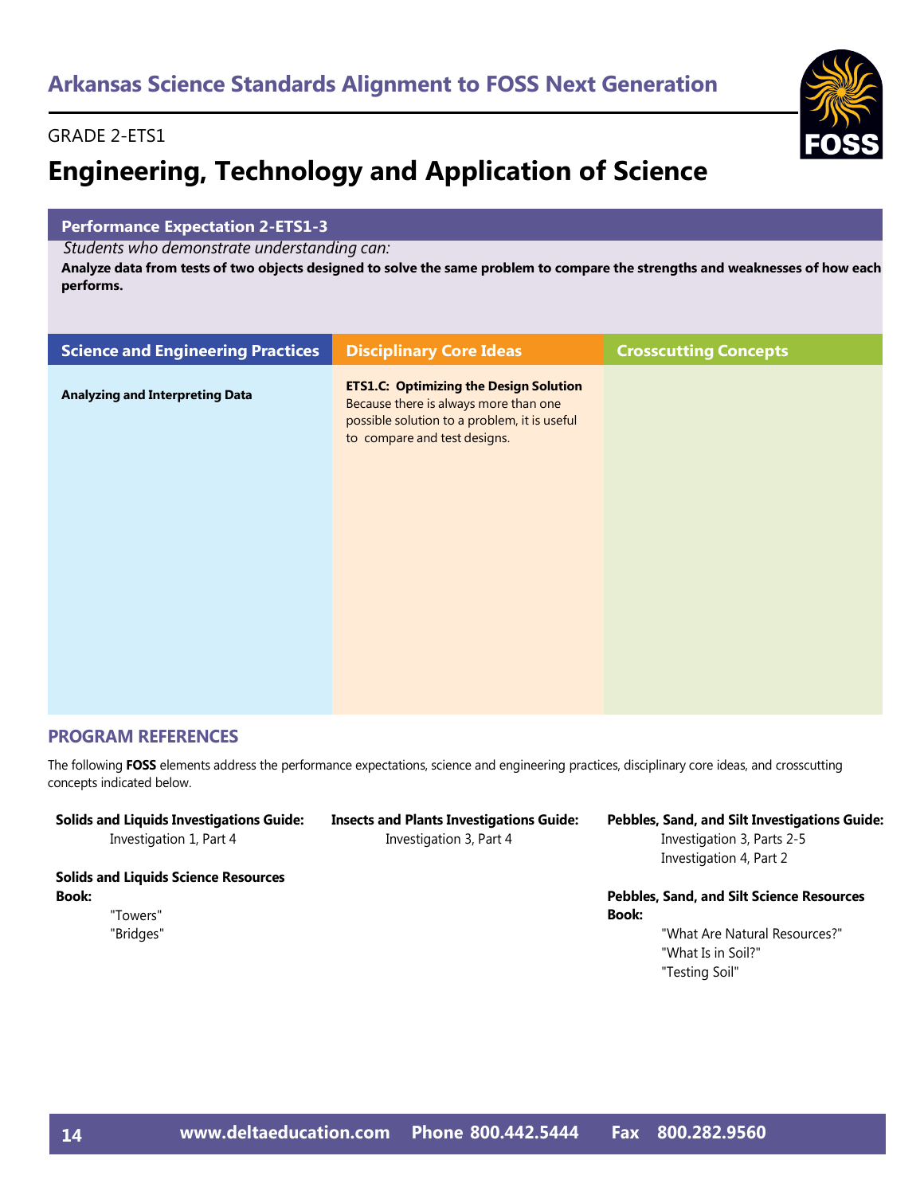## Arkansas Science Standards Alignment to FOSS Next Generation

GRADE 2-ETS1

# Engineering, Technology and Application of Science

**Performance Expectation 2-ETS1-3**

*Students who demonstrate understanding can:*

**Analyze data from tests of two objects designed to solve the same problem to compare the strengths and weaknesses of how each performs.**

| Science and Engineering Practices | Disciplinary Core Ideas | Crosscutting Concepts |
|---|---|---|
| **Analyzing and Interpreting Data** | **ETS1.C: Optimizing the Design Solution** Because there is always more than one possible solution to a problem, it is useful to compare and test designs. | |

## PROGRAM REFERENCES

The following **FOSS** elements address the performance expectations, science and engineering practices, disciplinary core ideas, and crosscutting concepts indicated below.

**Solids and Liquids Investigations Guide:**
- Investigation 1, Part 4

**Solids and Liquids Science Resources Book:**
- "Towers"
- "Bridges"

**Insects and Plants Investigations Guide:**
- Investigation 3, Part 4

**Pebbles, Sand, and Silt Investigations Guide:**
- Investigation 3, Parts 2-5
- Investigation 4, Part 2

**Pebbles, Sand, and Silt Science Resources Book:**
- "What Are Natural Resources?"
- "What Is in Soil?"
- "Testing Soil"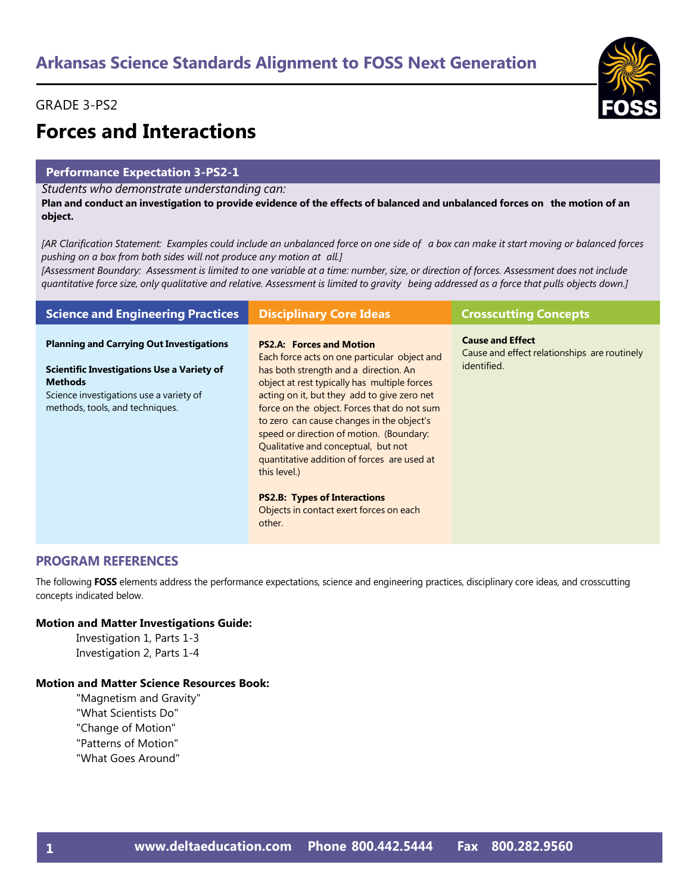# Arkansas Science Standards Alignment to FOSS Next Generation

GRADE 3-PS2

## Forces and Interactions

### Performance Expectation 3-PS2-1

*Students who demonstrate understanding can:*

**Plan and conduct an investigation to provide evidence of the effects of balanced and unbalanced forces on the motion of an object.**

*[AR Clarification Statement: Examples could include an unbalanced force on one side of a box can make it start moving or balanced forces pushing on a box from both sides will not produce any motion at all.]*

*[Assessment Boundary: Assessment is limited to one variable at a time: number, size, or direction of forces. Assessment does not include quantitative force size, only qualitative and relative. Assessment is limited to gravity being addressed as a force that pulls objects down.]*

| Science and Engineering Practices | Disciplinary Core Ideas | Crosscutting Concepts |
|---|---|---|
| **Planning and Carrying Out Investigations**<br><br>**Scientific Investigations Use a Variety of Methods**<br>Science investigations use a variety of methods, tools, and techniques. | **PS2.A: Forces and Motion**<br>Each force acts on one particular object and has both strength and a direction. An object at rest typically has multiple forces acting on it, but they add to give zero net force on the object. Forces that do not sum to zero can cause changes in the object's speed or direction of motion. (Boundary: Qualitative and conceptual, but not quantitative addition of forces are used at this level.)<br><br>**PS2.B: Types of Interactions**<br>Objects in contact exert forces on each other. | **Cause and Effect**<br>Cause and effect relationships are routinely identified. |

### PROGRAM REFERENCES

The following **FOSS** elements address the performance expectations, science and engineering practices, disciplinary core ideas, and crosscutting concepts indicated below.

**Motion and Matter Investigations Guide:**

- Investigation 1, Parts 1-3
- Investigation 2, Parts 1-4

**Motion and Matter Science Resources Book:**

- "Magnetism and Gravity"
- "What Scientists Do"
- "Change of Motion"
- "Patterns of Motion"
- "What Goes Around"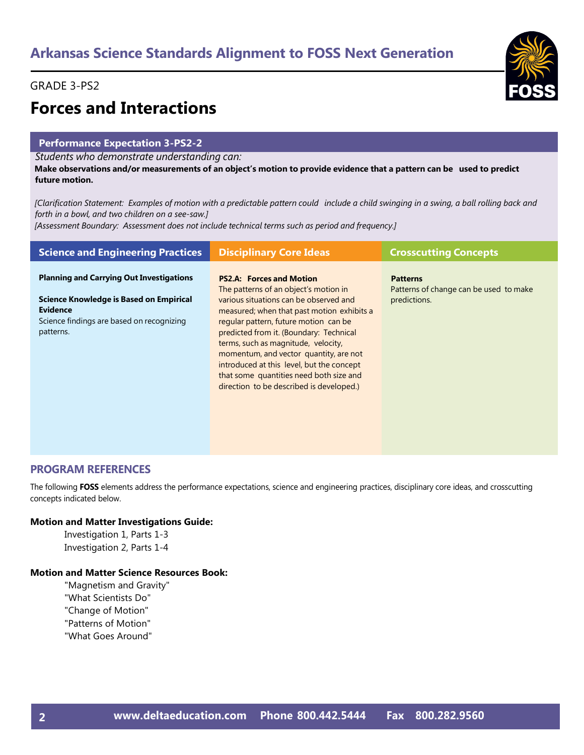# Arkansas Science Standards Alignment to FOSS Next Generation

GRADE 3-PS2

## Forces and Interactions

### Performance Expectation 3-PS2-2

*Students who demonstrate understanding can:*

**Make observations and/or measurements of an object's motion to provide evidence that a pattern can be used to predict future motion.**

*[Clarification Statement: Examples of motion with a predictable pattern could include a child swinging in a swing, a ball rolling back and forth in a bowl, and two children on a see-saw.]*
*[Assessment Boundary: Assessment does not include technical terms such as period and frequency.]*

| Science and Engineering Practices | Disciplinary Core Ideas | Crosscutting Concepts |
|---|---|---|
| **Planning and Carrying Out Investigations**<br><br>**Science Knowledge is Based on Empirical Evidence**<br>Science findings are based on recognizing patterns. | **PS2.A: Forces and Motion**<br>The patterns of an object's motion in various situations can be observed and measured; when that past motion exhibits a regular pattern, future motion can be predicted from it. (Boundary: Technical terms, such as magnitude, velocity, momentum, and vector quantity, are not introduced at this level, but the concept that some quantities need both size and direction to be described is developed.) | **Patterns**<br>Patterns of change can be used to make predictions. |

### PROGRAM REFERENCES

The following **FOSS** elements address the performance expectations, science and engineering practices, disciplinary core ideas, and crosscutting concepts indicated below.

**Motion and Matter Investigations Guide:**

- Investigation 1, Parts 1-3
- Investigation 2, Parts 1-4

**Motion and Matter Science Resources Book:**

- "Magnetism and Gravity"
- "What Scientists Do"
- "Change of Motion"
- "Patterns of Motion"
- "What Goes Around"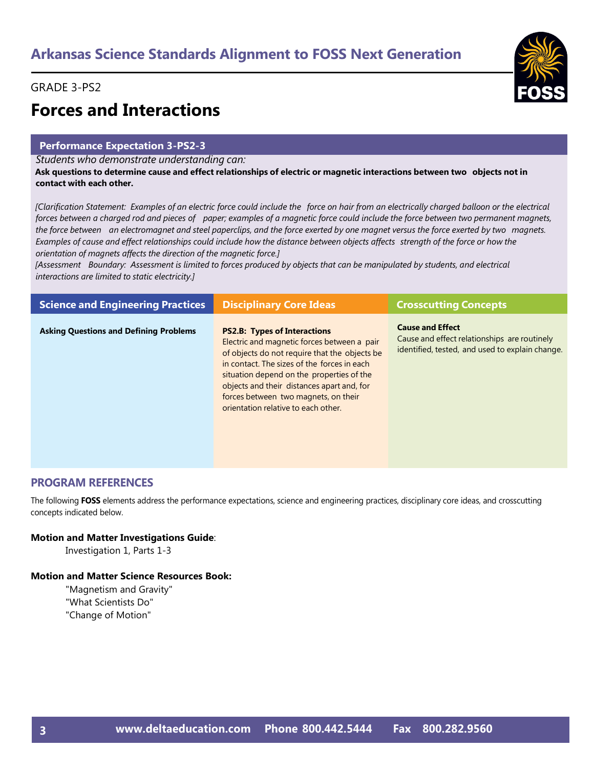# Arkansas Science Standards Alignment to FOSS Next Generation

GRADE 3-PS2

## Forces and Interactions

### Performance Expectation 3-PS2-3

*Students who demonstrate understanding can:*

**Ask questions to determine cause and effect relationships of electric or magnetic interactions between two objects not in contact with each other.**

*[Clarification Statement: Examples of an electric force could include the force on hair from an electrically charged balloon or the electrical forces between a charged rod and pieces of paper; examples of a magnetic force could include the force between two permanent magnets, the force between an electromagnet and steel paperclips, and the force exerted by one magnet versus the force exerted by two magnets. Examples of cause and effect relationships could include how the distance between objects affects strength of the force or how the orientation of magnets affects the direction of the magnetic force.]*
*[Assessment Boundary: Assessment is limited to forces produced by objects that can be manipulated by students, and electrical interactions are limited to static electricity.]*

| Science and Engineering Practices | Disciplinary Core Ideas | Crosscutting Concepts |
|---|---|---|
| **Asking Questions and Defining Problems** | **PS2.B: Types of Interactions** Electric and magnetic forces between a pair of objects do not require that the objects be in contact. The sizes of the forces in each situation depend on the properties of the objects and their distances apart and, for forces between two magnets, on their orientation relative to each other. | **Cause and Effect** Cause and effect relationships are routinely identified, tested, and used to explain change. |

## PROGRAM REFERENCES

The following **FOSS** elements address the performance expectations, science and engineering practices, disciplinary core ideas, and crosscutting concepts indicated below.

**Motion and Matter Investigations Guide**:

Investigation 1, Parts 1-3

**Motion and Matter Science Resources Book:**

"Magnetism and Gravity"
"What Scientists Do"
"Change of Motion"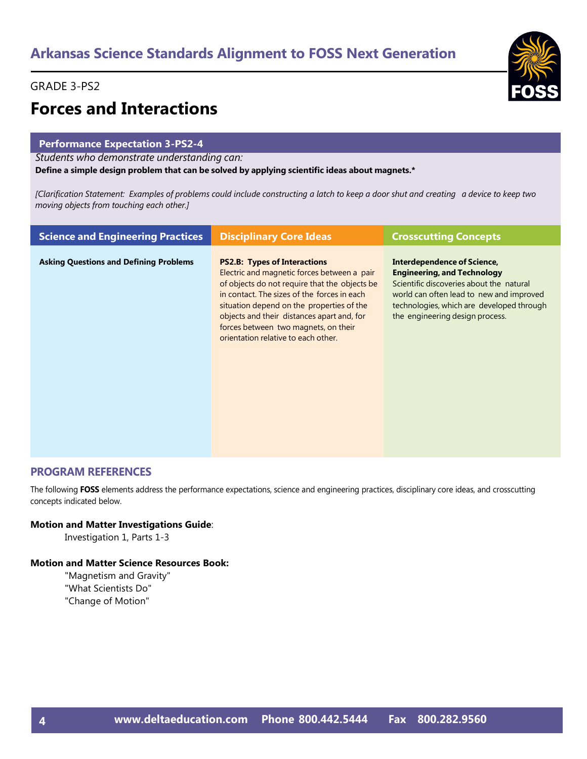# Arkansas Science Standards Alignment to FOSS Next Generation

GRADE 3-PS2

## Forces and Interactions

**Performance Expectation 3-PS2-4**

*Students who demonstrate understanding can:*

**Define a simple design problem that can be solved by applying scientific ideas about magnets.***

*[Clarification Statement: Examples of problems could include constructing a latch to keep a door shut and creating a device to keep two moving objects from touching each other.]*

| Science and Engineering Practices | Disciplinary Core Ideas | Crosscutting Concepts |
| --- | --- | --- |
| **Asking Questions and Defining Problems** | **PS2.B: Types of Interactions** Electric and magnetic forces between a pair of objects do not require that the objects be in contact. The sizes of the forces in each situation depend on the properties of the objects and their distances apart and, for forces between two magnets, on their orientation relative to each other. | **Interdependence of Science, Engineering, and Technology** Scientific discoveries about the natural world can often lead to new and improved technologies, which are developed through the engineering design process. |

### PROGRAM REFERENCES

The following **FOSS** elements address the performance expectations, science and engineering practices, disciplinary core ideas, and crosscutting concepts indicated below.

**Motion and Matter Investigations Guide**:

Investigation 1, Parts 1-3

**Motion and Matter Science Resources Book:**

"Magnetism and Gravity"
"What Scientists Do"
"Change of Motion"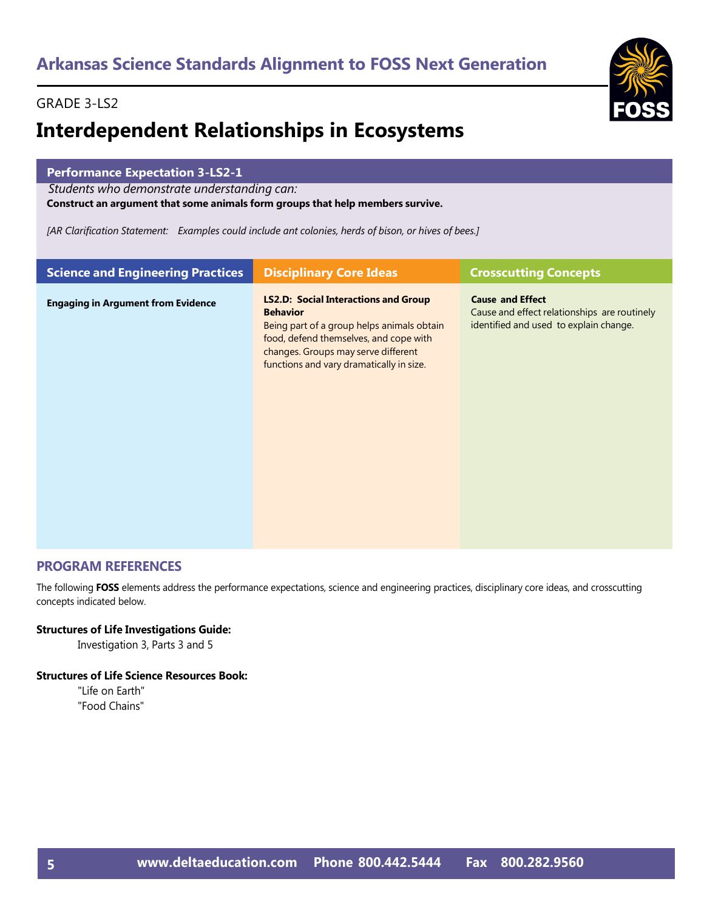## Arkansas Science Standards Alignment to FOSS Next Generation

GRADE 3-LS2

# Interdependent Relationships in Ecosystems

### Performance Expectation 3-LS2-1

*Students who demonstrate understanding can:*

**Construct an argument that some animals form groups that help members survive.**

*[AR Clarification Statement: Examples could include ant colonies, herds of bison, or hives of bees.]*

| Science and Engineering Practices | Disciplinary Core Ideas | Crosscutting Concepts |
| --- | --- | --- |
| **Engaging in Argument from Evidence** | **LS2.D: Social Interactions and Group Behavior** Being part of a group helps animals obtain food, defend themselves, and cope with changes. Groups may serve different functions and vary dramatically in size. | **Cause and Effect** Cause and effect relationships are routinely identified and used to explain change. |

## PROGRAM REFERENCES

The following **FOSS** elements address the performance expectations, science and engineering practices, disciplinary core ideas, and crosscutting concepts indicated below.

**Structures of Life Investigations Guide:**

Investigation 3, Parts 3 and 5

**Structures of Life Science Resources Book:**

"Life on Earth"
"Food Chains"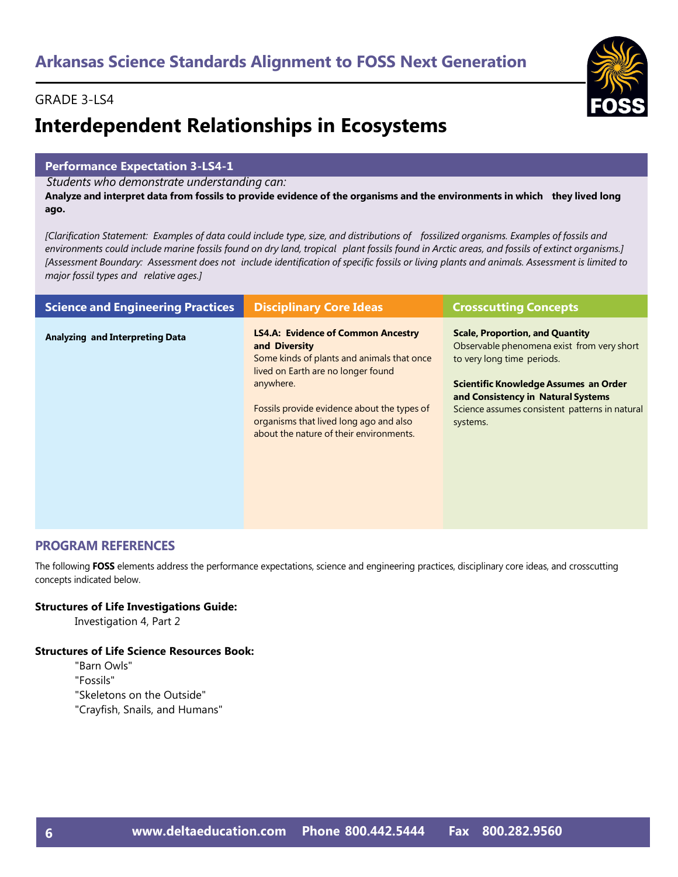## Arkansas Science Standards Alignment to FOSS Next Generation

GRADE 3-LS4

# Interdependent Relationships in Ecosystems

### Performance Expectation 3-LS4-1

*Students who demonstrate understanding can:*

**Analyze and interpret data from fossils to provide evidence of the organisms and the environments in which they lived long ago.**

*[Clarification Statement: Examples of data could include type, size, and distributions of fossilized organisms. Examples of fossils and environments could include marine fossils found on dry land, tropical plant fossils found in Arctic areas, and fossils of extinct organisms.] [Assessment Boundary: Assessment does not include identification of specific fossils or living plants and animals. Assessment is limited to major fossil types and relative ages.]*

| Science and Engineering Practices | Disciplinary Core Ideas | Crosscutting Concepts |
|---|---|---|
| **Analyzing and Interpreting Data** | **LS4.A: Evidence of Common Ancestry and Diversity**<br>Some kinds of plants and animals that once lived on Earth are no longer found anywhere.<br><br>Fossils provide evidence about the types of organisms that lived long ago and also about the nature of their environments. | **Scale, Proportion, and Quantity**<br>Observable phenomena exist from very short to very long time periods.<br><br>**Scientific Knowledge Assumes an Order and Consistency in Natural Systems**<br>Science assumes consistent patterns in natural systems. |

## PROGRAM REFERENCES

The following **FOSS** elements address the performance expectations, science and engineering practices, disciplinary core ideas, and crosscutting concepts indicated below.

**Structures of Life Investigations Guide:**

Investigation 4, Part 2

**Structures of Life Science Resources Book:**

"Barn Owls"
"Fossils"
"Skeletons on the Outside"
"Crayfish, Snails, and Humans"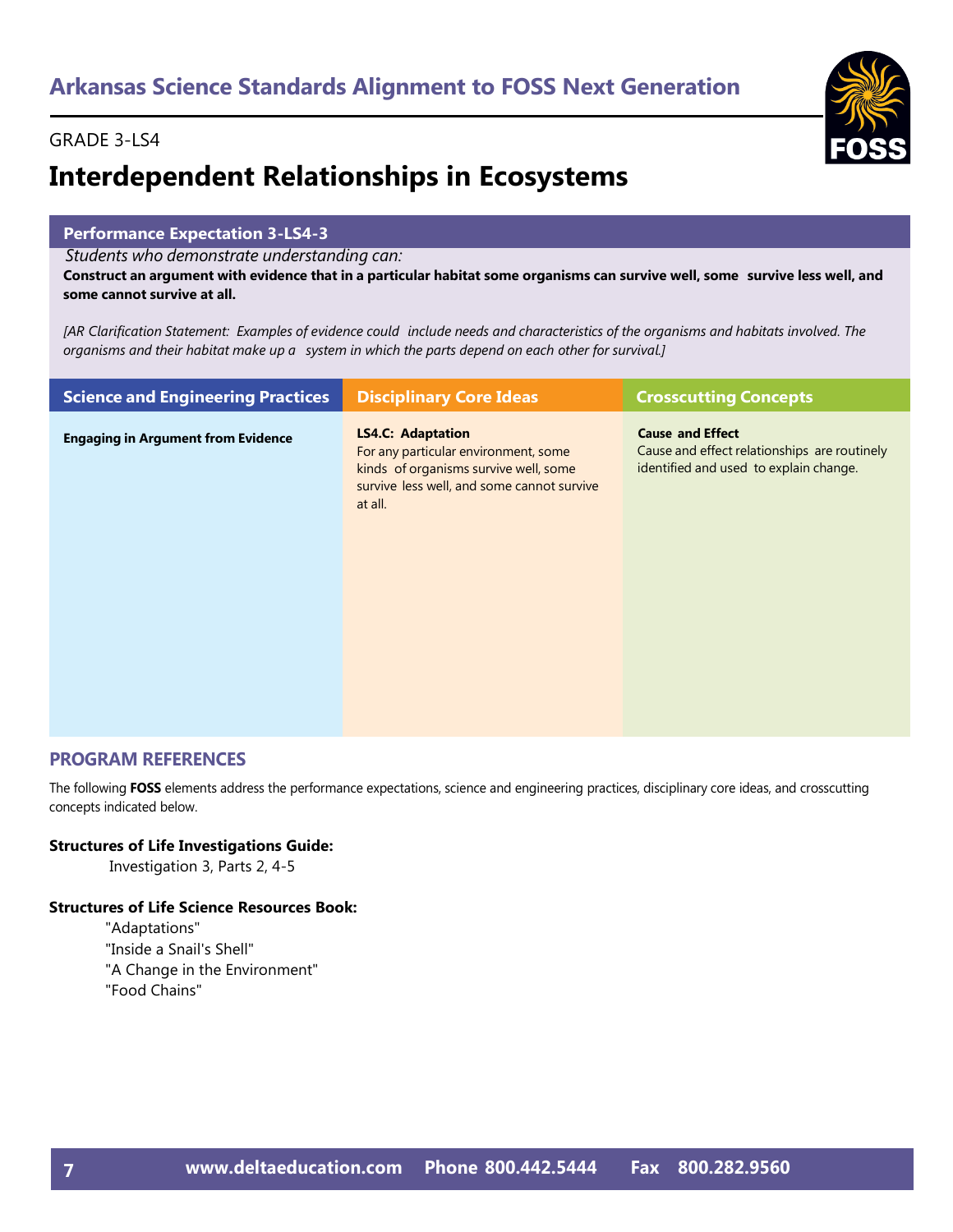## Arkansas Science Standards Alignment to FOSS Next Generation

GRADE 3-LS4

# Interdependent Relationships in Ecosystems

**Performance Expectation 3-LS4-3**

*Students who demonstrate understanding can:*

**Construct an argument with evidence that in a particular habitat some organisms can survive well, some survive less well, and some cannot survive at all.**

*[AR Clarification Statement: Examples of evidence could include needs and characteristics of the organisms and habitats involved. The organisms and their habitat make up a system in which the parts depend on each other for survival.]*

| Science and Engineering Practices | Disciplinary Core Ideas | Crosscutting Concepts |
|---|---|---|
| **Engaging in Argument from Evidence** | **LS4.C: Adaptation**<br>For any particular environment, some kinds of organisms survive well, some survive less well, and some cannot survive at all. | **Cause and Effect**<br>Cause and effect relationships are routinely identified and used to explain change. |

## PROGRAM REFERENCES

The following **FOSS** elements address the performance expectations, science and engineering practices, disciplinary core ideas, and crosscutting concepts indicated below.

**Structures of Life Investigations Guide:**

Investigation 3, Parts 2, 4-5

**Structures of Life Science Resources Book:**

"Adaptations"
"Inside a Snail's Shell"
"A Change in the Environment"
"Food Chains"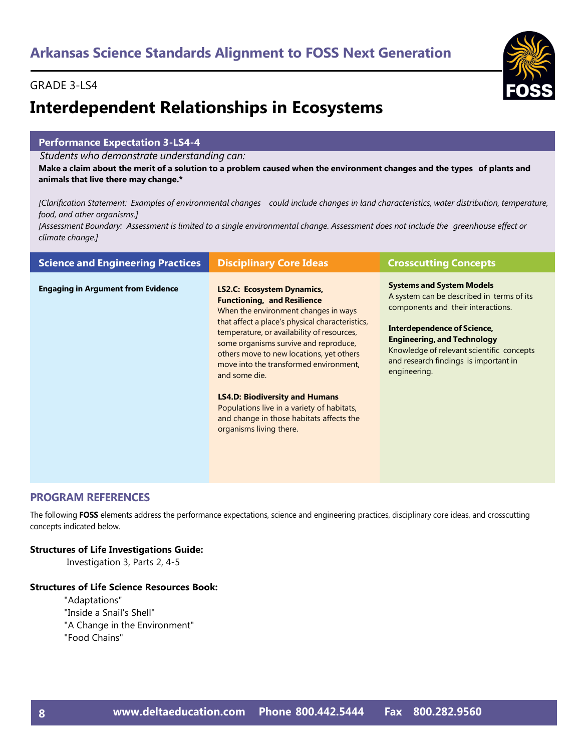## Arkansas Science Standards Alignment to FOSS Next Generation

GRADE 3-LS4

# Interdependent Relationships in Ecosystems

### Performance Expectation 3-LS4-4

*Students who demonstrate understanding can:*

**Make a claim about the merit of a solution to a problem caused when the environment changes and the types of plants and animals that live there may change.***

*[Clarification Statement: Examples of environmental changes could include changes in land characteristics, water distribution, temperature, food, and other organisms.]*
*[Assessment Boundary: Assessment is limited to a single environmental change. Assessment does not include the greenhouse effect or climate change.]*

| Science and Engineering Practices | Disciplinary Core Ideas | Crosscutting Concepts |
| --- | --- | --- |
| **Engaging in Argument from Evidence** | **LS2.C: Ecosystem Dynamics, Functioning, and Resilience**<br>When the environment changes in ways that affect a place's physical characteristics, temperature, or availability of resources, some organisms survive and reproduce, others move to new locations, yet others move into the transformed environment, and some die.<br><br>**LS4.D: Biodiversity and Humans**<br>Populations live in a variety of habitats, and change in those habitats affects the organisms living there. | **Systems and System Models**<br>A system can be described in terms of its components and their interactions.<br><br>**Interdependence of Science, Engineering, and Technology**<br>Knowledge of relevant scientific concepts and research findings is important in engineering. |

## PROGRAM REFERENCES

The following **FOSS** elements address the performance expectations, science and engineering practices, disciplinary core ideas, and crosscutting concepts indicated below.

**Structures of Life Investigations Guide:**

Investigation 3, Parts 2, 4-5

**Structures of Life Science Resources Book:**

"Adaptations"
"Inside a Snail's Shell"
"A Change in the Environment"
"Food Chains"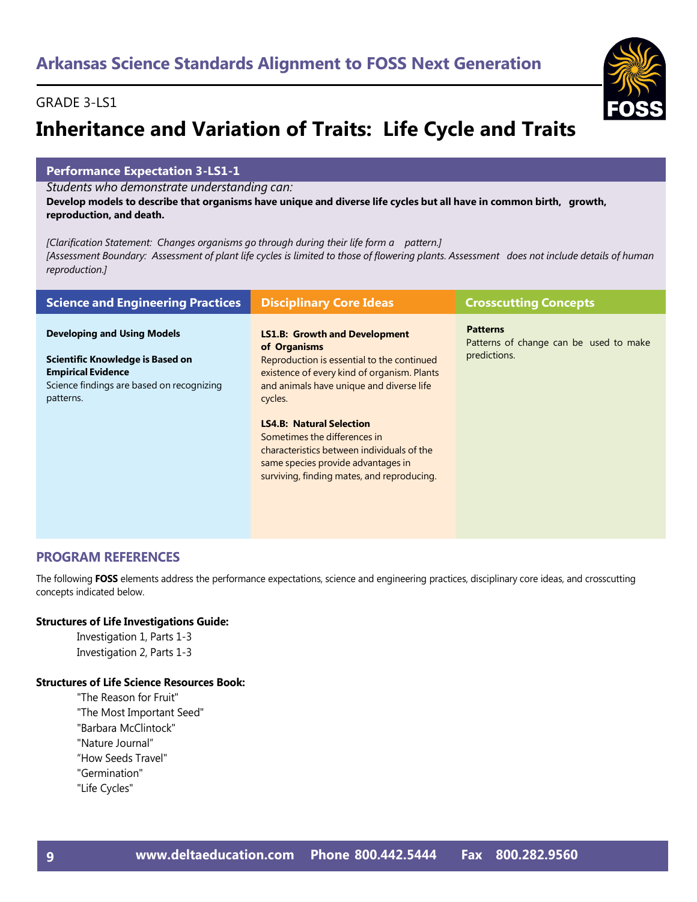# Arkansas Science Standards Alignment to FOSS Next Generation

GRADE 3-LS1

## Inheritance and Variation of Traits: Life Cycle and Traits

### Performance Expectation 3-LS1-1

*Students who demonstrate understanding can:*

**Develop models to describe that organisms have unique and diverse life cycles but all have in common birth, growth, reproduction, and death.**

*[Clarification Statement: Changes organisms go through during their life form a pattern.]*
*[Assessment Boundary: Assessment of plant life cycles is limited to those of flowering plants. Assessment does not include details of human reproduction.]*

| Science and Engineering Practices | Disciplinary Core Ideas | Crosscutting Concepts |
|---|---|---|
| **Developing and Using Models**<br><br>**Scientific Knowledge is Based on Empirical Evidence**<br>Science findings are based on recognizing patterns. | **LS1.B: Growth and Development of Organisms**<br>Reproduction is essential to the continued existence of every kind of organism. Plants and animals have unique and diverse life cycles.<br><br>**LS4.B: Natural Selection**<br>Sometimes the differences in characteristics between individuals of the same species provide advantages in surviving, finding mates, and reproducing. | **Patterns**<br>Patterns of change can be used to make predictions. |

## PROGRAM REFERENCES

The following **FOSS** elements address the performance expectations, science and engineering practices, disciplinary core ideas, and crosscutting concepts indicated below.

**Structures of Life Investigations Guide:**

- Investigation 1, Parts 1-3
- Investigation 2, Parts 1-3

**Structures of Life Science Resources Book:**

- "The Reason for Fruit"
- "The Most Important Seed"
- "Barbara McClintock"
- "Nature Journal"
- "How Seeds Travel"
- "Germination"
- "Life Cycles"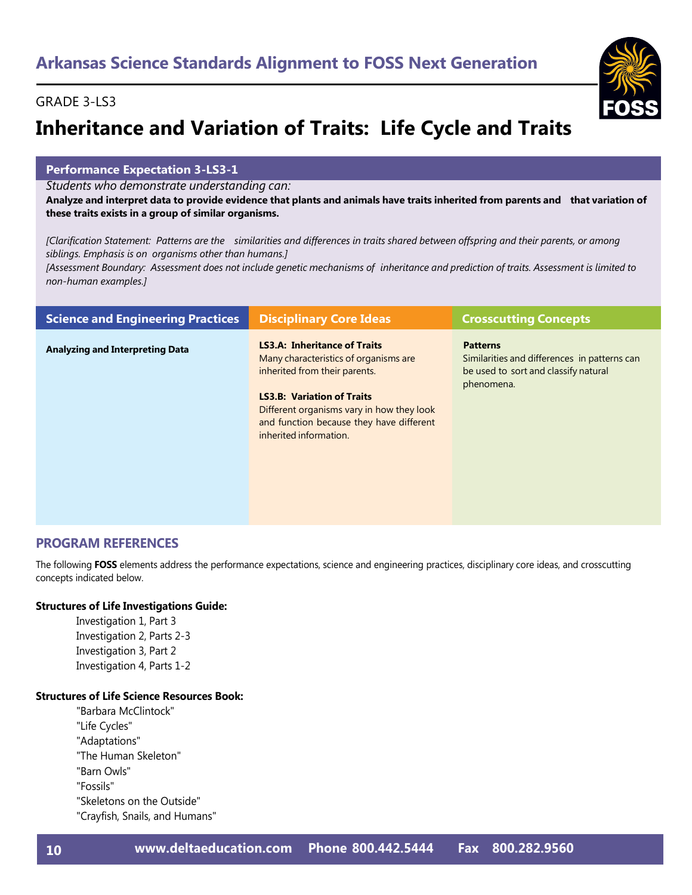# Arkansas Science Standards Alignment to FOSS Next Generation

GRADE 3-LS3

## Inheritance and Variation of Traits: Life Cycle and Traits

### Performance Expectation 3-LS3-1

*Students who demonstrate understanding can:*

**Analyze and interpret data to provide evidence that plants and animals have traits inherited from parents and that variation of these traits exists in a group of similar organisms.**

*[Clarification Statement: Patterns are the similarities and differences in traits shared between offspring and their parents, or among siblings. Emphasis is on organisms other than humans.]*

*[Assessment Boundary: Assessment does not include genetic mechanisms of inheritance and prediction of traits. Assessment is limited to non-human examples.]*

| Science and Engineering Practices | Disciplinary Core Ideas | Crosscutting Concepts |
|---|---|---|
| **Analyzing and Interpreting Data** | **LS3.A: Inheritance of Traits**<br>Many characteristics of organisms are inherited from their parents.<br><br>**LS3.B: Variation of Traits**<br>Different organisms vary in how they look and function because they have different inherited information. | **Patterns**<br>Similarities and differences in patterns can be used to sort and classify natural phenomena. |

### PROGRAM REFERENCES

The following **FOSS** elements address the performance expectations, science and engineering practices, disciplinary core ideas, and crosscutting concepts indicated below.

**Structures of Life Investigations Guide:**

- Investigation 1, Part 3
- Investigation 2, Parts 2-3
- Investigation 3, Part 2
- Investigation 4, Parts 1-2

**Structures of Life Science Resources Book:**

- "Barbara McClintock"
- "Life Cycles"
- "Adaptations"
- "The Human Skeleton"
- "Barn Owls"
- "Fossils"
- "Skeletons on the Outside"
- "Crayfish, Snails, and Humans"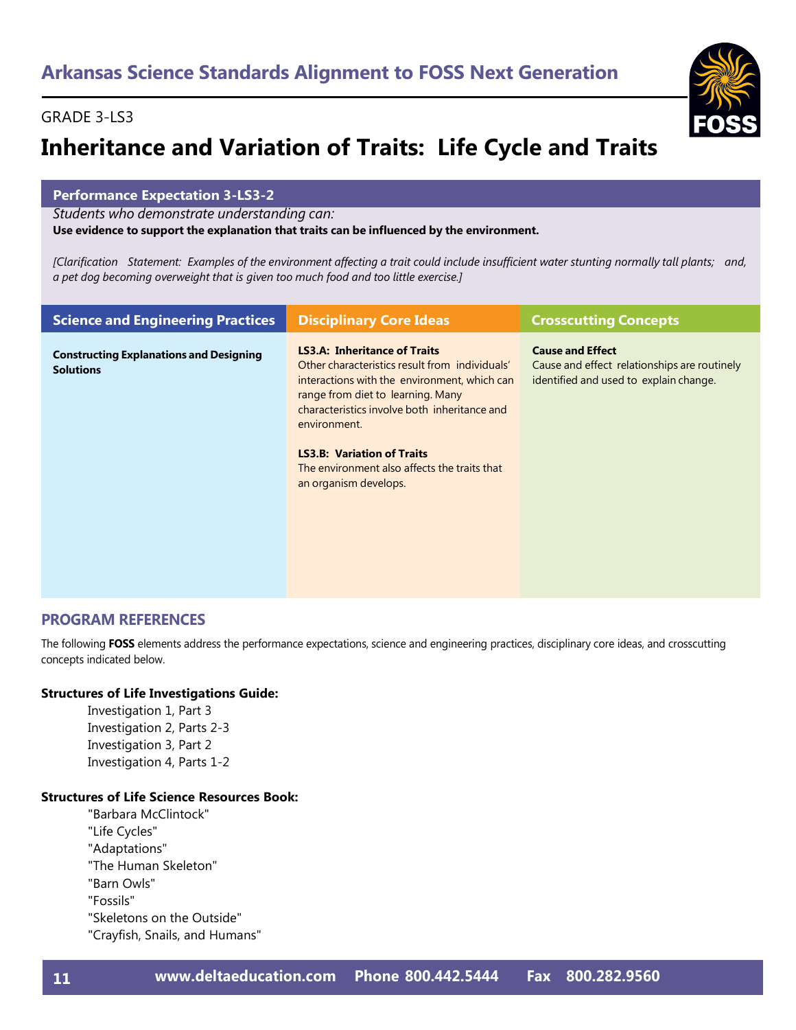## Arkansas Science Standards Alignment to FOSS Next Generation

GRADE 3-LS3

# Inheritance and Variation of Traits: Life Cycle and Traits

**Performance Expectation 3-LS3-2**

*Students who demonstrate understanding can:*

**Use evidence to support the explanation that traits can be influenced by the environment.**

*[Clarification Statement: Examples of the environment affecting a trait could include insufficient water stunting normally tall plants; and, a pet dog becoming overweight that is given too much food and too little exercise.]*

| Science and Engineering Practices | Disciplinary Core Ideas | Crosscutting Concepts |
|---|---|---|
| **Constructing Explanations and Designing Solutions** | **LS3.A: Inheritance of Traits** Other characteristics result from individuals' interactions with the environment, which can range from diet to learning. Many characteristics involve both inheritance and environment.<br><br>**LS3.B: Variation of Traits** The environment also affects the traits that an organism develops. | **Cause and Effect** Cause and effect relationships are routinely identified and used to explain change. |

## PROGRAM REFERENCES

The following **FOSS** elements address the performance expectations, science and engineering practices, disciplinary core ideas, and crosscutting concepts indicated below.

**Structures of Life Investigations Guide:**

- Investigation 1, Part 3
- Investigation 2, Parts 2-3
- Investigation 3, Part 2
- Investigation 4, Parts 1-2

**Structures of Life Science Resources Book:**

- "Barbara McClintock"
- "Life Cycles"
- "Adaptations"
- "The Human Skeleton"
- "Barn Owls"
- "Fossils"
- "Skeletons on the Outside"
- "Crayfish, Snails, and Humans"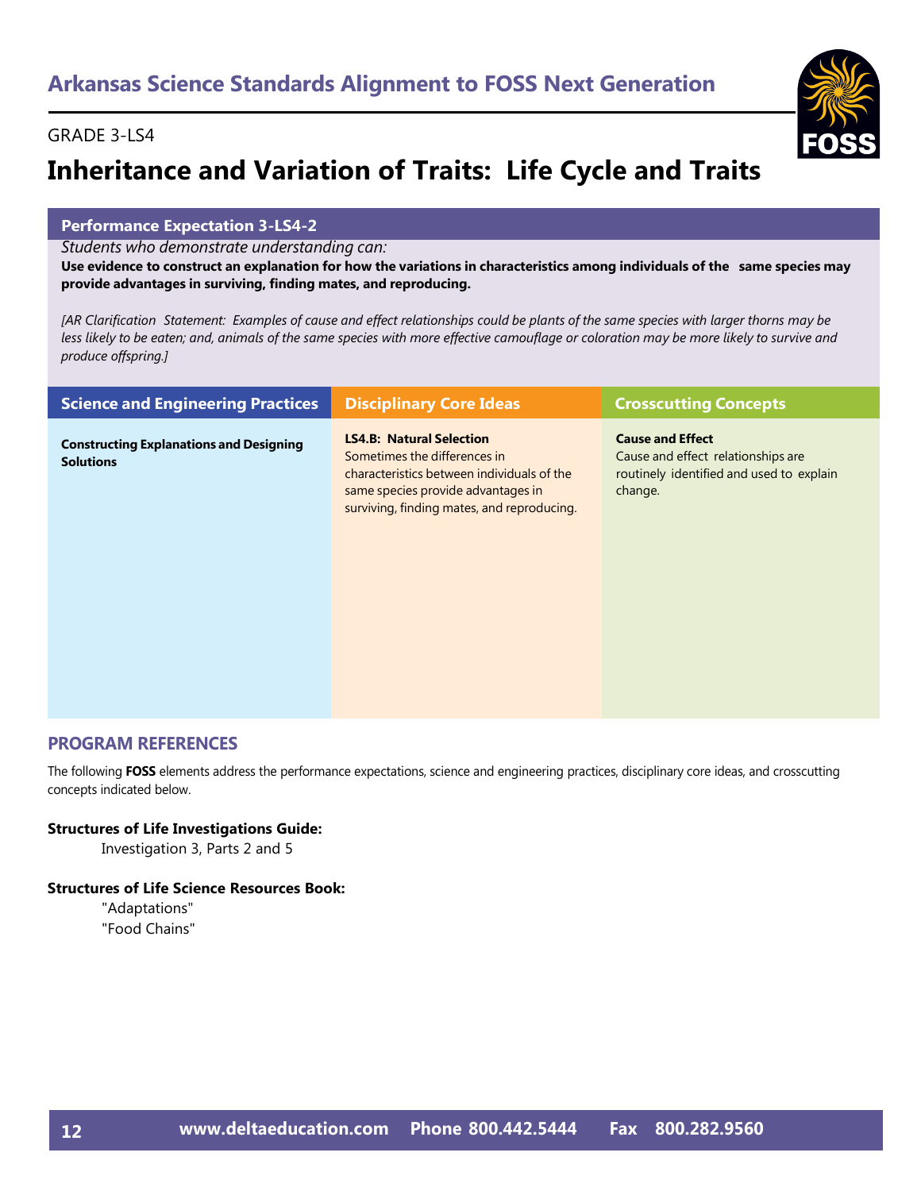# Arkansas Science Standards Alignment to FOSS Next Generation

GRADE 3-LS4

## Inheritance and Variation of Traits: Life Cycle and Traits

### Performance Expectation 3-LS4-2

*Students who demonstrate understanding can:*

**Use evidence to construct an explanation for how the variations in characteristics among individuals of the same species may provide advantages in surviving, finding mates, and reproducing.**

*[AR Clarification Statement: Examples of cause and effect relationships could be plants of the same species with larger thorns may be less likely to be eaten; and, animals of the same species with more effective camouflage or coloration may be more likely to survive and produce offspring.]*

| Science and Engineering Practices | Disciplinary Core Ideas | Crosscutting Concepts |
|---|---|---|
| **Constructing Explanations and Designing Solutions** | **LS4.B: Natural Selection** Sometimes the differences in characteristics between individuals of the same species provide advantages in surviving, finding mates, and reproducing. | **Cause and Effect** Cause and effect relationships are routinely identified and used to explain change. |

### PROGRAM REFERENCES

The following **FOSS** elements address the performance expectations, science and engineering practices, disciplinary core ideas, and crosscutting concepts indicated below.

**Structures of Life Investigations Guide:**

Investigation 3, Parts 2 and 5

**Structures of Life Science Resources Book:**

"Adaptations"
"Food Chains"

www.deltaeducation.com Phone 800.442.5444 Fax 800.282.9560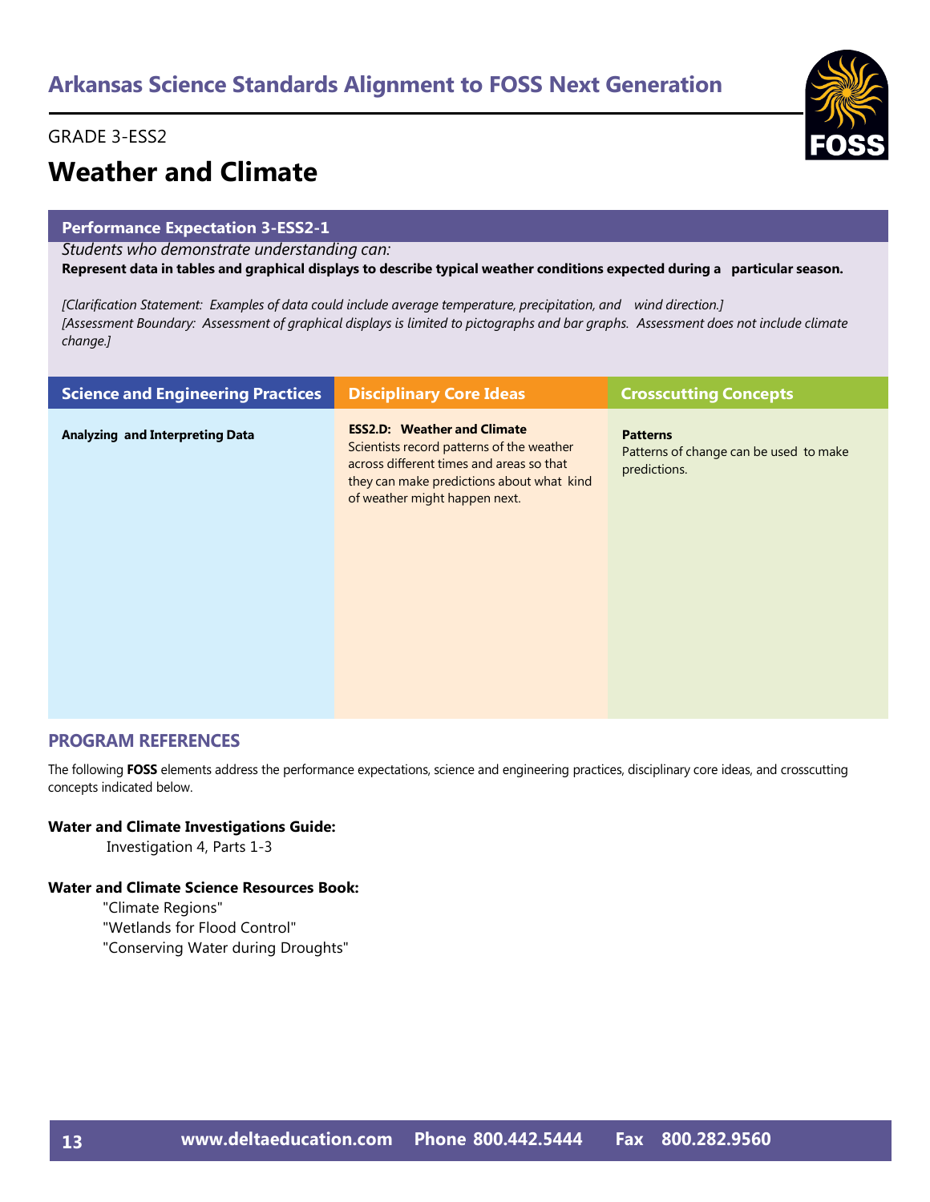## Arkansas Science Standards Alignment to FOSS Next Generation

GRADE 3-ESS2

# Weather and Climate

**Performance Expectation 3-ESS2-1**

*Students who demonstrate understanding can:*

**Represent data in tables and graphical displays to describe typical weather conditions expected during a particular season.**

*[Clarification Statement: Examples of data could include average temperature, precipitation, and wind direction.]*
*[Assessment Boundary: Assessment of graphical displays is limited to pictographs and bar graphs. Assessment does not include climate change.]*

| Science and Engineering Practices | Disciplinary Core Ideas | Crosscutting Concepts |
|---|---|---|
| **Analyzing and Interpreting Data** | **ESS2.D: Weather and Climate** Scientists record patterns of the weather across different times and areas so that they can make predictions about what kind of weather might happen next. | **Patterns** Patterns of change can be used to make predictions. |

## PROGRAM REFERENCES

The following **FOSS** elements address the performance expectations, science and engineering practices, disciplinary core ideas, and crosscutting concepts indicated below.

**Water and Climate Investigations Guide:**

Investigation 4, Parts 1-3

**Water and Climate Science Resources Book:**

"Climate Regions"
"Wetlands for Flood Control"
"Conserving Water during Droughts"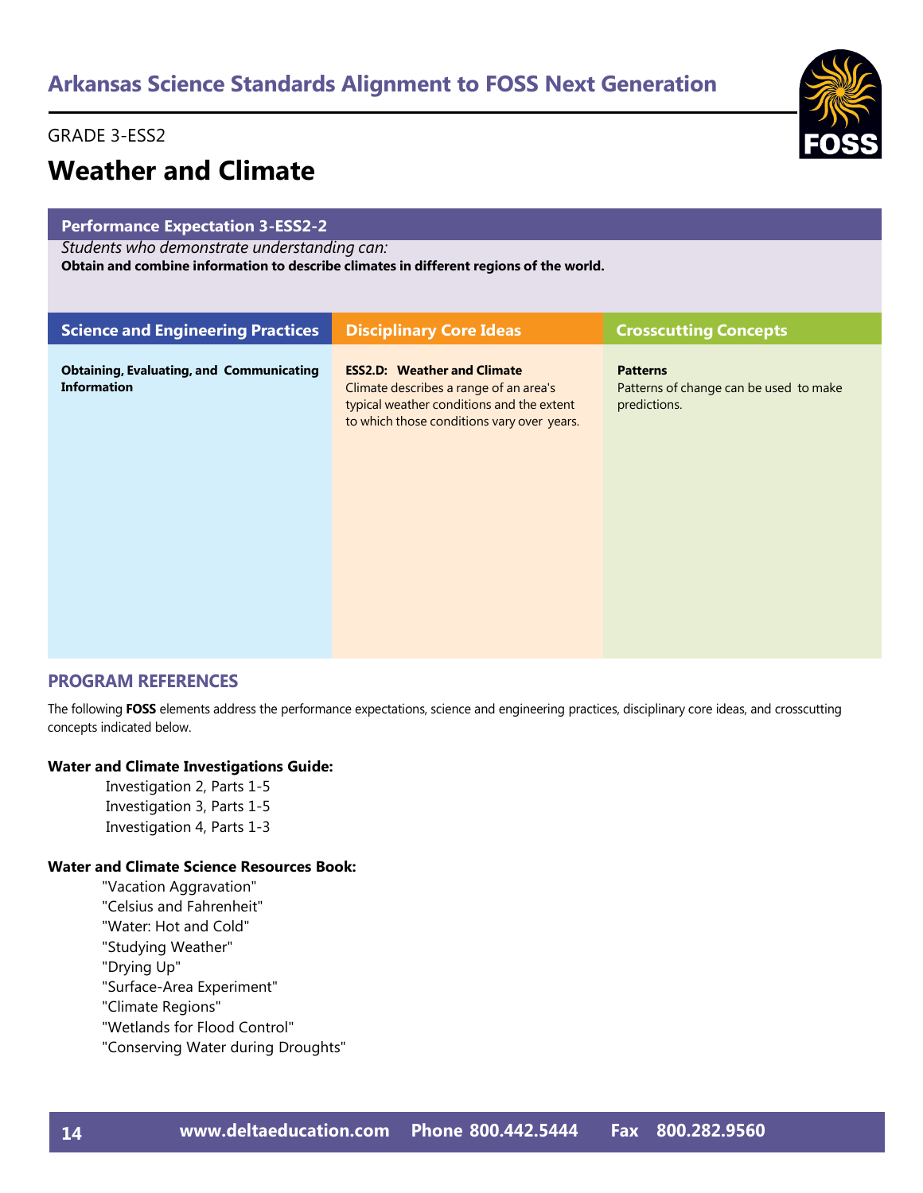# Arkansas Science Standards Alignment to FOSS Next Generation

GRADE 3-ESS2

## Weather and Climate

**Performance Expectation 3-ESS2-2**

*Students who demonstrate understanding can:*

**Obtain and combine information to describe climates in different regions of the world.**

| Science and Engineering Practices | Disciplinary Core Ideas | Crosscutting Concepts |
|---|---|---|
| **Obtaining, Evaluating, and Communicating Information** | **ESS2.D: Weather and Climate**<br>Climate describes a range of an area's typical weather conditions and the extent to which those conditions vary over years. | **Patterns**<br>Patterns of change can be used to make predictions. |

### PROGRAM REFERENCES

The following **FOSS** elements address the performance expectations, science and engineering practices, disciplinary core ideas, and crosscutting concepts indicated below.

**Water and Climate Investigations Guide:**

- Investigation 2, Parts 1-5
- Investigation 3, Parts 1-5
- Investigation 4, Parts 1-3

**Water and Climate Science Resources Book:**

- "Vacation Aggravation"
- "Celsius and Fahrenheit"
- "Water: Hot and Cold"
- "Studying Weather"
- "Drying Up"
- "Surface-Area Experiment"
- "Climate Regions"
- "Wetlands for Flood Control"
- "Conserving Water during Droughts"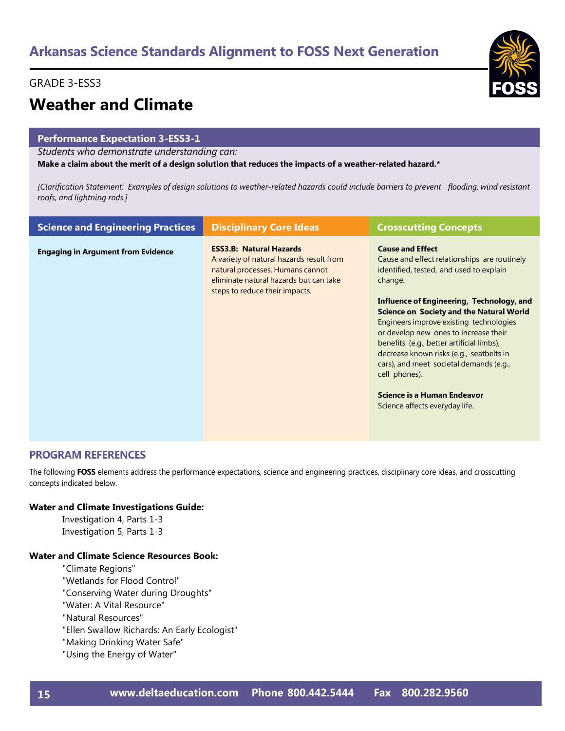# Arkansas Science Standards Alignment to FOSS Next Generation

GRADE 3-ESS3

## Weather and Climate

**Performance Expectation 3-ESS3-1**

*Students who demonstrate understanding can:*

**Make a claim about the merit of a design solution that reduces the impacts of a weather-related hazard.***

*[Clarification Statement: Examples of design solutions to weather-related hazards could include barriers to prevent flooding, wind resistant roofs, and lightning rods.]*

| Science and Engineering Practices | Disciplinary Core Ideas | Crosscutting Concepts |
|---|---|---|
| **Engaging in Argument from Evidence** | **ESS3.B: Natural Hazards**<br>A variety of natural hazards result from natural processes. Humans cannot eliminate natural hazards but can take steps to reduce their impacts. | **Cause and Effect**<br>Cause and effect relationships are routinely identified, tested, and used to explain change.<br><br>**Influence of Engineering, Technology, and Science on Society and the Natural World**<br>Engineers improve existing technologies or develop new ones to increase their benefits (e.g., better artificial limbs), decrease known risks (e.g., seatbelts in cars), and meet societal demands (e.g., cell phones).<br><br>**Science is a Human Endeavor**<br>Science affects everyday life. |

## PROGRAM REFERENCES

The following **FOSS** elements address the performance expectations, science and engineering practices, disciplinary core ideas, and crosscutting concepts indicated below.

**Water and Climate Investigations Guide:**

- Investigation 4, Parts 1-3
- Investigation 5, Parts 1-3

**Water and Climate Science Resources Book:**

- "Climate Regions"
- "Wetlands for Flood Control"
- "Conserving Water during Droughts"
- "Water: A Vital Resource"
- "Natural Resources"
- "Ellen Swallow Richards: An Early Ecologist"
- "Making Drinking Water Safe"
- "Using the Energy of Water"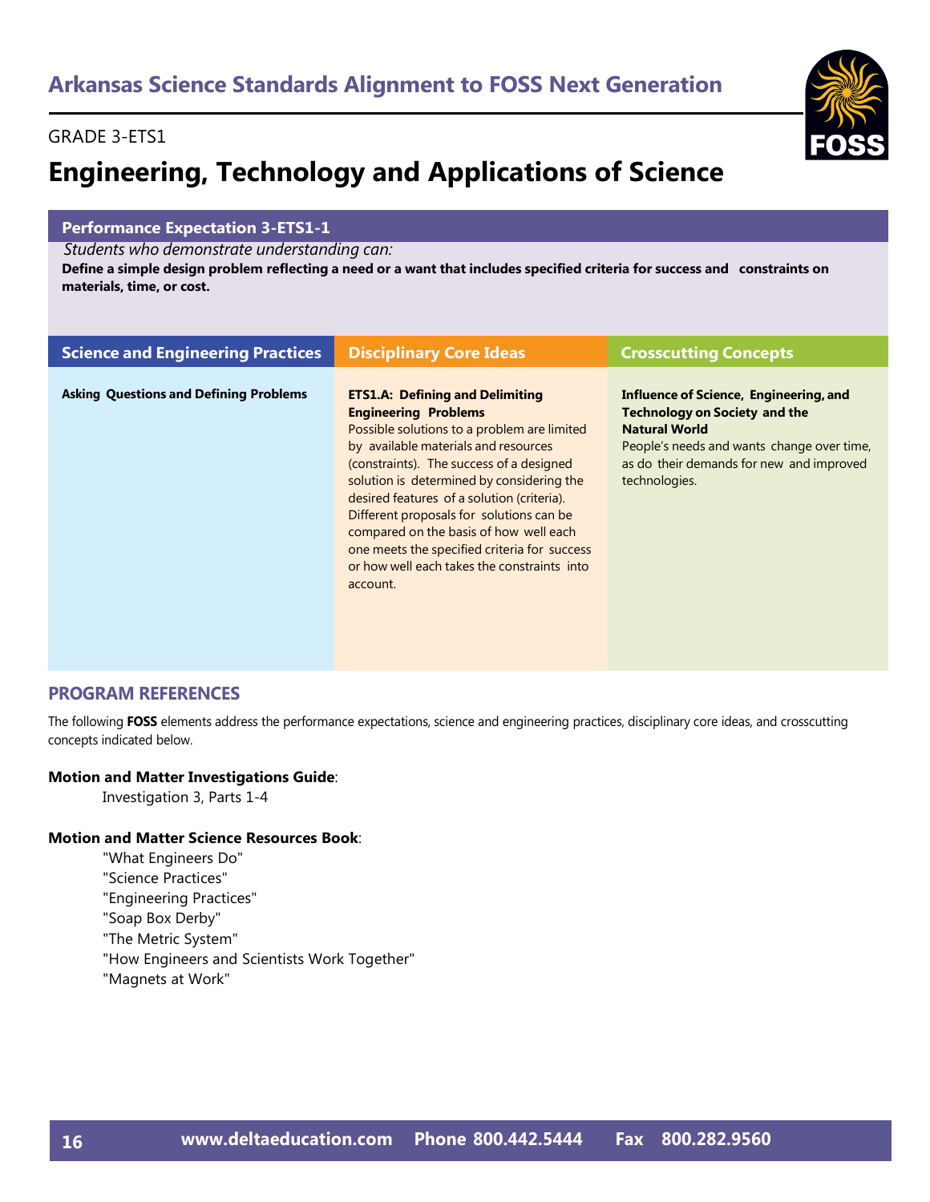## Arkansas Science Standards Alignment to FOSS Next Generation

GRADE 3-ETS1

# Engineering, Technology and Applications of Science

**Performance Expectation 3-ETS1-1**

*Students who demonstrate understanding can:*

**Define a simple design problem reflecting a need or a want that includes specified criteria for success and constraints on materials, time, or cost.**

| Science and Engineering Practices | Disciplinary Core Ideas | Crosscutting Concepts |
| --- | --- | --- |
| **Asking Questions and Defining Problems** | **ETS1.A: Defining and Delimiting Engineering Problems** Possible solutions to a problem are limited by available materials and resources (constraints). The success of a designed solution is determined by considering the desired features of a solution (criteria). Different proposals for solutions can be compared on the basis of how well each one meets the specified criteria for success or how well each takes the constraints into account. | **Influence of Science, Engineering, and Technology on Society and the Natural World** People's needs and wants change over time, as do their demands for new and improved technologies. |

## PROGRAM REFERENCES

The following **FOSS** elements address the performance expectations, science and engineering practices, disciplinary core ideas, and crosscutting concepts indicated below.

**Motion and Matter Investigations Guide**:

Investigation 3, Parts 1-4

**Motion and Matter Science Resources Book**:

"What Engineers Do"
"Science Practices"
"Engineering Practices"
"Soap Box Derby"
"The Metric System"
"How Engineers and Scientists Work Together"
"Magnets at Work"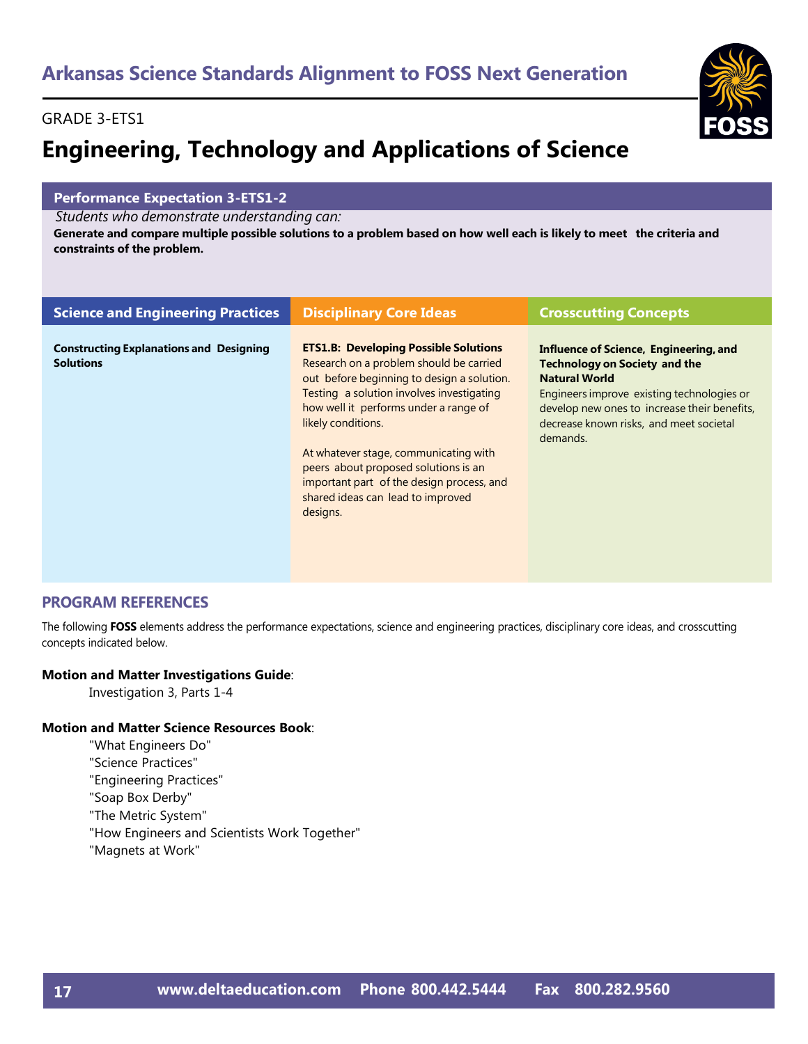# Arkansas Science Standards Alignment to FOSS Next Generation

GRADE 3-ETS1

## Engineering, Technology and Applications of Science

**Performance Expectation 3-ETS1-2**

*Students who demonstrate understanding can:*

**Generate and compare multiple possible solutions to a problem based on how well each is likely to meet the criteria and constraints of the problem.**

| Science and Engineering Practices | Disciplinary Core Ideas | Crosscutting Concepts |
|---|---|---|
| **Constructing Explanations and Designing Solutions** | **ETS1.B: Developing Possible Solutions** Research on a problem should be carried out before beginning to design a solution. Testing a solution involves investigating how well it performs under a range of likely conditions.<br><br>At whatever stage, communicating with peers about proposed solutions is an important part of the design process, and shared ideas can lead to improved designs. | **Influence of Science, Engineering, and Technology on Society and the Natural World** Engineers improve existing technologies or develop new ones to increase their benefits, decrease known risks, and meet societal demands. |

## PROGRAM REFERENCES

The following **FOSS** elements address the performance expectations, science and engineering practices, disciplinary core ideas, and crosscutting concepts indicated below.

**Motion and Matter Investigations Guide**:

Investigation 3, Parts 1-4

**Motion and Matter Science Resources Book**:

"What Engineers Do"
"Science Practices"
"Engineering Practices"
"Soap Box Derby"
"The Metric System"
"How Engineers and Scientists Work Together"
"Magnets at Work"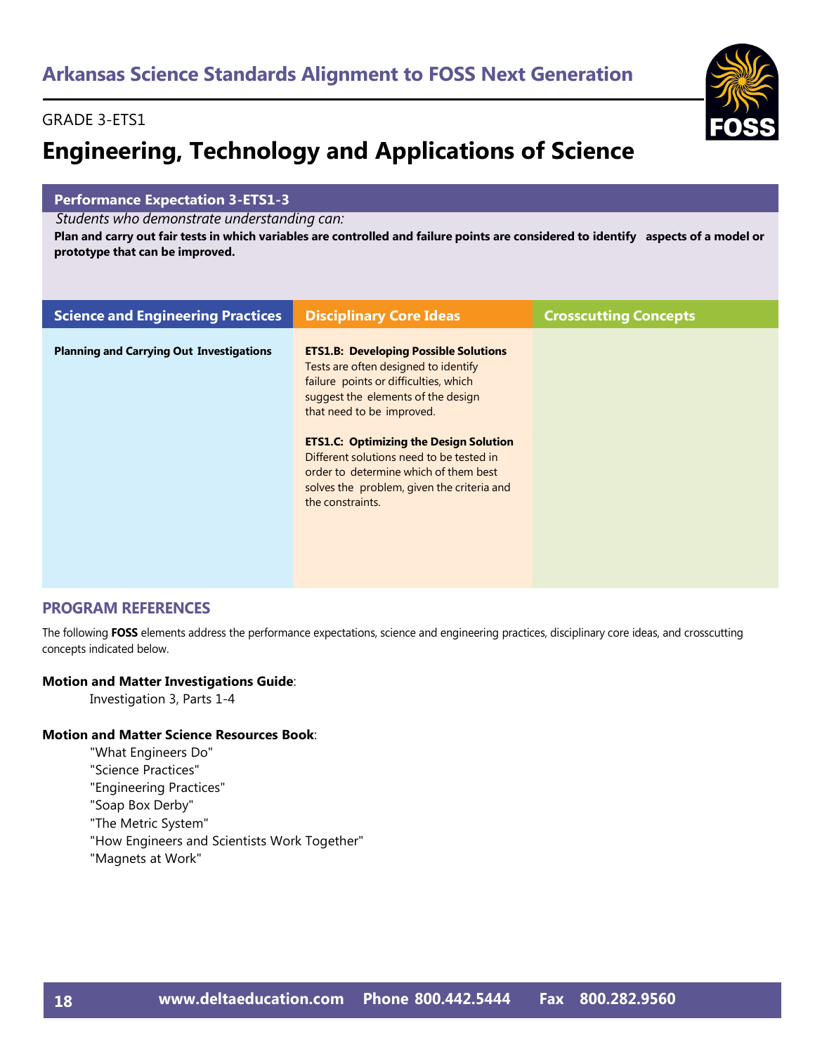# Arkansas Science Standards Alignment to FOSS Next Generation

GRADE 3-ETS1

## Engineering, Technology and Applications of Science

### Performance Expectation 3-ETS1-3

*Students who demonstrate understanding can:*

**Plan and carry out fair tests in which variables are controlled and failure points are considered to identify aspects of a model or prototype that can be improved.**

| Science and Engineering Practices | Disciplinary Core Ideas | Crosscutting Concepts |
| --- | --- | --- |
| **Planning and Carrying Out Investigations** | **ETS1.B: Developing Possible Solutions** Tests are often designed to identify failure points or difficulties, which suggest the elements of the design that need to be improved. **ETS1.C: Optimizing the Design Solution** Different solutions need to be tested in order to determine which of them best solves the problem, given the criteria and the constraints. | |

## PROGRAM REFERENCES

The following **FOSS** elements address the performance expectations, science and engineering practices, disciplinary core ideas, and crosscutting concepts indicated below.

**Motion and Matter Investigations Guide**:

Investigation 3, Parts 1-4

**Motion and Matter Science Resources Book**:

"What Engineers Do"
"Science Practices"
"Engineering Practices"
"Soap Box Derby"
"The Metric System"
"How Engineers and Scientists Work Together"
"Magnets at Work"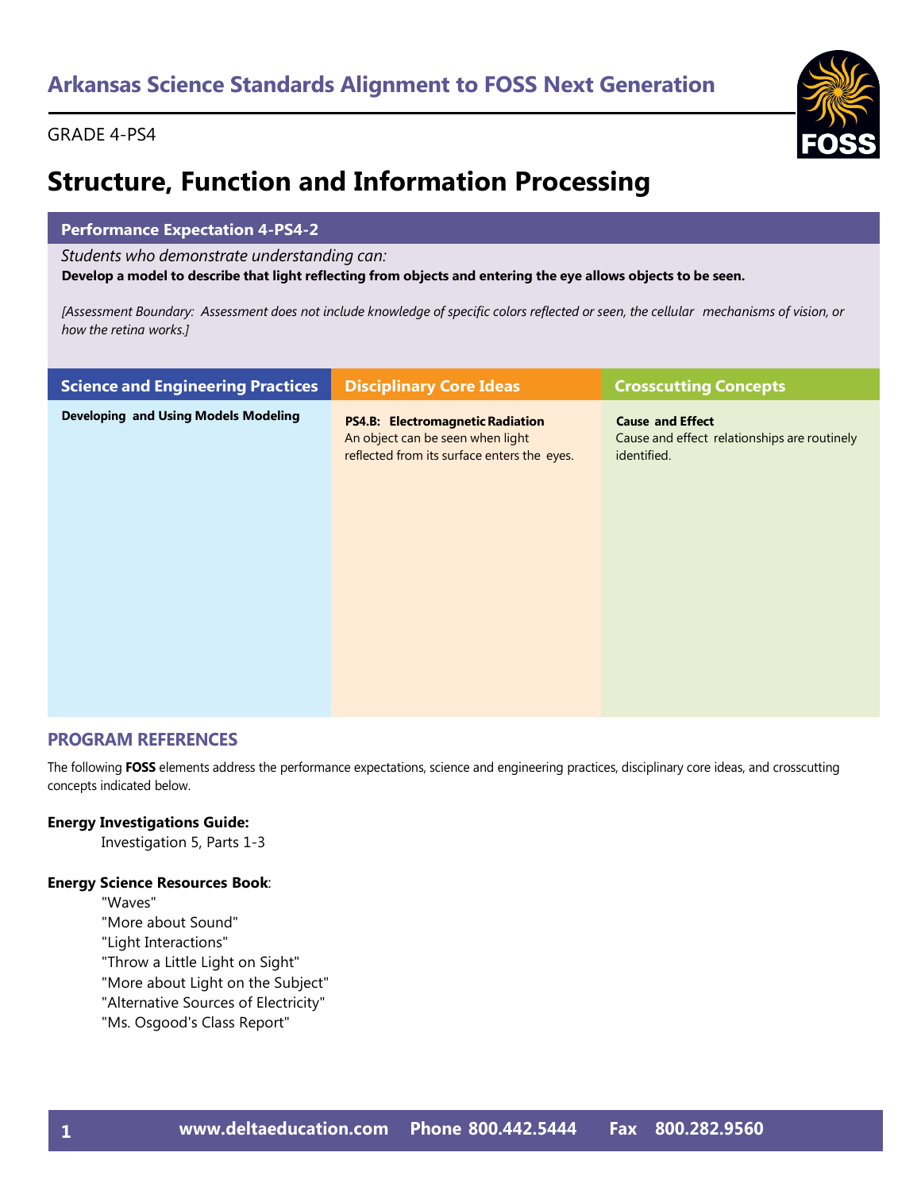## Arkansas Science Standards Alignment to FOSS Next Generation

GRADE 4-PS4

# Structure, Function and Information Processing

### Performance Expectation 4-PS4-2

*Students who demonstrate understanding can:*

**Develop a model to describe that light reflecting from objects and entering the eye allows objects to be seen.**

*[Assessment Boundary: Assessment does not include knowledge of specific colors reflected or seen, the cellular mechanisms of vision, or how the retina works.]*

| Science and Engineering Practices | Disciplinary Core Ideas | Crosscutting Concepts |
|---|---|---|
| **Developing and Using Models Modeling** | **PS4.B: Electromagnetic Radiation** An object can be seen when light reflected from its surface enters the eyes. | **Cause and Effect** Cause and effect relationships are routinely identified. |

### PROGRAM REFERENCES

The following **FOSS** elements address the performance expectations, science and engineering practices, disciplinary core ideas, and crosscutting concepts indicated below.

**Energy Investigations Guide:**

Investigation 5, Parts 1-3

**Energy Science Resources Book**:

"Waves"
"More about Sound"
"Light Interactions"
"Throw a Little Light on Sight"
"More about Light on the Subject"
"Alternative Sources of Electricity"
"Ms. Osgood's Class Report"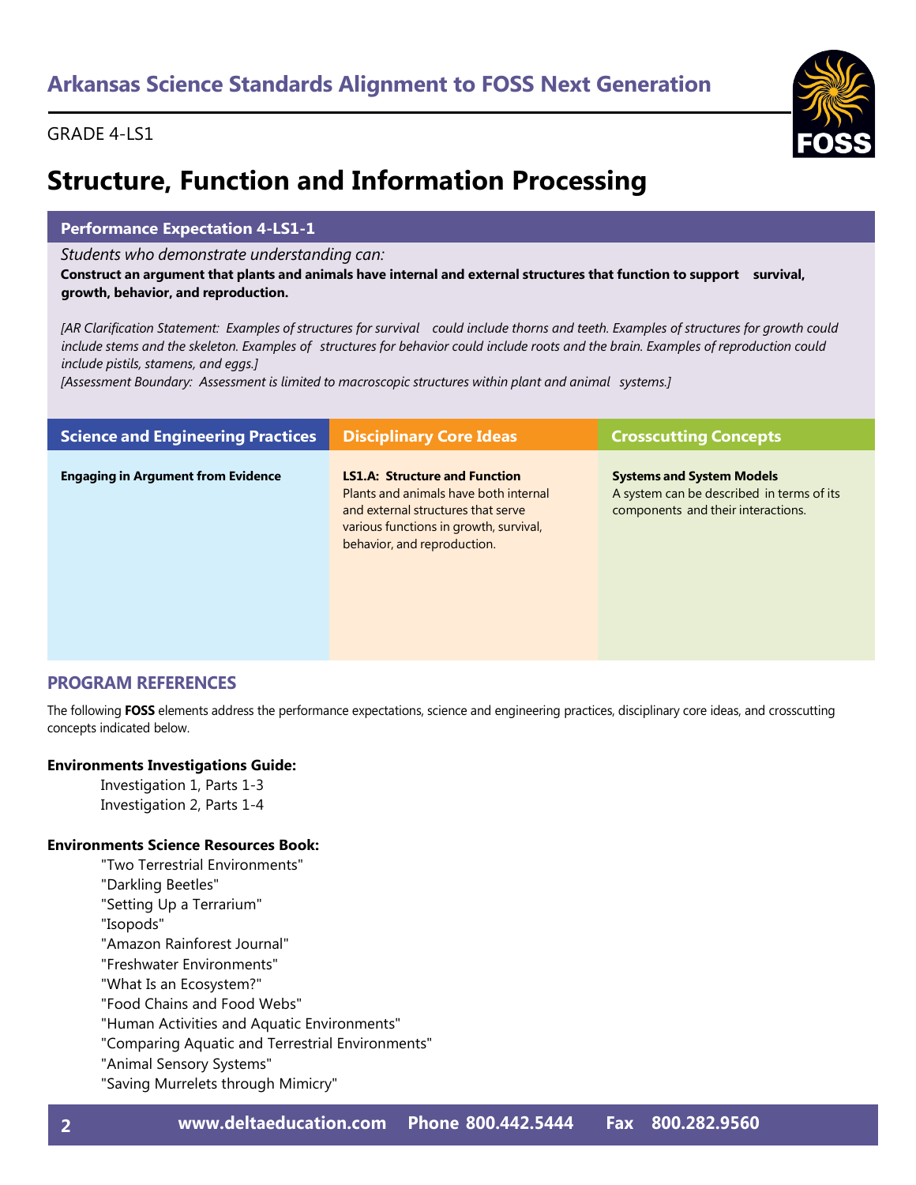## Arkansas Science Standards Alignment to FOSS Next Generation

GRADE 4-LS1

# Structure, Function and Information Processing

### Performance Expectation 4-LS1-1

*Students who demonstrate understanding can:*

**Construct an argument that plants and animals have internal and external structures that function to support survival, growth, behavior, and reproduction.**

*[AR Clarification Statement: Examples of structures for survival could include thorns and teeth. Examples of structures for growth could include stems and the skeleton. Examples of structures for behavior could include roots and the brain. Examples of reproduction could include pistils, stamens, and eggs.]*

*[Assessment Boundary: Assessment is limited to macroscopic structures within plant and animal systems.]*

| Science and Engineering Practices | Disciplinary Core Ideas | Crosscutting Concepts |
|---|---|---|
| **Engaging in Argument from Evidence** | **LS1.A: Structure and Function** Plants and animals have both internal and external structures that serve various functions in growth, survival, behavior, and reproduction. | **Systems and System Models** A system can be described in terms of its components and their interactions. |

## PROGRAM REFERENCES

The following **FOSS** elements address the performance expectations, science and engineering practices, disciplinary core ideas, and crosscutting concepts indicated below.

**Environments Investigations Guide:**

- Investigation 1, Parts 1-3
- Investigation 2, Parts 1-4

**Environments Science Resources Book:**

- "Two Terrestrial Environments"
- "Darkling Beetles"
- "Setting Up a Terrarium"
- "Isopods"
- "Amazon Rainforest Journal"
- "Freshwater Environments"
- "What Is an Ecosystem?"
- "Food Chains and Food Webs"
- "Human Activities and Aquatic Environments"
- "Comparing Aquatic and Terrestrial Environments"
- "Animal Sensory Systems"
- "Saving Murrelets through Mimicry"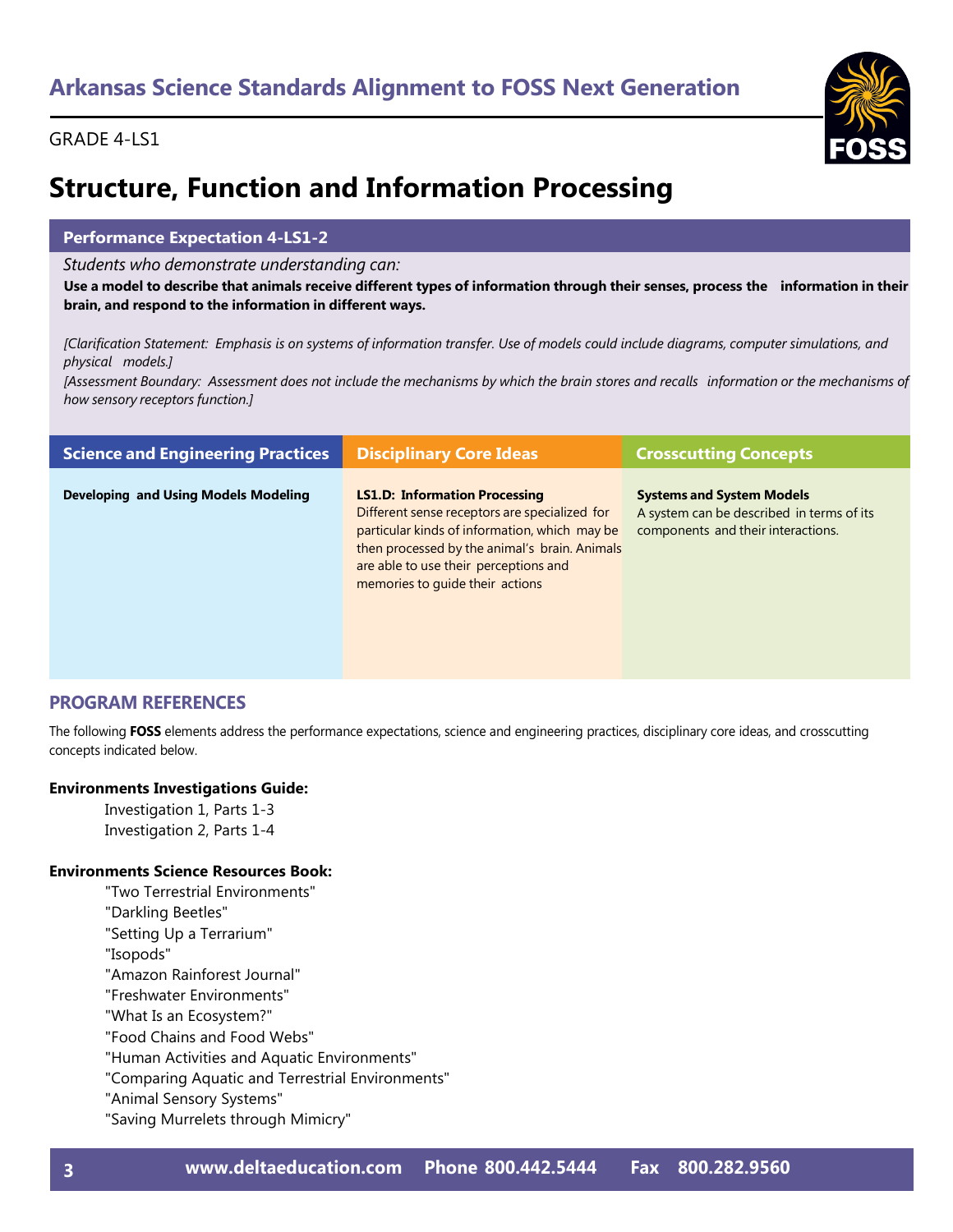## Arkansas Science Standards Alignment to FOSS Next Generation

GRADE 4-LS1

# Structure, Function and Information Processing

**Performance Expectation 4-LS1-2**

*Students who demonstrate understanding can:*

**Use a model to describe that animals receive different types of information through their senses, process the information in their brain, and respond to the information in different ways.**

*[Clarification Statement: Emphasis is on systems of information transfer. Use of models could include diagrams, computer simulations, and physical models.]*

*[Assessment Boundary: Assessment does not include the mechanisms by which the brain stores and recalls information or the mechanisms of how sensory receptors function.]*

| Science and Engineering Practices | Disciplinary Core Ideas | Crosscutting Concepts |
|---|---|---|
| **Developing and Using Models Modeling** | **LS1.D: Information Processing** Different sense receptors are specialized for particular kinds of information, which may be then processed by the animal's brain. Animals are able to use their perceptions and memories to guide their actions | **Systems and System Models** A system can be described in terms of its components and their interactions. |

## PROGRAM REFERENCES

The following **FOSS** elements address the performance expectations, science and engineering practices, disciplinary core ideas, and crosscutting concepts indicated below.

**Environments Investigations Guide:**

- Investigation 1, Parts 1-3
- Investigation 2, Parts 1-4

**Environments Science Resources Book:**

- "Two Terrestrial Environments"
- "Darkling Beetles"
- "Setting Up a Terrarium"
- "Isopods"
- "Amazon Rainforest Journal"
- "Freshwater Environments"
- "What Is an Ecosystem?"
- "Food Chains and Food Webs"
- "Human Activities and Aquatic Environments"
- "Comparing Aquatic and Terrestrial Environments"
- "Animal Sensory Systems"
- "Saving Murrelets through Mimicry"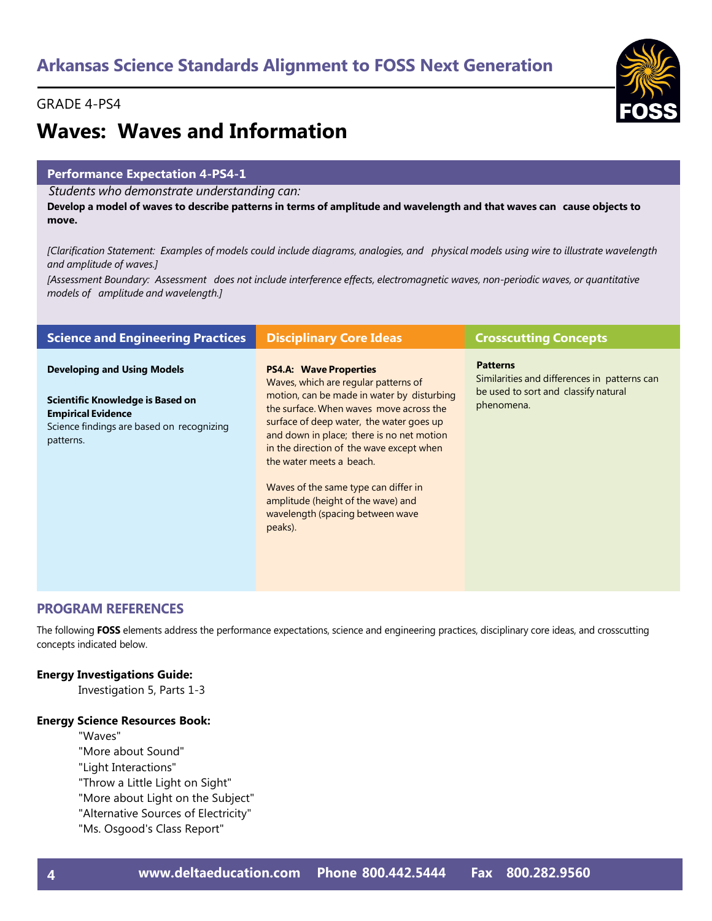## Arkansas Science Standards Alignment to FOSS Next Generation

GRADE 4-PS4

# Waves: Waves and Information

### Performance Expectation 4-PS4-1

*Students who demonstrate understanding can:*

**Develop a model of waves to describe patterns in terms of amplitude and wavelength and that waves can cause objects to move.**

*[Clarification Statement: Examples of models could include diagrams, analogies, and physical models using wire to illustrate wavelength and amplitude of waves.]*

*[Assessment Boundary: Assessment does not include interference effects, electromagnetic waves, non-periodic waves, or quantitative models of amplitude and wavelength.]*

| Science and Engineering Practices | Disciplinary Core Ideas | Crosscutting Concepts |
|---|---|---|
| **Developing and Using Models**<br><br>**Scientific Knowledge is Based on Empirical Evidence**<br>Science findings are based on recognizing patterns. | **PS4.A: Wave Properties**<br>Waves, which are regular patterns of motion, can be made in water by disturbing the surface. When waves move across the surface of deep water, the water goes up and down in place; there is no net motion in the direction of the wave except when the water meets a beach.<br><br>Waves of the same type can differ in amplitude (height of the wave) and wavelength (spacing between wave peaks). | **Patterns**<br>Similarities and differences in patterns can be used to sort and classify natural phenomena. |

### PROGRAM REFERENCES

The following **FOSS** elements address the performance expectations, science and engineering practices, disciplinary core ideas, and crosscutting concepts indicated below.

**Energy Investigations Guide:**

- Investigation 5, Parts 1-3

**Energy Science Resources Book:**

- "Waves"
- "More about Sound"
- "Light Interactions"
- "Throw a Little Light on Sight"
- "More about Light on the Subject"
- "Alternative Sources of Electricity"
- "Ms. Osgood's Class Report"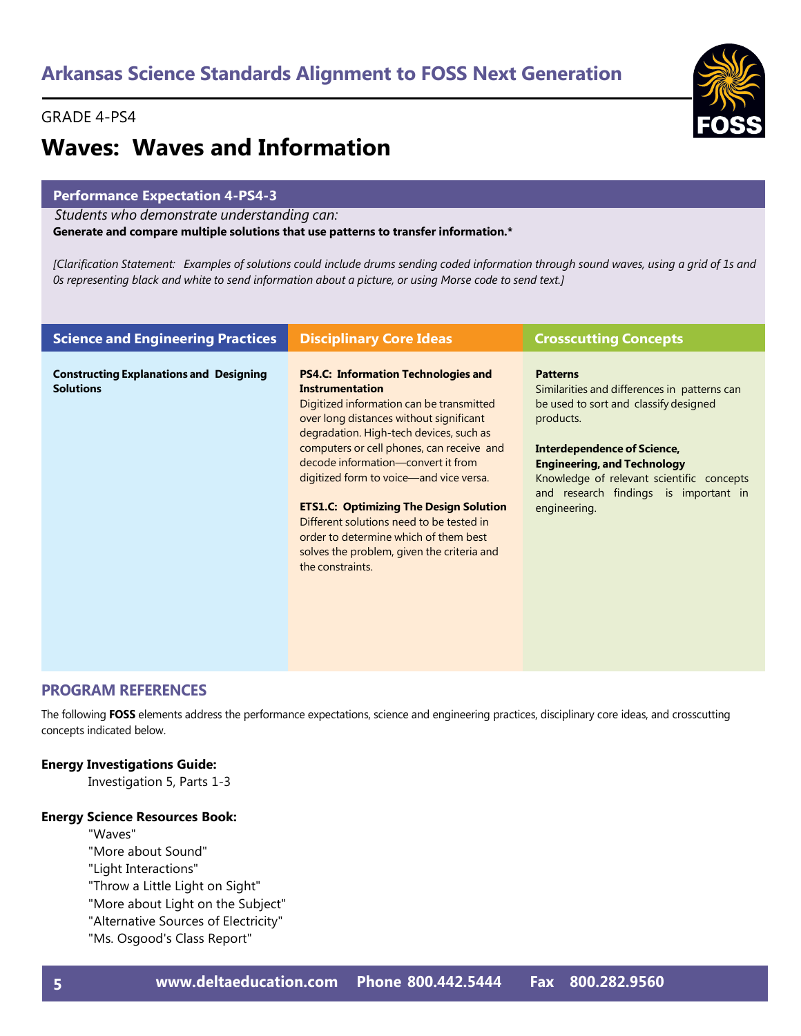## Arkansas Science Standards Alignment to FOSS Next Generation

GRADE 4-PS4

# Waves: Waves and Information

### Performance Expectation 4-PS4-3

*Students who demonstrate understanding can:*

**Generate and compare multiple solutions that use patterns to transfer information.***

*[Clarification Statement: Examples of solutions could include drums sending coded information through sound waves, using a grid of 1s and 0s representing black and white to send information about a picture, or using Morse code to send text.]*

| Science and Engineering Practices | Disciplinary Core Ideas | Crosscutting Concepts |
|---|---|---|
| **Constructing Explanations and Designing Solutions** | **PS4.C: Information Technologies and Instrumentation**<br>Digitized information can be transmitted over long distances without significant degradation. High-tech devices, such as computers or cell phones, can receive and decode information—convert it from digitized form to voice—and vice versa.<br><br>**ETS1.C: Optimizing The Design Solution**<br>Different solutions need to be tested in order to determine which of them best solves the problem, given the criteria and the constraints. | **Patterns**<br>Similarities and differences in patterns can be used to sort and classify designed products.<br><br>**Interdependence of Science, Engineering, and Technology**<br>Knowledge of relevant scientific concepts and research findings is important in engineering. |

## PROGRAM REFERENCES

The following **FOSS** elements address the performance expectations, science and engineering practices, disciplinary core ideas, and crosscutting concepts indicated below.

**Energy Investigations Guide:**

Investigation 5, Parts 1-3

**Energy Science Resources Book:**

"Waves"
"More about Sound"
"Light Interactions"
"Throw a Little Light on Sight"
"More about Light on the Subject"
"Alternative Sources of Electricity"
"Ms. Osgood's Class Report"

www.deltaeducation.com Phone 800.442.5444 Fax 800.282.9560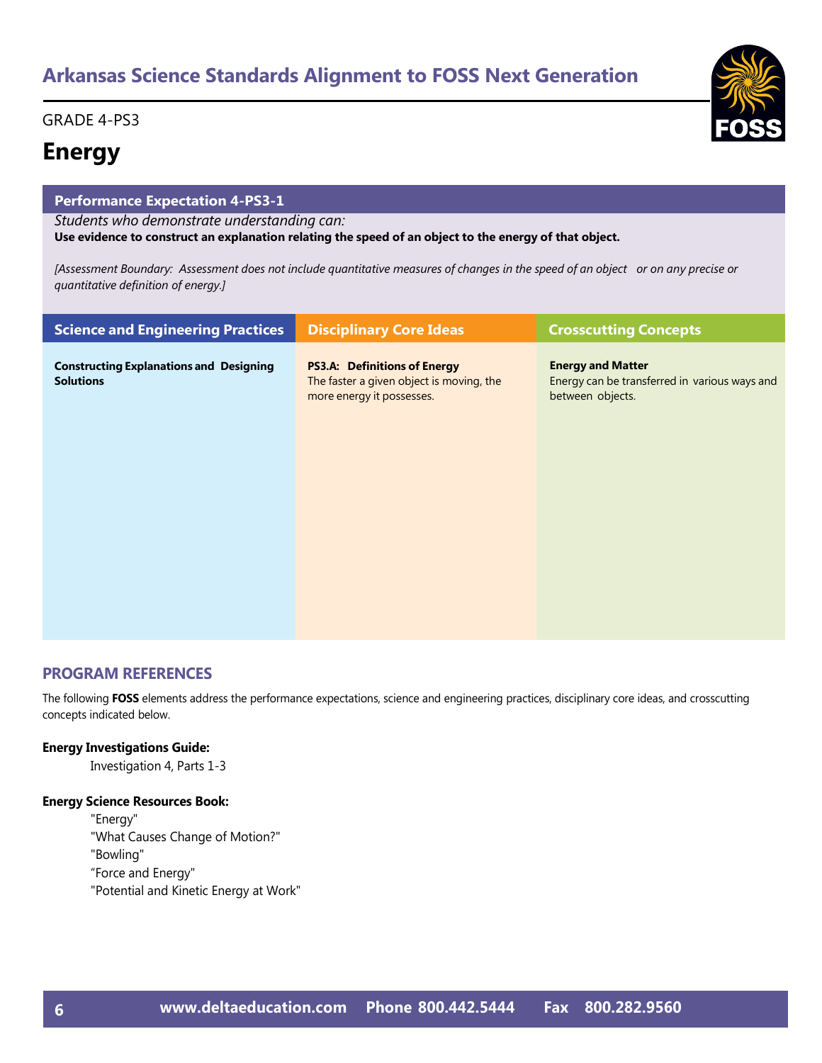## Arkansas Science Standards Alignment to FOSS Next Generation

GRADE 4-PS3

# Energy

### Performance Expectation 4-PS3-1

*Students who demonstrate understanding can:*

**Use evidence to construct an explanation relating the speed of an object to the energy of that object.**

*[Assessment Boundary: Assessment does not include quantitative measures of changes in the speed of an object or on any precise or quantitative definition of energy.]*

| Science and Engineering Practices | Disciplinary Core Ideas | Crosscutting Concepts |
| --- | --- | --- |
| **Constructing Explanations and Designing Solutions** | **PS3.A: Definitions of Energy** The faster a given object is moving, the more energy it possesses. | **Energy and Matter** Energy can be transferred in various ways and between objects. |

## PROGRAM REFERENCES

The following **FOSS** elements address the performance expectations, science and engineering practices, disciplinary core ideas, and crosscutting concepts indicated below.

**Energy Investigations Guide:**

Investigation 4, Parts 1-3

**Energy Science Resources Book:**

"Energy"
"What Causes Change of Motion?"
"Bowling"
"Force and Energy"
"Potential and Kinetic Energy at Work"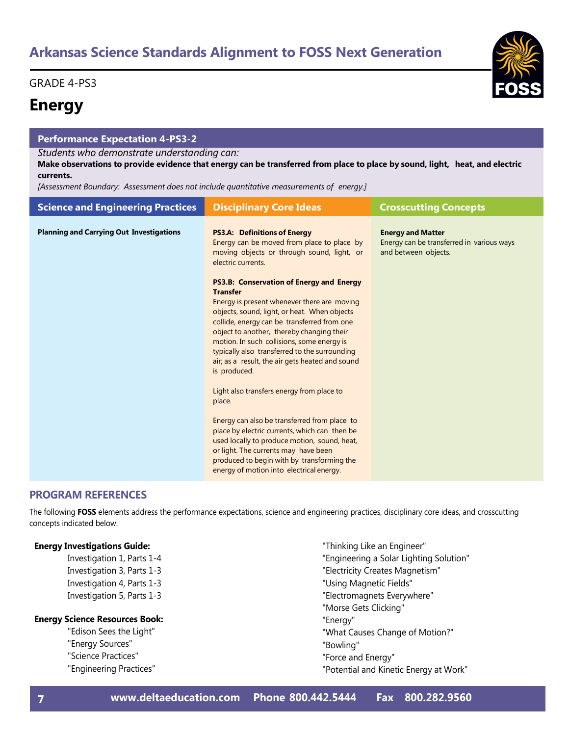## Arkansas Science Standards Alignment to FOSS Next Generation

GRADE 4-PS3

# Energy

### Performance Expectation 4-PS3-2

*Students who demonstrate understanding can:*

**Make observations to provide evidence that energy can be transferred from place to place by sound, light, heat, and electric currents.**

*[Assessment Boundary: Assessment does not include quantitative measurements of energy.]*

| Science and Engineering Practices | Disciplinary Core Ideas | Crosscutting Concepts |
|---|---|---|
| **Planning and Carrying Out Investigations** | **PS3.A: Definitions of Energy**<br>Energy can be moved from place to place by moving objects or through sound, light, or electric currents.<br><br>**PS3.B: Conservation of Energy and Energy Transfer**<br>Energy is present whenever there are moving objects, sound, light, or heat. When objects collide, energy can be transferred from one object to another, thereby changing their motion. In such collisions, some energy is typically also transferred to the surrounding air; as a result, the air gets heated and sound is produced.<br><br>Light also transfers energy from place to place.<br><br>Energy can also be transferred from place to place by electric currents, which can then be used locally to produce motion, sound, heat, or light. The currents may have been produced to begin with by transforming the energy of motion into electrical energy. | **Energy and Matter**<br>Energy can be transferred in various ways and between objects. |

## PROGRAM REFERENCES

The following **FOSS** elements address the performance expectations, science and engineering practices, disciplinary core ideas, and crosscutting concepts indicated below.

**Energy Investigations Guide:**

- Investigation 1, Parts 1-4
- Investigation 3, Parts 1-3
- Investigation 4, Parts 1-3
- Investigation 5, Parts 1-3

**Energy Science Resources Book:**

- "Edison Sees the Light"
- "Energy Sources"
- "Science Practices"
- "Engineering Practices"
- "Thinking Like an Engineer"
- "Engineering a Solar Lighting Solution"
- "Electricity Creates Magnetism"
- "Using Magnetic Fields"
- "Electromagnets Everywhere"
- "Morse Gets Clicking"
- "Energy"
- "What Causes Change of Motion?"
- "Bowling"
- "Force and Energy"
- "Potential and Kinetic Energy at Work"

www.deltaeducation.com Phone 800.442.5444 Fax 800.282.9560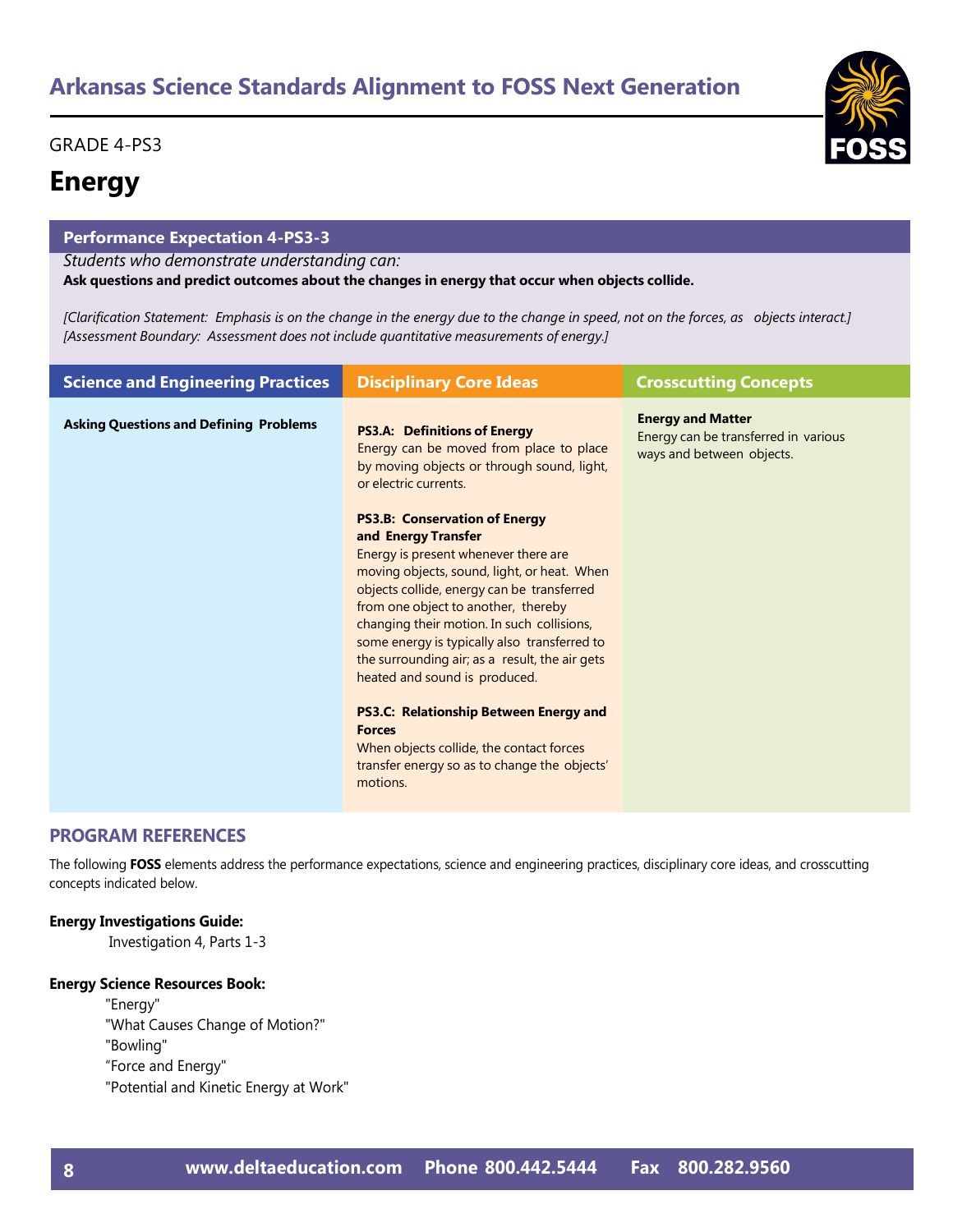# Arkansas Science Standards Alignment to FOSS Next Generation

GRADE 4-PS3

## Energy

### Performance Expectation 4-PS3-3

*Students who demonstrate understanding can:*

**Ask questions and predict outcomes about the changes in energy that occur when objects collide.**

*[Clarification Statement: Emphasis is on the change in the energy due to the change in speed, not on the forces, as objects interact.]*
*[Assessment Boundary: Assessment does not include quantitative measurements of energy.]*

| Science and Engineering Practices | Disciplinary Core Ideas | Crosscutting Concepts |
|---|---|---|
| **Asking Questions and Defining Problems** | **PS3.A: Definitions of Energy**<br>Energy can be moved from place to place by moving objects or through sound, light, or electric currents.<br><br>**PS3.B: Conservation of Energy and Energy Transfer**<br>Energy is present whenever there are moving objects, sound, light, or heat. When objects collide, energy can be transferred from one object to another, thereby changing their motion. In such collisions, some energy is typically also transferred to the surrounding air; as a result, the air gets heated and sound is produced.<br><br>**PS3.C: Relationship Between Energy and Forces**<br>When objects collide, the contact forces transfer energy so as to change the objects' motions. | **Energy and Matter**<br>Energy can be transferred in various ways and between objects. |

## PROGRAM REFERENCES

The following **FOSS** elements address the performance expectations, science and engineering practices, disciplinary core ideas, and crosscutting concepts indicated below.

**Energy Investigations Guide:**

Investigation 4, Parts 1-3

**Energy Science Resources Book:**

"Energy"
"What Causes Change of Motion?"
"Bowling"
"Force and Energy"
"Potential and Kinetic Energy at Work"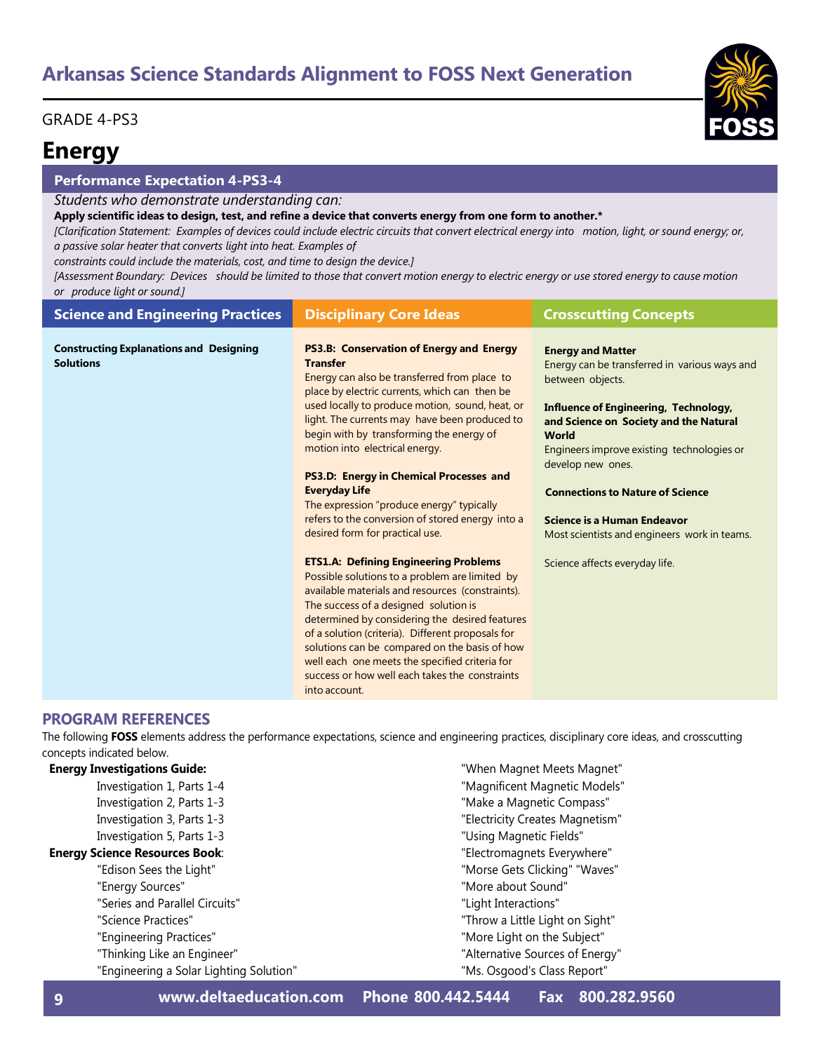# Arkansas Science Standards Alignment to FOSS Next Generation

GRADE 4-PS3

## Energy

### Performance Expectation 4-PS3-4

*Students who demonstrate understanding can:*

**Apply scientific ideas to design, test, and refine a device that converts energy from one form to another.***

*[Clarification Statement: Examples of devices could include electric circuits that convert electrical energy into motion, light, or sound energy; or, a passive solar heater that converts light into heat. Examples of constraints could include the materials, cost, and time to design the device.]*

*[Assessment Boundary: Devices should be limited to those that convert motion energy to electric energy or use stored energy to cause motion or produce light or sound.]*

| Science and Engineering Practices | Disciplinary Core Ideas | Crosscutting Concepts |
|---|---|---|
| **Constructing Explanations and Designing Solutions** | **PS3.B: Conservation of Energy and Energy Transfer**<br>Energy can also be transferred from place to place by electric currents, which can then be used locally to produce motion, sound, heat, or light. The currents may have been produced to begin with by transforming the energy of motion into electrical energy.<br><br>**PS3.D: Energy in Chemical Processes and Everyday Life**<br>The expression "produce energy" typically refers to the conversion of stored energy into a desired form for practical use.<br><br>**ETS1.A: Defining Engineering Problems**<br>Possible solutions to a problem are limited by available materials and resources (constraints). The success of a designed solution is determined by considering the desired features of a solution (criteria). Different proposals for solutions can be compared on the basis of how well each one meets the specified criteria for success or how well each takes the constraints into account. | **Energy and Matter**<br>Energy can be transferred in various ways and between objects.<br><br>**Influence of Engineering, Technology, and Science on Society and the Natural World**<br>Engineers improve existing technologies or develop new ones.<br><br>**Connections to Nature of Science**<br><br>**Science is a Human Endeavor**<br>Most scientists and engineers work in teams.<br><br>Science affects everyday life. |

### PROGRAM REFERENCES

The following **FOSS** elements address the performance expectations, science and engineering practices, disciplinary core ideas, and crosscutting concepts indicated below.

**Energy Investigations Guide:**

- Investigation 1, Parts 1-4
- Investigation 2, Parts 1-3
- Investigation 3, Parts 1-3
- Investigation 5, Parts 1-3

**Energy Science Resources Book**:

- "Edison Sees the Light"
- "Energy Sources"
- "Series and Parallel Circuits"
- "Science Practices"
- "Engineering Practices"
- "Thinking Like an Engineer"
- "Engineering a Solar Lighting Solution"
- "When Magnet Meets Magnet"
- "Magnificent Magnetic Models"
- "Make a Magnetic Compass"
- "Electricity Creates Magnetism"
- "Using Magnetic Fields"
- "Electromagnets Everywhere"
- "Morse Gets Clicking" "Waves"
- "More about Sound"
- "Light Interactions"
- "Throw a Little Light on Sight"
- "More Light on the Subject"
- "Alternative Sources of Energy"
- "Ms. Osgood's Class Report"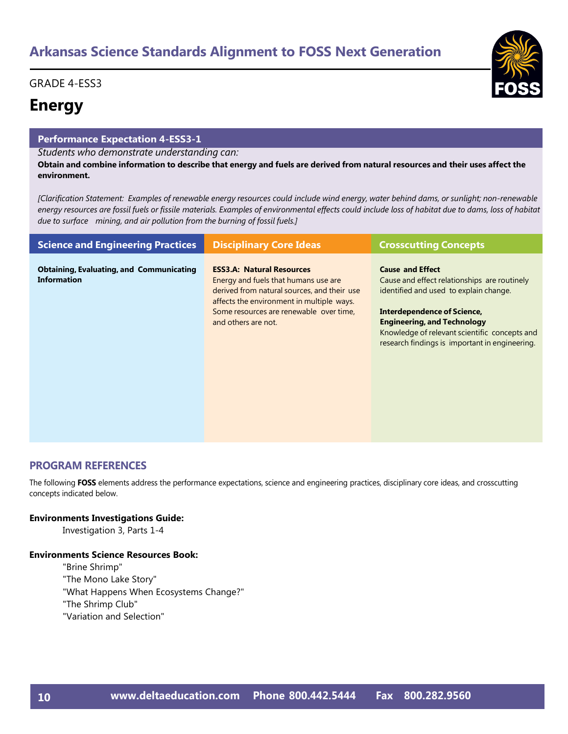# Arkansas Science Standards Alignment to FOSS Next Generation

GRADE 4-ESS3

## Energy

### Performance Expectation 4-ESS3-1

*Students who demonstrate understanding can:*

**Obtain and combine information to describe that energy and fuels are derived from natural resources and their uses affect the environment.**

*[Clarification Statement: Examples of renewable energy resources could include wind energy, water behind dams, or sunlight; non-renewable energy resources are fossil fuels or fissile materials. Examples of environmental effects could include loss of habitat due to dams, loss of habitat due to surface mining, and air pollution from the burning of fossil fuels.]*

| Science and Engineering Practices | Disciplinary Core Ideas | Crosscutting Concepts |
|---|---|---|
| **Obtaining, Evaluating, and Communicating Information** | **ESS3.A: Natural Resources**<br>Energy and fuels that humans use are derived from natural sources, and their use affects the environment in multiple ways. Some resources are renewable over time, and others are not. | **Cause and Effect**<br>Cause and effect relationships are routinely identified and used to explain change.<br><br>**Interdependence of Science, Engineering, and Technology**<br>Knowledge of relevant scientific concepts and research findings is important in engineering. |

## PROGRAM REFERENCES

The following **FOSS** elements address the performance expectations, science and engineering practices, disciplinary core ideas, and crosscutting concepts indicated below.

**Environments Investigations Guide:**

Investigation 3, Parts 1-4

**Environments Science Resources Book:**

"Brine Shrimp"
"The Mono Lake Story"
"What Happens When Ecosystems Change?"
"The Shrimp Club"
"Variation and Selection"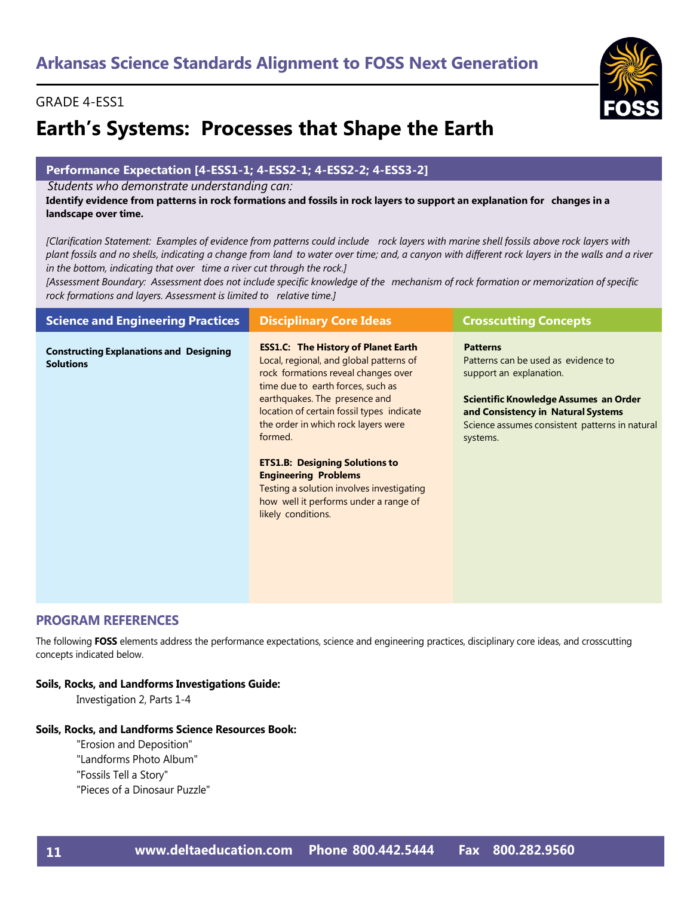# Arkansas Science Standards Alignment to FOSS Next Generation

GRADE 4-ESS1

## Earth's Systems: Processes that Shape the Earth

**Performance Expectation [4-ESS1-1; 4-ESS2-1; 4-ESS2-2; 4-ESS3-2]**

*Students who demonstrate understanding can:*

**Identify evidence from patterns in rock formations and fossils in rock layers to support an explanation for changes in a landscape over time.**

*[Clarification Statement: Examples of evidence from patterns could include rock layers with marine shell fossils above rock layers with plant fossils and no shells, indicating a change from land to water over time; and, a canyon with different rock layers in the walls and a river in the bottom, indicating that over time a river cut through the rock.]*

*[Assessment Boundary: Assessment does not include specific knowledge of the mechanism of rock formation or memorization of specific rock formations and layers. Assessment is limited to relative time.]*

| Science and Engineering Practices | Disciplinary Core Ideas | Crosscutting Concepts |
| --- | --- | --- |
| **Constructing Explanations and Designing Solutions** | **ESS1.C: The History of Planet Earth**<br>Local, regional, and global patterns of rock formations reveal changes over time due to earth forces, such as earthquakes. The presence and location of certain fossil types indicate the order in which rock layers were formed.<br><br>**ETS1.B: Designing Solutions to Engineering Problems**<br>Testing a solution involves investigating how well it performs under a range of likely conditions. | **Patterns**<br>Patterns can be used as evidence to support an explanation.<br><br>**Scientific Knowledge Assumes an Order and Consistency in Natural Systems**<br>Science assumes consistent patterns in natural systems. |

## PROGRAM REFERENCES

The following **FOSS** elements address the performance expectations, science and engineering practices, disciplinary core ideas, and crosscutting concepts indicated below.

**Soils, Rocks, and Landforms Investigations Guide:**

Investigation 2, Parts 1-4

**Soils, Rocks, and Landforms Science Resources Book:**

"Erosion and Deposition"
"Landforms Photo Album"
"Fossils Tell a Story"
"Pieces of a Dinosaur Puzzle"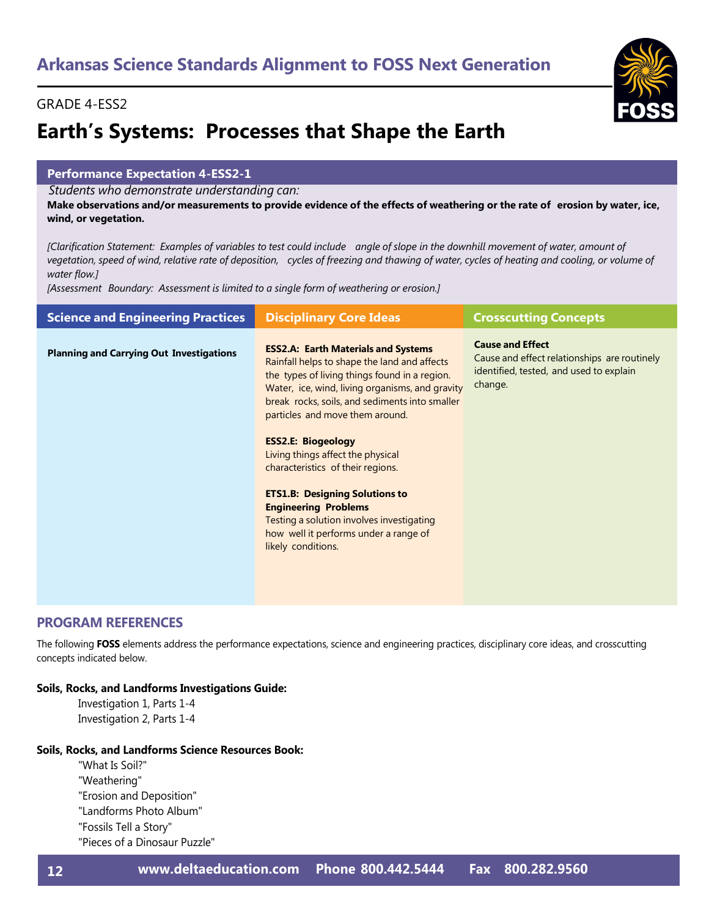## Arkansas Science Standards Alignment to FOSS Next Generation

GRADE 4-ESS2

# Earth's Systems: Processes that Shape the Earth

**Performance Expectation 4-ESS2-1**

*Students who demonstrate understanding can:*

**Make observations and/or measurements to provide evidence of the effects of weathering or the rate of erosion by water, ice, wind, or vegetation.**

*[Clarification Statement: Examples of variables to test could include angle of slope in the downhill movement of water, amount of vegetation, speed of wind, relative rate of deposition, cycles of freezing and thawing of water, cycles of heating and cooling, or volume of water flow.]*

*[Assessment Boundary: Assessment is limited to a single form of weathering or erosion.]*

| Science and Engineering Practices | Disciplinary Core Ideas | Crosscutting Concepts |
|---|---|---|
| **Planning and Carrying Out Investigations** | **ESS2.A: Earth Materials and Systems**<br>Rainfall helps to shape the land and affects the types of living things found in a region. Water, ice, wind, living organisms, and gravity break rocks, soils, and sediments into smaller particles and move them around.<br><br>**ESS2.E: Biogeology**<br>Living things affect the physical characteristics of their regions.<br><br>**ETS1.B: Designing Solutions to Engineering Problems**<br>Testing a solution involves investigating how well it performs under a range of likely conditions. | **Cause and Effect**<br>Cause and effect relationships are routinely identified, tested, and used to explain change. |

## PROGRAM REFERENCES

The following **FOSS** elements address the performance expectations, science and engineering practices, disciplinary core ideas, and crosscutting concepts indicated below.

**Soils, Rocks, and Landforms Investigations Guide:**

- Investigation 1, Parts 1-4
- Investigation 2, Parts 1-4

**Soils, Rocks, and Landforms Science Resources Book:**

- "What Is Soil?"
- "Weathering"
- "Erosion and Deposition"
- "Landforms Photo Album"
- "Fossils Tell a Story"
- "Pieces of a Dinosaur Puzzle"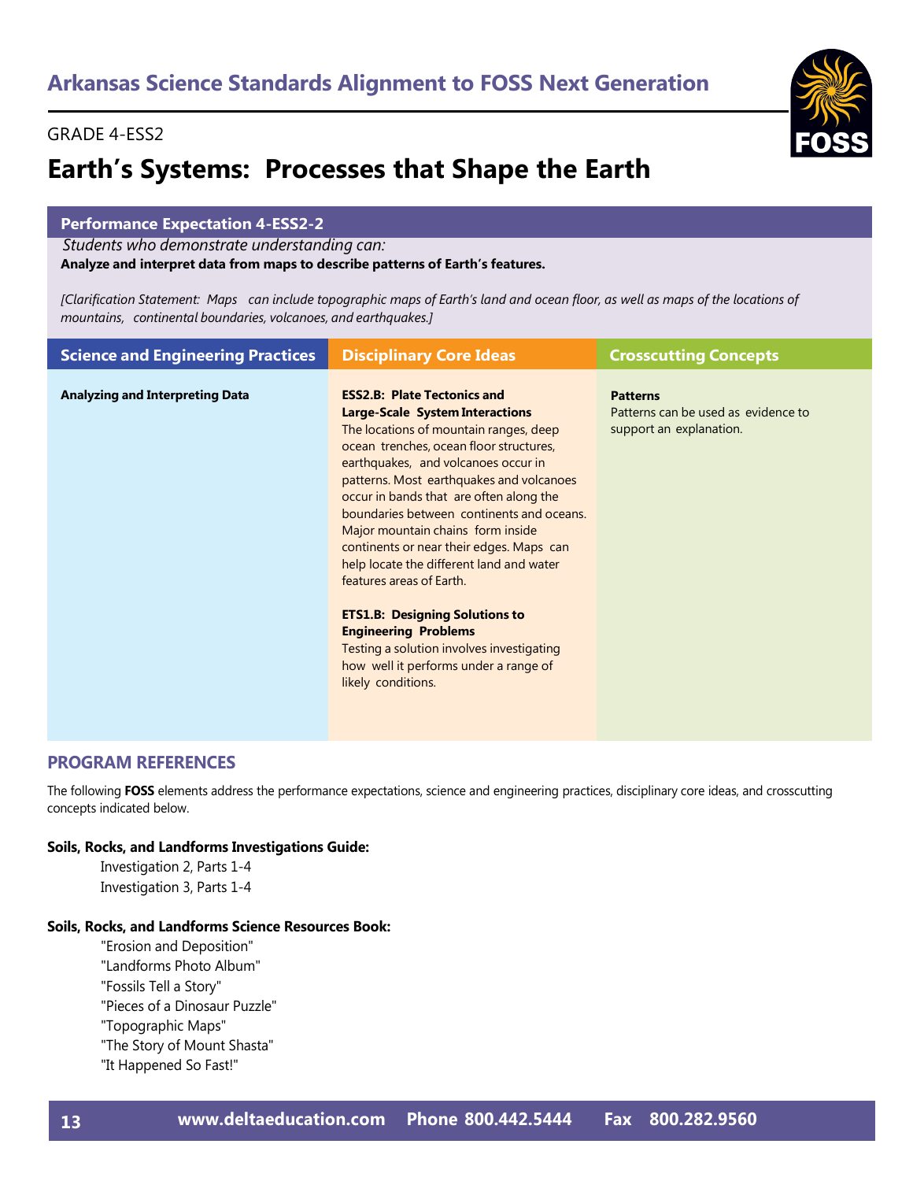## Arkansas Science Standards Alignment to FOSS Next Generation

GRADE 4-ESS2

# Earth's Systems: Processes that Shape the Earth

**Performance Expectation 4-ESS2-2**

*Students who demonstrate understanding can:*

**Analyze and interpret data from maps to describe patterns of Earth's features.**

*[Clarification Statement: Maps can include topographic maps of Earth's land and ocean floor, as well as maps of the locations of mountains, continental boundaries, volcanoes, and earthquakes.]*

| Science and Engineering Practices | Disciplinary Core Ideas | Crosscutting Concepts |
|---|---|---|
| **Analyzing and Interpreting Data** | **ESS2.B: Plate Tectonics and Large-Scale System Interactions** The locations of mountain ranges, deep ocean trenches, ocean floor structures, earthquakes, and volcanoes occur in patterns. Most earthquakes and volcanoes occur in bands that are often along the boundaries between continents and oceans. Major mountain chains form inside continents or near their edges. Maps can help locate the different land and water features areas of Earth. <br><br> **ETS1.B: Designing Solutions to Engineering Problems** Testing a solution involves investigating how well it performs under a range of likely conditions. | **Patterns** Patterns can be used as evidence to support an explanation. |

## PROGRAM REFERENCES

The following **FOSS** elements address the performance expectations, science and engineering practices, disciplinary core ideas, and crosscutting concepts indicated below.

**Soils, Rocks, and Landforms Investigations Guide:**

- Investigation 2, Parts 1-4
- Investigation 3, Parts 1-4

**Soils, Rocks, and Landforms Science Resources Book:**

- "Erosion and Deposition"
- "Landforms Photo Album"
- "Fossils Tell a Story"
- "Pieces of a Dinosaur Puzzle"
- "Topographic Maps"
- "The Story of Mount Shasta"
- "It Happened So Fast!"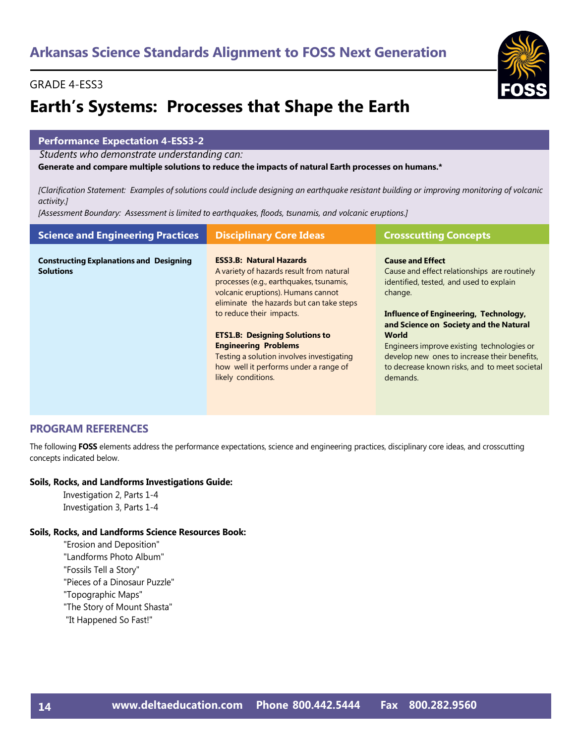# Arkansas Science Standards Alignment to FOSS Next Generation

GRADE 4-ESS3

## Earth's Systems: Processes that Shape the Earth

### Performance Expectation 4-ESS3-2

*Students who demonstrate understanding can:*

**Generate and compare multiple solutions to reduce the impacts of natural Earth processes on humans.***

*[Clarification Statement: Examples of solutions could include designing an earthquake resistant building or improving monitoring of volcanic activity.]*

*[Assessment Boundary: Assessment is limited to earthquakes, floods, tsunamis, and volcanic eruptions.]*

| Science and Engineering Practices | Disciplinary Core Ideas | Crosscutting Concepts |
| --- | --- | --- |
| **Constructing Explanations and Designing Solutions** | **ESS3.B: Natural Hazards**<br>A variety of hazards result from natural processes (e.g., earthquakes, tsunamis, volcanic eruptions). Humans cannot eliminate the hazards but can take steps to reduce their impacts.<br><br>**ETS1.B: Designing Solutions to Engineering Problems**<br>Testing a solution involves investigating how well it performs under a range of likely conditions. | **Cause and Effect**<br>Cause and effect relationships are routinely identified, tested, and used to explain change.<br><br>**Influence of Engineering, Technology, and Science on Society and the Natural World**<br>Engineers improve existing technologies or develop new ones to increase their benefits, to decrease known risks, and to meet societal demands. |

## PROGRAM REFERENCES

The following **FOSS** elements address the performance expectations, science and engineering practices, disciplinary core ideas, and crosscutting concepts indicated below.

**Soils, Rocks, and Landforms Investigations Guide:**

- Investigation 2, Parts 1-4
- Investigation 3, Parts 1-4

**Soils, Rocks, and Landforms Science Resources Book:**

- "Erosion and Deposition"
- "Landforms Photo Album"
- "Fossils Tell a Story"
- "Pieces of a Dinosaur Puzzle"
- "Topographic Maps"
- "The Story of Mount Shasta"
- "It Happened So Fast!"

www.deltaeducation.com Phone 800.442.5444 Fax 800.282.9560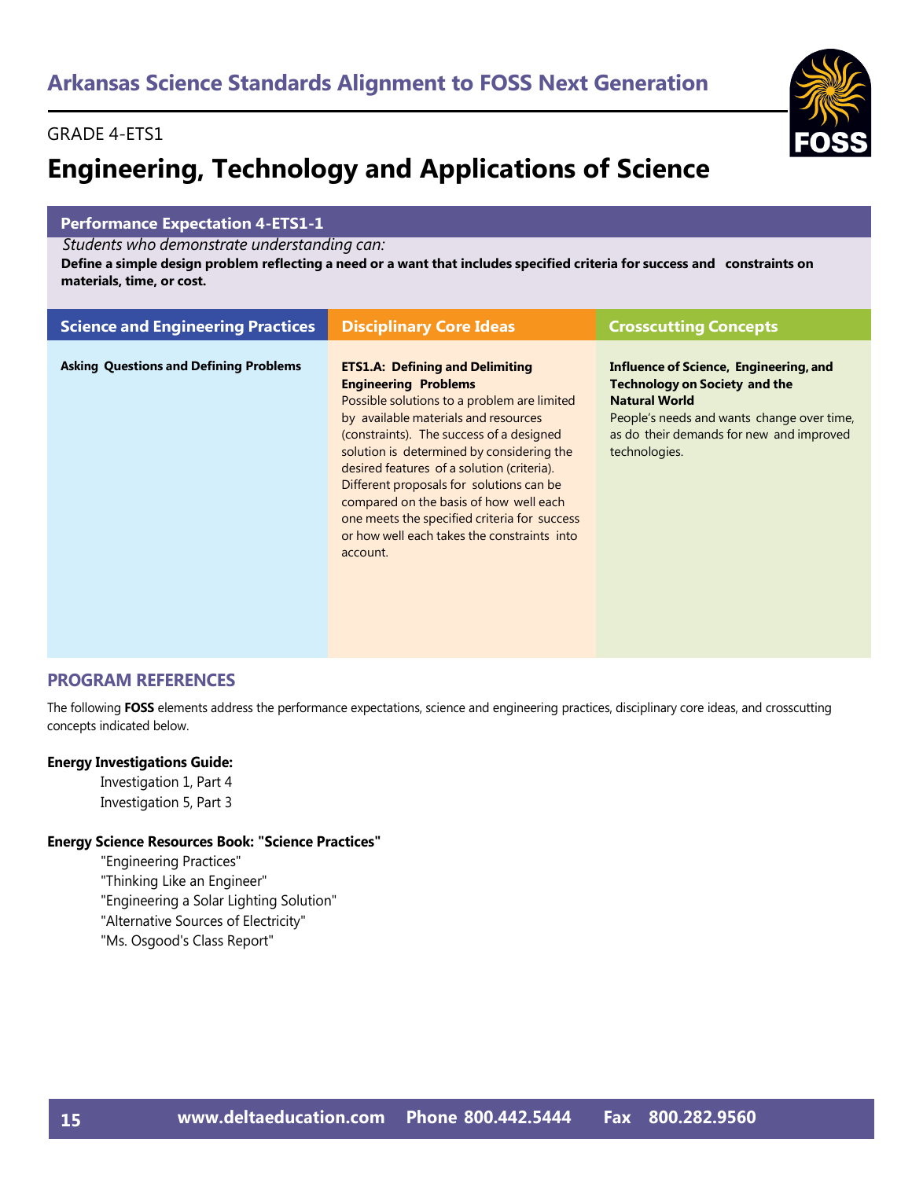# Arkansas Science Standards Alignment to FOSS Next Generation

GRADE 4-ETS1

# Engineering, Technology and Applications of Science

## Performance Expectation 4-ETS1-1

*Students who demonstrate understanding can:*

**Define a simple design problem reflecting a need or a want that includes specified criteria for success and constraints on materials, time, or cost.**

| Science and Engineering Practices | Disciplinary Core Ideas | Crosscutting Concepts |
|---|---|---|
| **Asking Questions and Defining Problems** | **ETS1.A: Defining and Delimiting Engineering Problems**<br>Possible solutions to a problem are limited by available materials and resources (constraints). The success of a designed solution is determined by considering the desired features of a solution (criteria). Different proposals for solutions can be compared on the basis of how well each one meets the specified criteria for success or how well each takes the constraints into account. | **Influence of Science, Engineering, and Technology on Society and the Natural World**<br>People's needs and wants change over time, as do their demands for new and improved technologies. |

## PROGRAM REFERENCES

The following **FOSS** elements address the performance expectations, science and engineering practices, disciplinary core ideas, and crosscutting concepts indicated below.

**Energy Investigations Guide:**

- Investigation 1, Part 4
- Investigation 5, Part 3

**Energy Science Resources Book: "Science Practices"**

- "Engineering Practices"
- "Thinking Like an Engineer"
- "Engineering a Solar Lighting Solution"
- "Alternative Sources of Electricity"
- "Ms. Osgood's Class Report"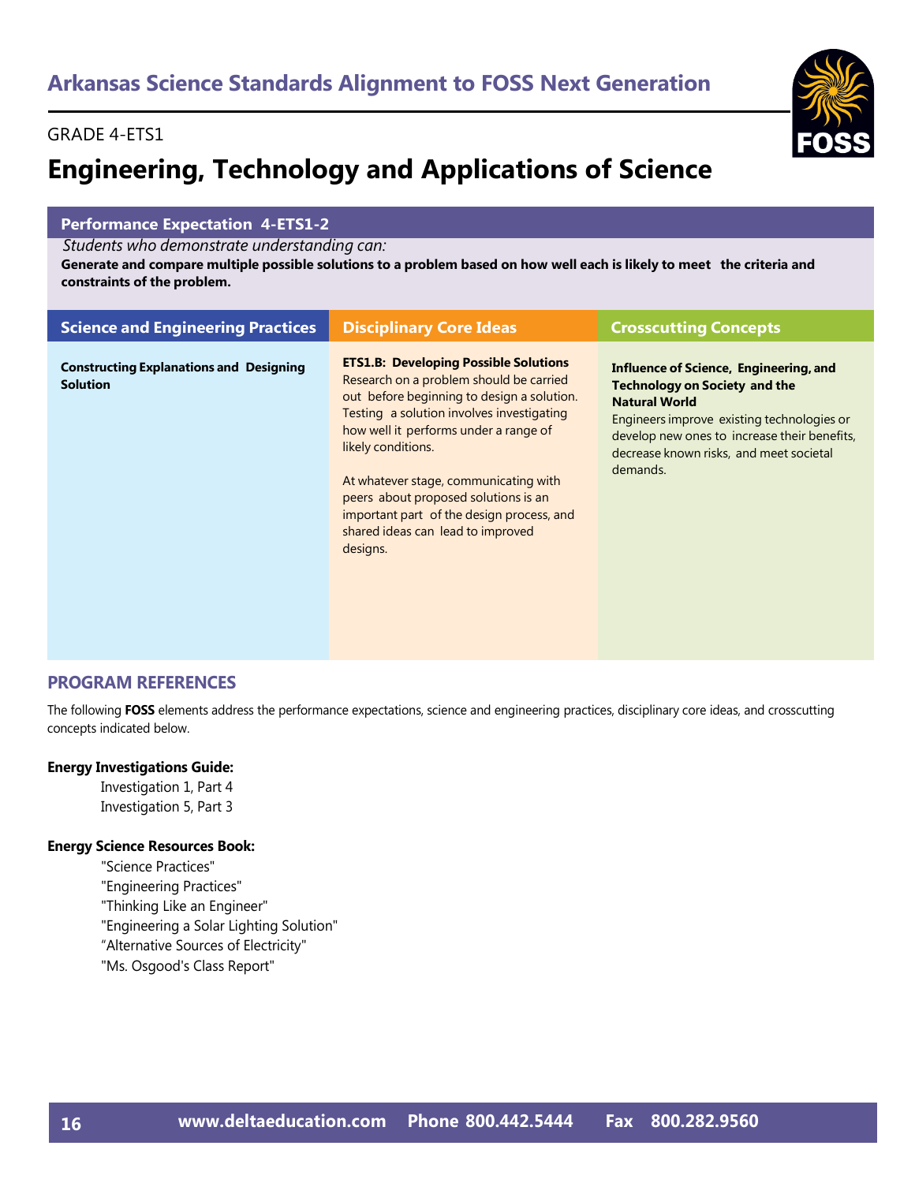## Arkansas Science Standards Alignment to FOSS Next Generation

GRADE 4-ETS1

# Engineering, Technology and Applications of Science

**Performance Expectation 4-ETS1-2**

*Students who demonstrate understanding can:*

**Generate and compare multiple possible solutions to a problem based on how well each is likely to meet the criteria and constraints of the problem.**

| Science and Engineering Practices | Disciplinary Core Ideas | Crosscutting Concepts |
|---|---|---|
| **Constructing Explanations and Designing Solution** | **ETS1.B: Developing Possible Solutions** Research on a problem should be carried out before beginning to design a solution. Testing a solution involves investigating how well it performs under a range of likely conditions.<br><br>At whatever stage, communicating with peers about proposed solutions is an important part of the design process, and shared ideas can lead to improved designs. | **Influence of Science, Engineering, and Technology on Society and the Natural World** Engineers improve existing technologies or develop new ones to increase their benefits, decrease known risks, and meet societal demands. |

## PROGRAM REFERENCES

The following **FOSS** elements address the performance expectations, science and engineering practices, disciplinary core ideas, and crosscutting concepts indicated below.

**Energy Investigations Guide:**

- Investigation 1, Part 4
- Investigation 5, Part 3

**Energy Science Resources Book:**

- "Science Practices"
- "Engineering Practices"
- "Thinking Like an Engineer"
- "Engineering a Solar Lighting Solution"
- "Alternative Sources of Electricity"
- "Ms. Osgood's Class Report"

www.deltaeducation.com Phone 800.442.5444 Fax 800.282.9560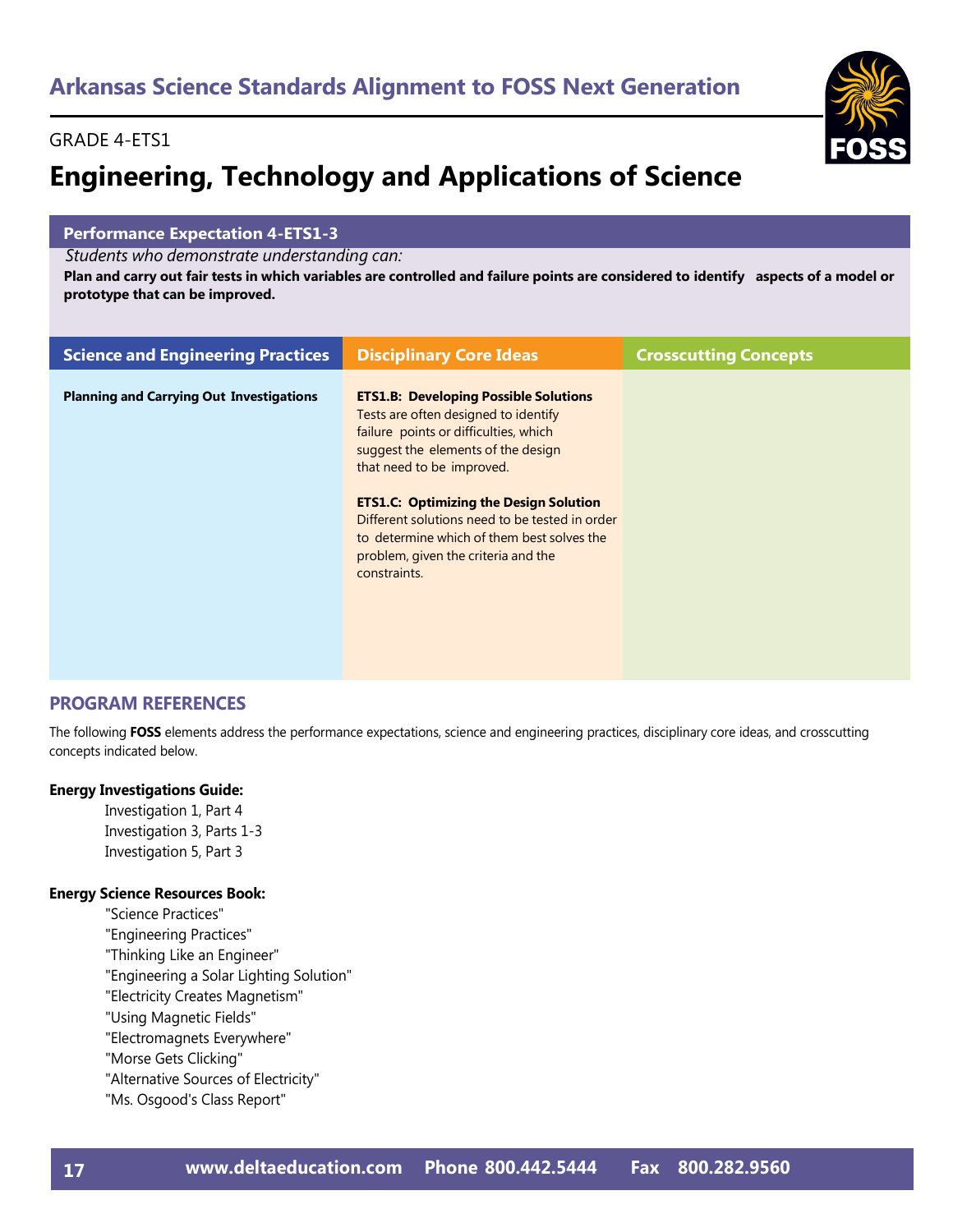# Arkansas Science Standards Alignment to FOSS Next Generation

GRADE 4-ETS1

## Engineering, Technology and Applications of Science

**Performance Expectation 4-ETS1-3**

*Students who demonstrate understanding can:*

**Plan and carry out fair tests in which variables are controlled and failure points are considered to identify aspects of a model or prototype that can be improved.**

| Science and Engineering Practices | Disciplinary Core Ideas | Crosscutting Concepts |
|---|---|---|
| **Planning and Carrying Out Investigations** | **ETS1.B: Developing Possible Solutions** Tests are often designed to identify failure points or difficulties, which suggest the elements of the design that need to be improved.<br><br>**ETS1.C: Optimizing the Design Solution** Different solutions need to be tested in order to determine which of them best solves the problem, given the criteria and the constraints. | |

### PROGRAM REFERENCES

The following **FOSS** elements address the performance expectations, science and engineering practices, disciplinary core ideas, and crosscutting concepts indicated below.

**Energy Investigations Guide:**

- Investigation 1, Part 4
- Investigation 3, Parts 1-3
- Investigation 5, Part 3

**Energy Science Resources Book:**

- "Science Practices"
- "Engineering Practices"
- "Thinking Like an Engineer"
- "Engineering a Solar Lighting Solution"
- "Electricity Creates Magnetism"
- "Using Magnetic Fields"
- "Electromagnets Everywhere"
- "Morse Gets Clicking"
- "Alternative Sources of Electricity"
- "Ms. Osgood's Class Report"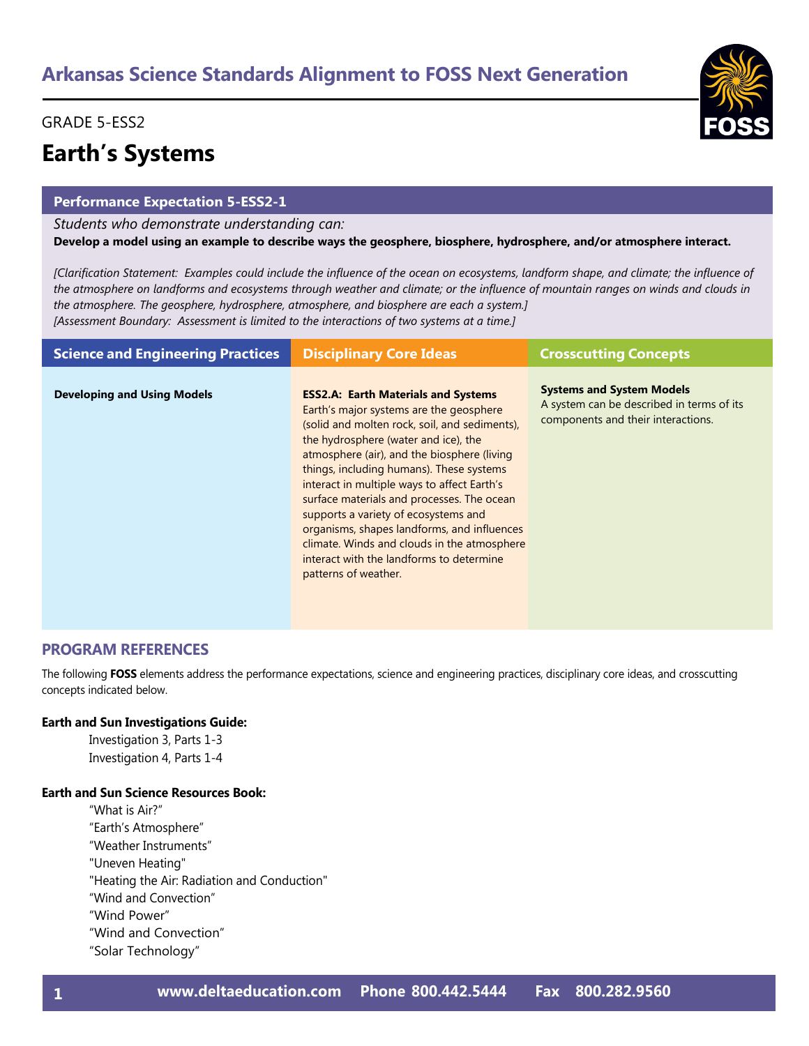## Arkansas Science Standards Alignment to FOSS Next Generation

GRADE 5-ESS2

# Earth's Systems

### Performance Expectation 5-ESS2-1

*Students who demonstrate understanding can:*

**Develop a model using an example to describe ways the geosphere, biosphere, hydrosphere, and/or atmosphere interact.**

*[Clarification Statement: Examples could include the influence of the ocean on ecosystems, landform shape, and climate; the influence of the atmosphere on landforms and ecosystems through weather and climate; or the influence of mountain ranges on winds and clouds in the atmosphere. The geosphere, hydrosphere, atmosphere, and biosphere are each a system.]*
*[Assessment Boundary: Assessment is limited to the interactions of two systems at a time.]*

| Science and Engineering Practices | Disciplinary Core Ideas | Crosscutting Concepts |
|---|---|---|
| **Developing and Using Models** | **ESS2.A: Earth Materials and Systems** Earth's major systems are the geosphere (solid and molten rock, soil, and sediments), the hydrosphere (water and ice), the atmosphere (air), and the biosphere (living things, including humans). These systems interact in multiple ways to affect Earth's surface materials and processes. The ocean supports a variety of ecosystems and organisms, shapes landforms, and influences climate. Winds and clouds in the atmosphere interact with the landforms to determine patterns of weather. | **Systems and System Models** A system can be described in terms of its components and their interactions. |

## PROGRAM REFERENCES

The following **FOSS** elements address the performance expectations, science and engineering practices, disciplinary core ideas, and crosscutting concepts indicated below.

**Earth and Sun Investigations Guide:**

- Investigation 3, Parts 1-3
- Investigation 4, Parts 1-4

**Earth and Sun Science Resources Book:**

- "What is Air?"
- "Earth's Atmosphere"
- "Weather Instruments"
- "Uneven Heating"
- "Heating the Air: Radiation and Conduction"
- "Wind and Convection"
- "Wind Power"
- "Wind and Convection"
- "Solar Technology"

www.deltaeducation.com Phone 800.442.5444 Fax 800.282.9560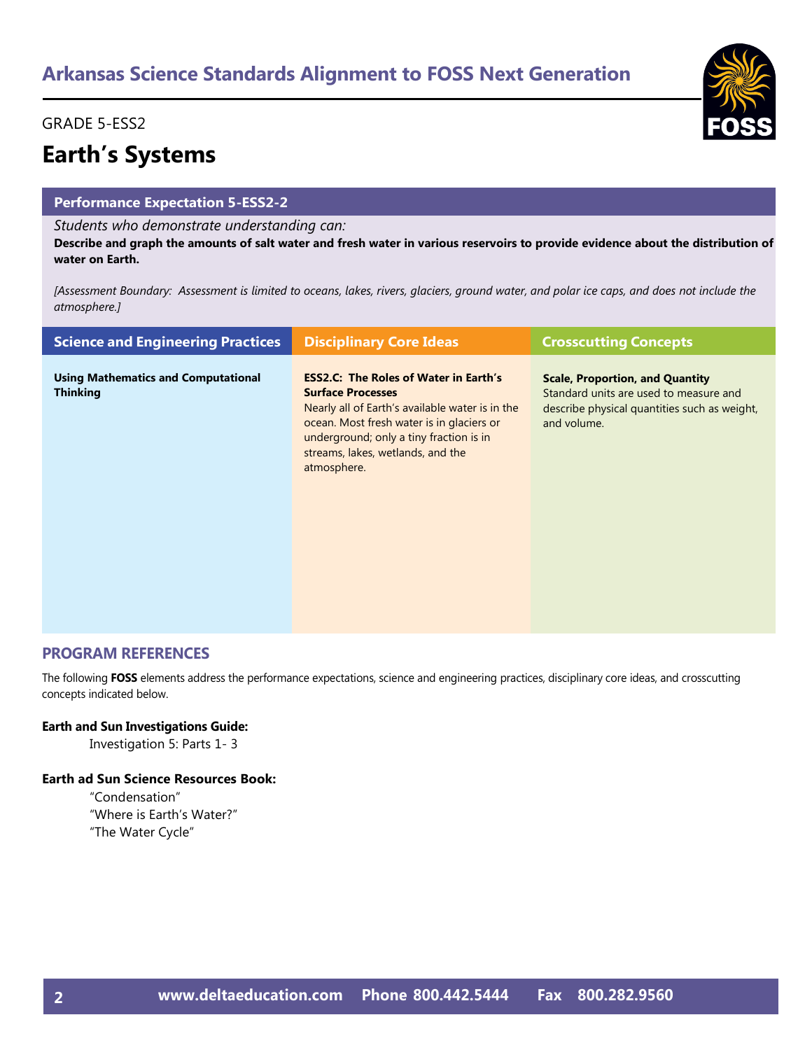## Arkansas Science Standards Alignment to FOSS Next Generation

GRADE 5-ESS2

# Earth's Systems

**Performance Expectation 5-ESS2-2**

*Students who demonstrate understanding can:*

**Describe and graph the amounts of salt water and fresh water in various reservoirs to provide evidence about the distribution of water on Earth.**

*[Assessment Boundary: Assessment is limited to oceans, lakes, rivers, glaciers, ground water, and polar ice caps, and does not include the atmosphere.]*

| Science and Engineering Practices | Disciplinary Core Ideas | Crosscutting Concepts |
| --- | --- | --- |
| **Using Mathematics and Computational Thinking** | **ESS2.C: The Roles of Water in Earth's Surface Processes** Nearly all of Earth's available water is in the ocean. Most fresh water is in glaciers or underground; only a tiny fraction is in streams, lakes, wetlands, and the atmosphere. | **Scale, Proportion, and Quantity** Standard units are used to measure and describe physical quantities such as weight, and volume. |

## PROGRAM REFERENCES

The following **FOSS** elements address the performance expectations, science and engineering practices, disciplinary core ideas, and crosscutting concepts indicated below.

**Earth and Sun Investigations Guide:**

Investigation 5: Parts 1- 3

**Earth ad Sun Science Resources Book:**

"Condensation"
"Where is Earth's Water?"
"The Water Cycle"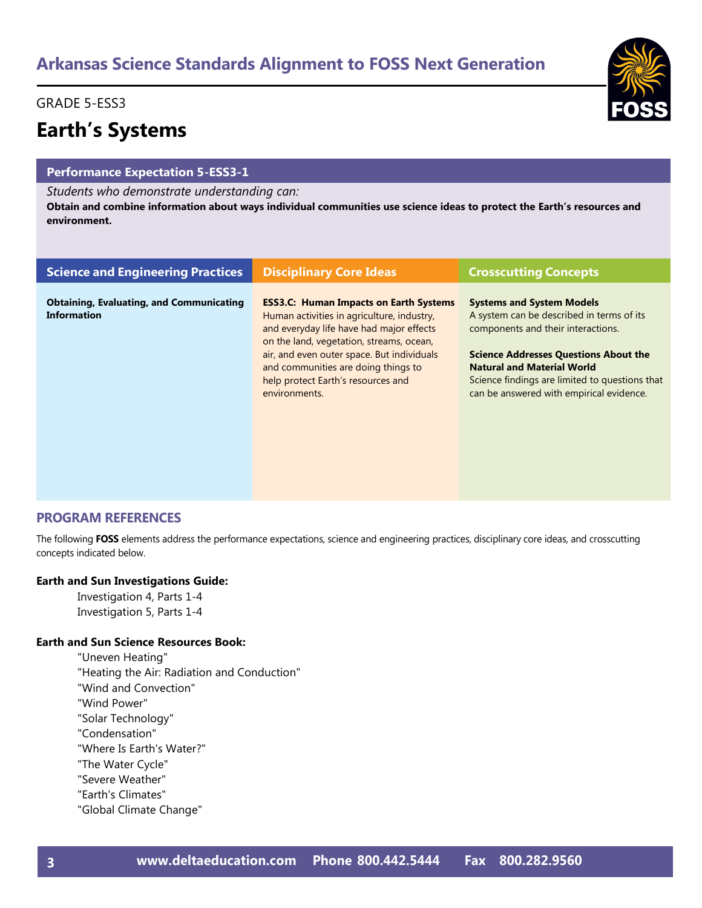# Arkansas Science Standards Alignment to FOSS Next Generation

GRADE 5-ESS3

## Earth's Systems

### Performance Expectation 5-ESS3-1

*Students who demonstrate understanding can:*

**Obtain and combine information about ways individual communities use science ideas to protect the Earth's resources and environment.**

| Science and Engineering Practices | Disciplinary Core Ideas | Crosscutting Concepts |
|---|---|---|
| **Obtaining, Evaluating, and Communicating Information** | **ESS3.C: Human Impacts on Earth Systems** Human activities in agriculture, industry, and everyday life have had major effects on the land, vegetation, streams, ocean, air, and even outer space. But individuals and communities are doing things to help protect Earth's resources and environments. | **Systems and System Models** A system can be described in terms of its components and their interactions. **Science Addresses Questions About the Natural and Material World** Science findings are limited to questions that can be answered with empirical evidence. |

## PROGRAM REFERENCES

The following **FOSS** elements address the performance expectations, science and engineering practices, disciplinary core ideas, and crosscutting concepts indicated below.

**Earth and Sun Investigations Guide:**

- Investigation 4, Parts 1-4
- Investigation 5, Parts 1-4

**Earth and Sun Science Resources Book:**

- "Uneven Heating"
- "Heating the Air: Radiation and Conduction"
- "Wind and Convection"
- "Wind Power"
- "Solar Technology"
- "Condensation"
- "Where Is Earth's Water?"
- "The Water Cycle"
- "Severe Weather"
- "Earth's Climates"
- "Global Climate Change"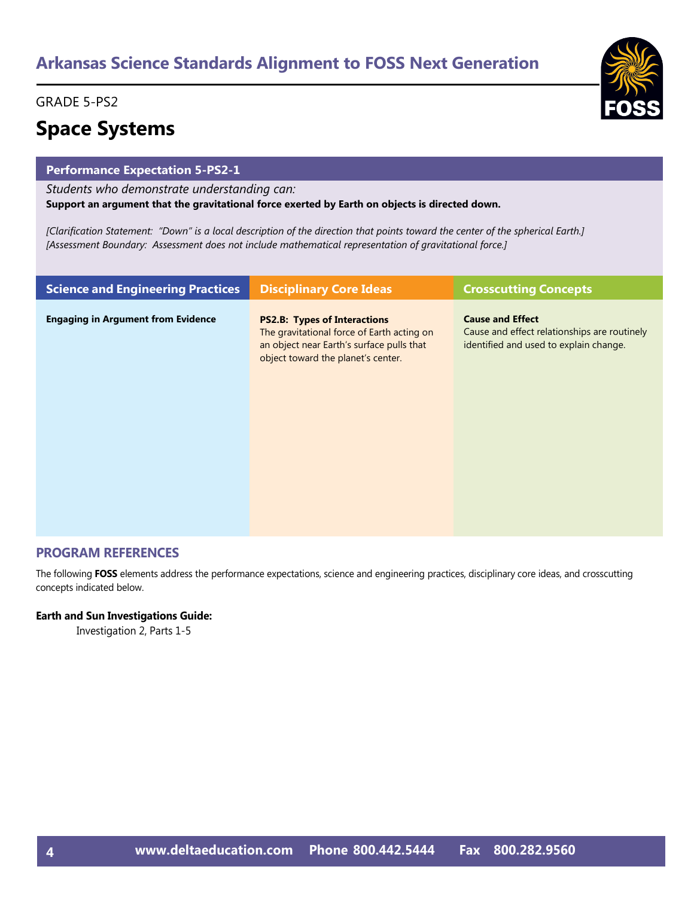## Arkansas Science Standards Alignment to FOSS Next Generation

GRADE 5-PS2

# Space Systems

### Performance Expectation 5-PS2-1

*Students who demonstrate understanding can:*

**Support an argument that the gravitational force exerted by Earth on objects is directed down.**

*[Clarification Statement: "Down" is a local description of the direction that points toward the center of the spherical Earth.]*
*[Assessment Boundary: Assessment does not include mathematical representation of gravitational force.]*

| Science and Engineering Practices | Disciplinary Core Ideas | Crosscutting Concepts |
|---|---|---|
| **Engaging in Argument from Evidence** | **PS2.B: Types of Interactions** The gravitational force of Earth acting on an object near Earth's surface pulls that object toward the planet's center. | **Cause and Effect** Cause and effect relationships are routinely identified and used to explain change. |

### PROGRAM REFERENCES

The following **FOSS** elements address the performance expectations, science and engineering practices, disciplinary core ideas, and crosscutting concepts indicated below.

**Earth and Sun Investigations Guide:**

Investigation 2, Parts 1-5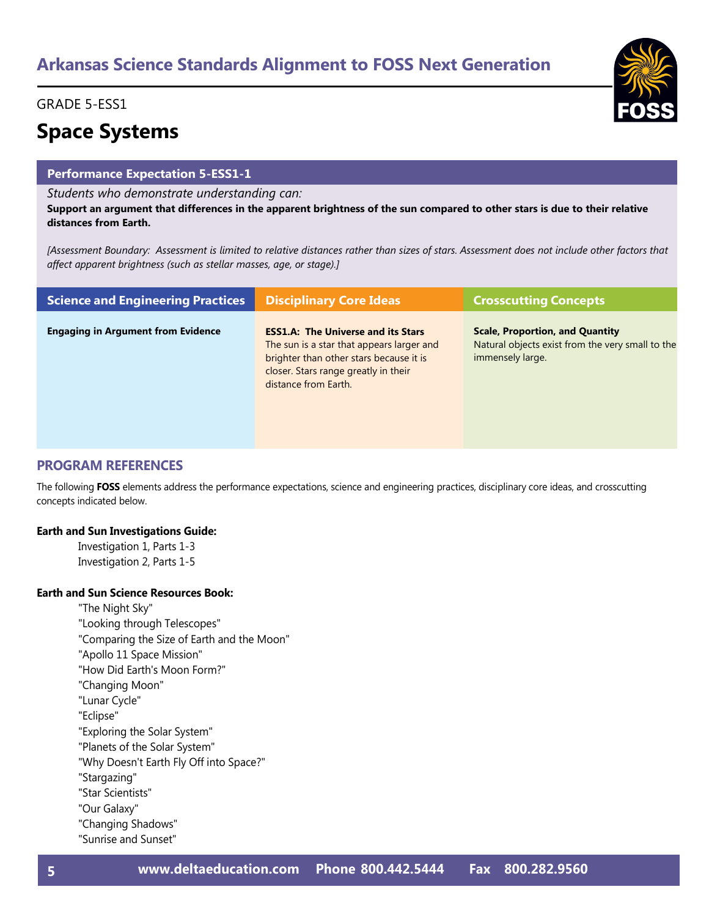# Arkansas Science Standards Alignment to FOSS Next Generation

GRADE 5-ESS1

## Space Systems

### Performance Expectation 5-ESS1-1

*Students who demonstrate understanding can:*

**Support an argument that differences in the apparent brightness of the sun compared to other stars is due to their relative distances from Earth.**

*[Assessment Boundary: Assessment is limited to relative distances rather than sizes of stars. Assessment does not include other factors that affect apparent brightness (such as stellar masses, age, or stage).]*

| Science and Engineering Practices | Disciplinary Core Ideas | Crosscutting Concepts |
|---|---|---|
| **Engaging in Argument from Evidence** | **ESS1.A: The Universe and its Stars** The sun is a star that appears larger and brighter than other stars because it is closer. Stars range greatly in their distance from Earth. | **Scale, Proportion, and Quantity** Natural objects exist from the very small to the immensely large. |

### PROGRAM REFERENCES

The following **FOSS** elements address the performance expectations, science and engineering practices, disciplinary core ideas, and crosscutting concepts indicated below.

**Earth and Sun Investigations Guide:**

- Investigation 1, Parts 1-3
- Investigation 2, Parts 1-5

**Earth and Sun Science Resources Book:**

- "The Night Sky"
- "Looking through Telescopes"
- "Comparing the Size of Earth and the Moon"
- "Apollo 11 Space Mission"
- "How Did Earth's Moon Form?"
- "Changing Moon"
- "Lunar Cycle"
- "Eclipse"
- "Exploring the Solar System"
- "Planets of the Solar System"
- "Why Doesn't Earth Fly Off into Space?"
- "Stargazing"
- "Star Scientists"
- "Our Galaxy"
- "Changing Shadows"
- "Sunrise and Sunset"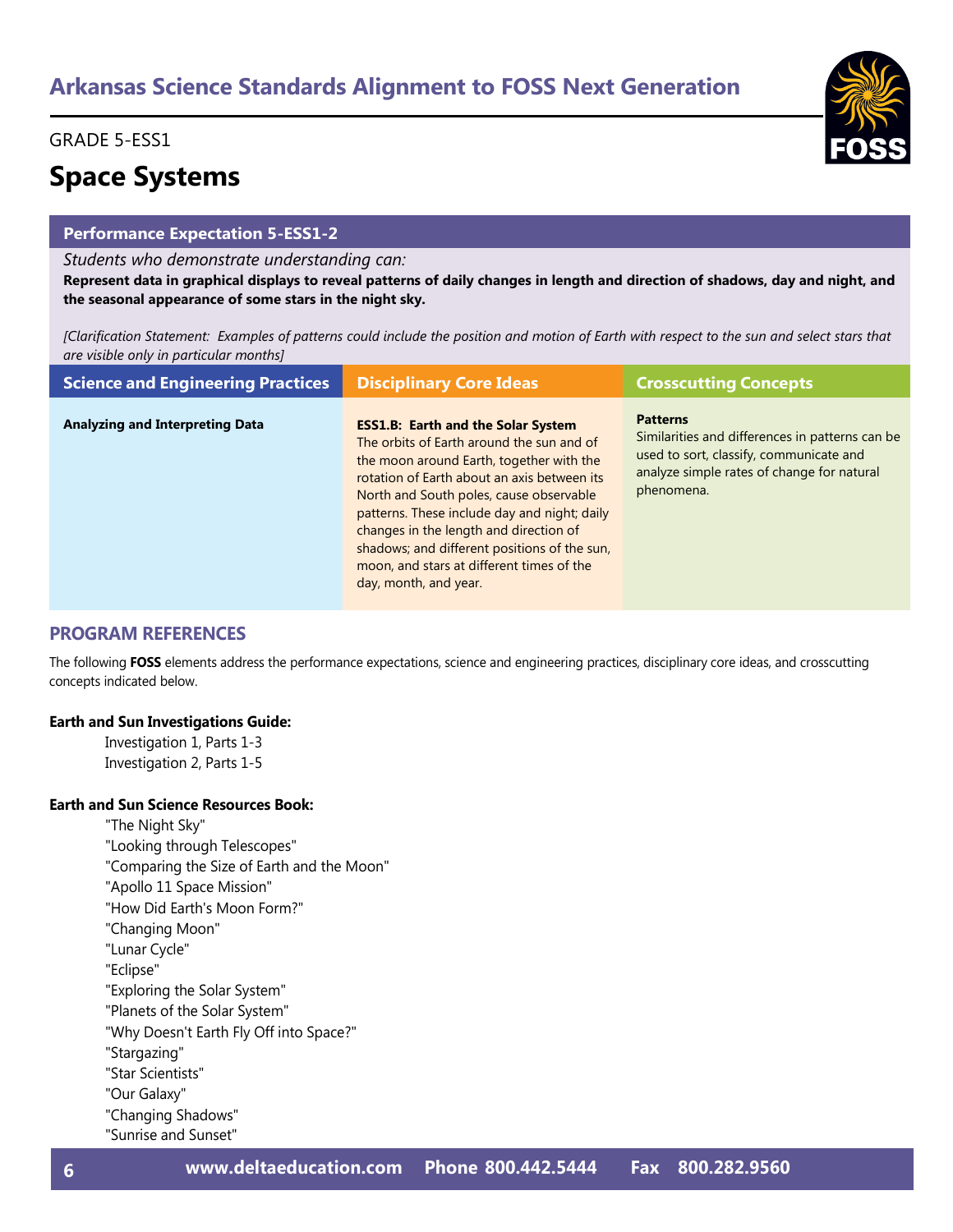# Arkansas Science Standards Alignment to FOSS Next Generation

GRADE 5-ESS1

## Space Systems

### Performance Expectation 5-ESS1-2

*Students who demonstrate understanding can:*

**Represent data in graphical displays to reveal patterns of daily changes in length and direction of shadows, day and night, and the seasonal appearance of some stars in the night sky.**

*[Clarification Statement: Examples of patterns could include the position and motion of Earth with respect to the sun and select stars that are visible only in particular months]*

| Science and Engineering Practices | Disciplinary Core Ideas | Crosscutting Concepts |
| --- | --- | --- |
| **Analyzing and Interpreting Data** | **ESS1.B: Earth and the Solar System** The orbits of Earth around the sun and of the moon around Earth, together with the rotation of Earth about an axis between its North and South poles, cause observable patterns. These include day and night; daily changes in the length and direction of shadows; and different positions of the sun, moon, and stars at different times of the day, month, and year. | **Patterns** Similarities and differences in patterns can be used to sort, classify, communicate and analyze simple rates of change for natural phenomena. |

## PROGRAM REFERENCES

The following **FOSS** elements address the performance expectations, science and engineering practices, disciplinary core ideas, and crosscutting concepts indicated below.

**Earth and Sun Investigations Guide:**

- Investigation 1, Parts 1-3
- Investigation 2, Parts 1-5

**Earth and Sun Science Resources Book:**

- "The Night Sky"
- "Looking through Telescopes"
- "Comparing the Size of Earth and the Moon"
- "Apollo 11 Space Mission"
- "How Did Earth's Moon Form?"
- "Changing Moon"
- "Lunar Cycle"
- "Eclipse"
- "Exploring the Solar System"
- "Planets of the Solar System"
- "Why Doesn't Earth Fly Off into Space?"
- "Stargazing"
- "Star Scientists"
- "Our Galaxy"
- "Changing Shadows"
- "Sunrise and Sunset"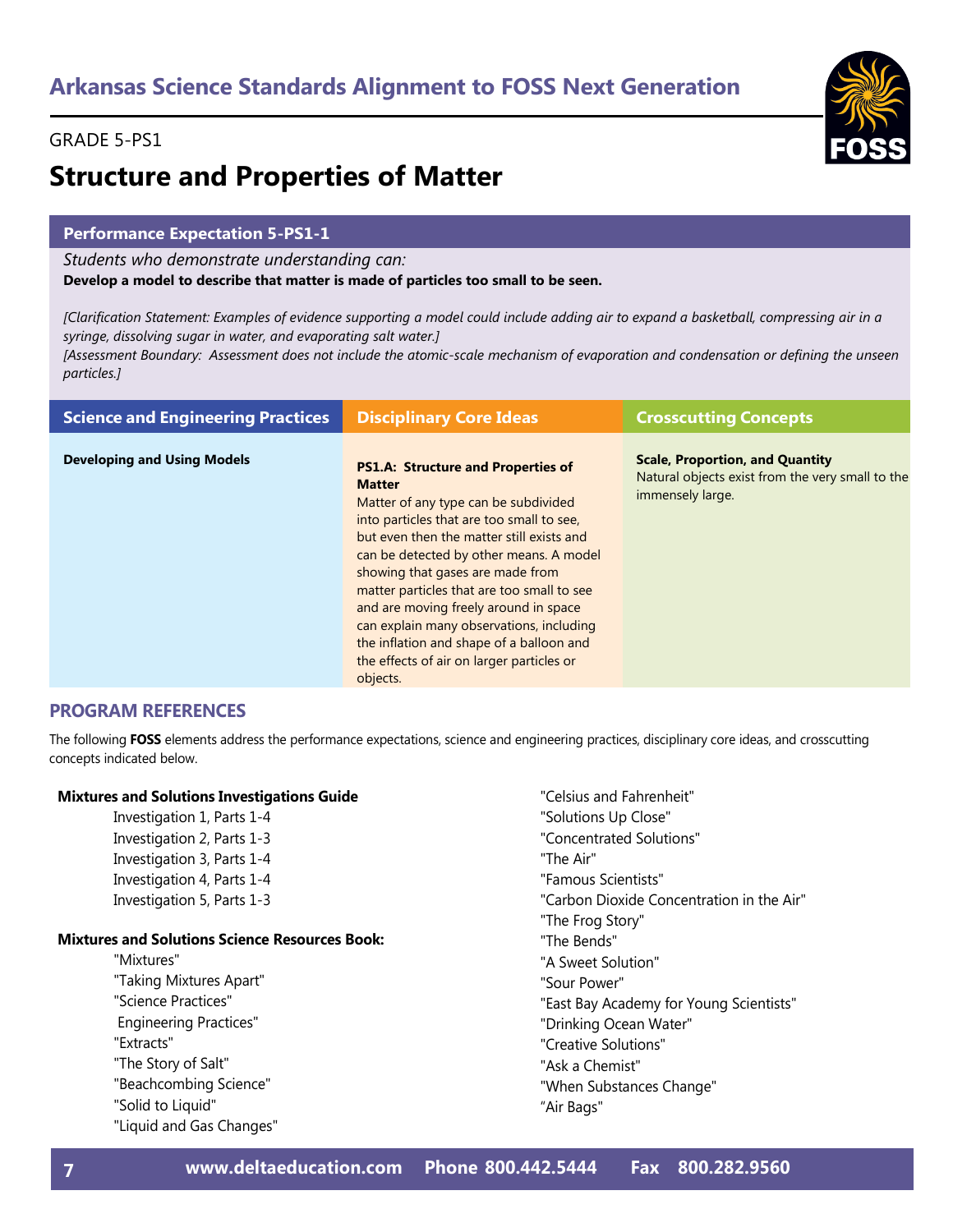## Arkansas Science Standards Alignment to FOSS Next Generation

GRADE 5-PS1

# Structure and Properties of Matter

### Performance Expectation 5-PS1-1

*Students who demonstrate understanding can:*

**Develop a model to describe that matter is made of particles too small to be seen.**

*[Clarification Statement: Examples of evidence supporting a model could include adding air to expand a basketball, compressing air in a syringe, dissolving sugar in water, and evaporating salt water.]*

*[Assessment Boundary: Assessment does not include the atomic-scale mechanism of evaporation and condensation or defining the unseen particles.]*

| Science and Engineering Practices | Disciplinary Core Ideas | Crosscutting Concepts |
|---|---|---|
| **Developing and Using Models** | **PS1.A: Structure and Properties of Matter**<br>Matter of any type can be subdivided into particles that are too small to see, but even then the matter still exists and can be detected by other means. A model showing that gases are made from matter particles that are too small to see and are moving freely around in space can explain many observations, including the inflation and shape of a balloon and the effects of air on larger particles or objects. | **Scale, Proportion, and Quantity**<br>Natural objects exist from the very small to the immensely large. |

## PROGRAM REFERENCES

The following **FOSS** elements address the performance expectations, science and engineering practices, disciplinary core ideas, and crosscutting concepts indicated below.

**Mixtures and Solutions Investigations Guide**

- Investigation 1, Parts 1-4
- Investigation 2, Parts 1-3
- Investigation 3, Parts 1-4
- Investigation 4, Parts 1-4
- Investigation 5, Parts 1-3

**Mixtures and Solutions Science Resources Book:**

- "Mixtures"
- "Taking Mixtures Apart"
- "Science Practices"
- Engineering Practices"
- "Extracts"
- "The Story of Salt"
- "Beachcombing Science"
- "Solid to Liquid"
- "Liquid and Gas Changes"
- "Celsius and Fahrenheit"
- "Solutions Up Close"
- "Concentrated Solutions"
- "The Air"
- "Famous Scientists"
- "Carbon Dioxide Concentration in the Air"
- "The Frog Story"
- "The Bends"
- "A Sweet Solution"
- "Sour Power"
- "East Bay Academy for Young Scientists"
- "Drinking Ocean Water"
- "Creative Solutions"
- "Ask a Chemist"
- "When Substances Change"
- "Air Bags"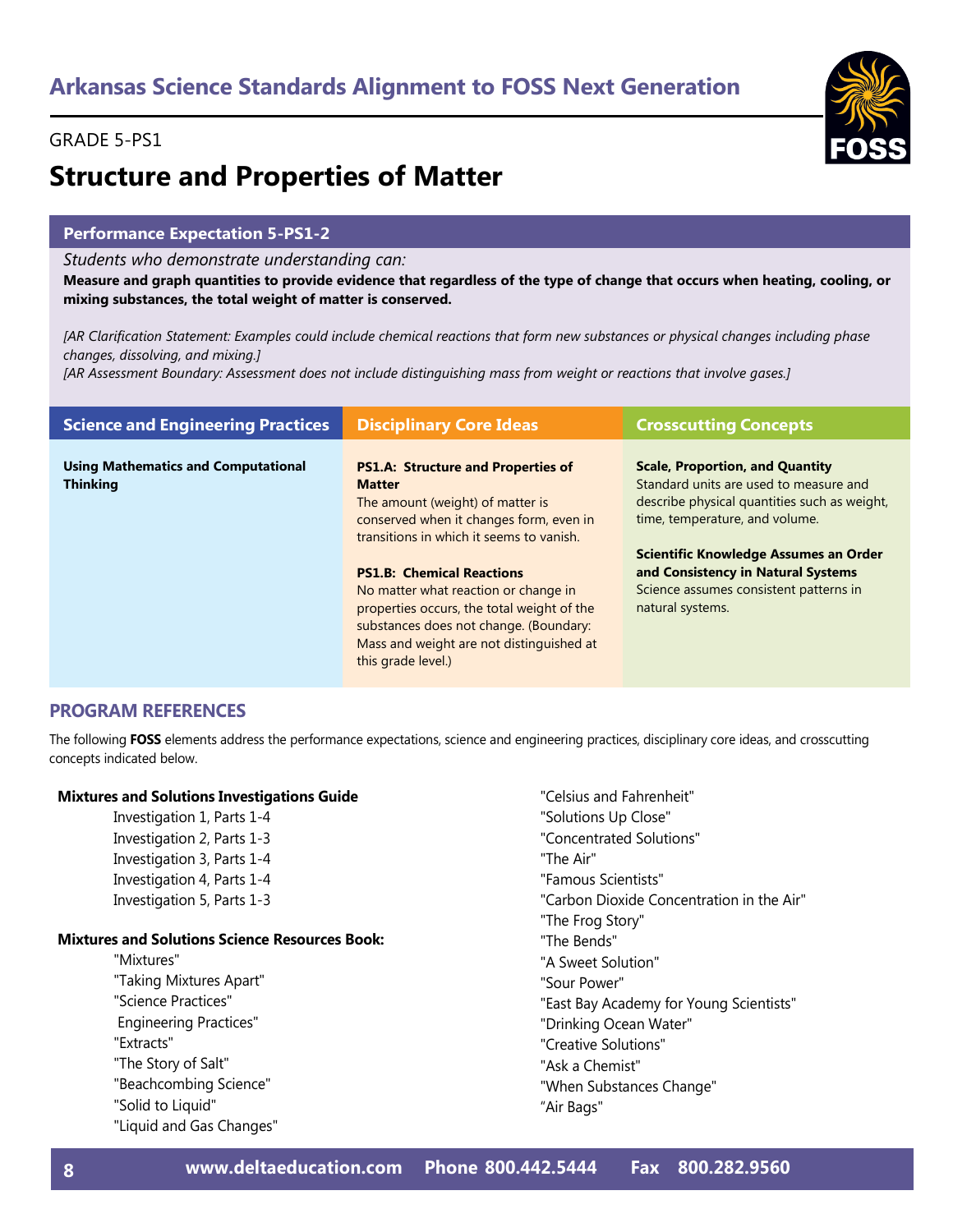# Arkansas Science Standards Alignment to FOSS Next Generation

GRADE 5-PS1

## Structure and Properties of Matter

### Performance Expectation 5-PS1-2

*Students who demonstrate understanding can:*

**Measure and graph quantities to provide evidence that regardless of the type of change that occurs when heating, cooling, or mixing substances, the total weight of matter is conserved.**

*[AR Clarification Statement: Examples could include chemical reactions that form new substances or physical changes including phase changes, dissolving, and mixing.]*
*[AR Assessment Boundary: Assessment does not include distinguishing mass from weight or reactions that involve gases.]*

| Science and Engineering Practices | Disciplinary Core Ideas | Crosscutting Concepts |
|---|---|---|
| **Using Mathematics and Computational Thinking** | **PS1.A: Structure and Properties of Matter** The amount (weight) of matter is conserved when it changes form, even in transitions in which it seems to vanish. **PS1.B: Chemical Reactions** No matter what reaction or change in properties occurs, the total weight of the substances does not change. (Boundary: Mass and weight are not distinguished at this grade level.) | **Scale, Proportion, and Quantity** Standard units are used to measure and describe physical quantities such as weight, time, temperature, and volume. **Scientific Knowledge Assumes an Order and Consistency in Natural Systems** Science assumes consistent patterns in natural systems. |

### PROGRAM REFERENCES

The following **FOSS** elements address the performance expectations, science and engineering practices, disciplinary core ideas, and crosscutting concepts indicated below.

**Mixtures and Solutions Investigations Guide**

- Investigation 1, Parts 1-4
- Investigation 2, Parts 1-3
- Investigation 3, Parts 1-4
- Investigation 4, Parts 1-4
- Investigation 5, Parts 1-3

**Mixtures and Solutions Science Resources Book:**

- "Mixtures"
- "Taking Mixtures Apart"
- "Science Practices"
- Engineering Practices"
- "Extracts"
- "The Story of Salt"
- "Beachcombing Science"
- "Solid to Liquid"
- "Liquid and Gas Changes"
- "Celsius and Fahrenheit"
- "Solutions Up Close"
- "Concentrated Solutions"
- "The Air"
- "Famous Scientists"
- "Carbon Dioxide Concentration in the Air"
- "The Frog Story"
- "The Bends"
- "A Sweet Solution"
- "Sour Power"
- "East Bay Academy for Young Scientists"
- "Drinking Ocean Water"
- "Creative Solutions"
- "Ask a Chemist"
- "When Substances Change"
- "Air Bags"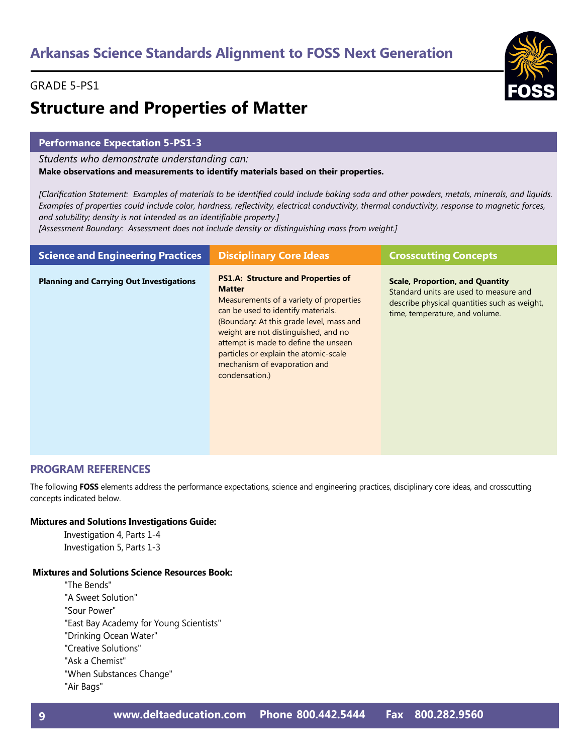## Arkansas Science Standards Alignment to FOSS Next Generation

GRADE 5-PS1

# Structure and Properties of Matter

### Performance Expectation 5-PS1-3

*Students who demonstrate understanding can:*

**Make observations and measurements to identify materials based on their properties.**

*[Clarification Statement: Examples of materials to be identified could include baking soda and other powders, metals, minerals, and liquids. Examples of properties could include color, hardness, reflectivity, electrical conductivity, thermal conductivity, response to magnetic forces, and solubility; density is not intended as an identifiable property.]*
*[Assessment Boundary: Assessment does not include density or distinguishing mass from weight.]*

| Science and Engineering Practices | Disciplinary Core Ideas | Crosscutting Concepts |
|---|---|---|
| **Planning and Carrying Out Investigations** | **PS1.A: Structure and Properties of Matter**<br>Measurements of a variety of properties can be used to identify materials. (Boundary: At this grade level, mass and weight are not distinguished, and no attempt is made to define the unseen particles or explain the atomic-scale mechanism of evaporation and condensation.) | **Scale, Proportion, and Quantity**<br>Standard units are used to measure and describe physical quantities such as weight, time, temperature, and volume. |

## PROGRAM REFERENCES

The following **FOSS** elements address the performance expectations, science and engineering practices, disciplinary core ideas, and crosscutting concepts indicated below.

**Mixtures and Solutions Investigations Guide:**

- Investigation 4, Parts 1-4
- Investigation 5, Parts 1-3

**Mixtures and Solutions Science Resources Book:**

- "The Bends"
- "A Sweet Solution"
- "Sour Power"
- "East Bay Academy for Young Scientists"
- "Drinking Ocean Water"
- "Creative Solutions"
- "Ask a Chemist"
- "When Substances Change"
- "Air Bags"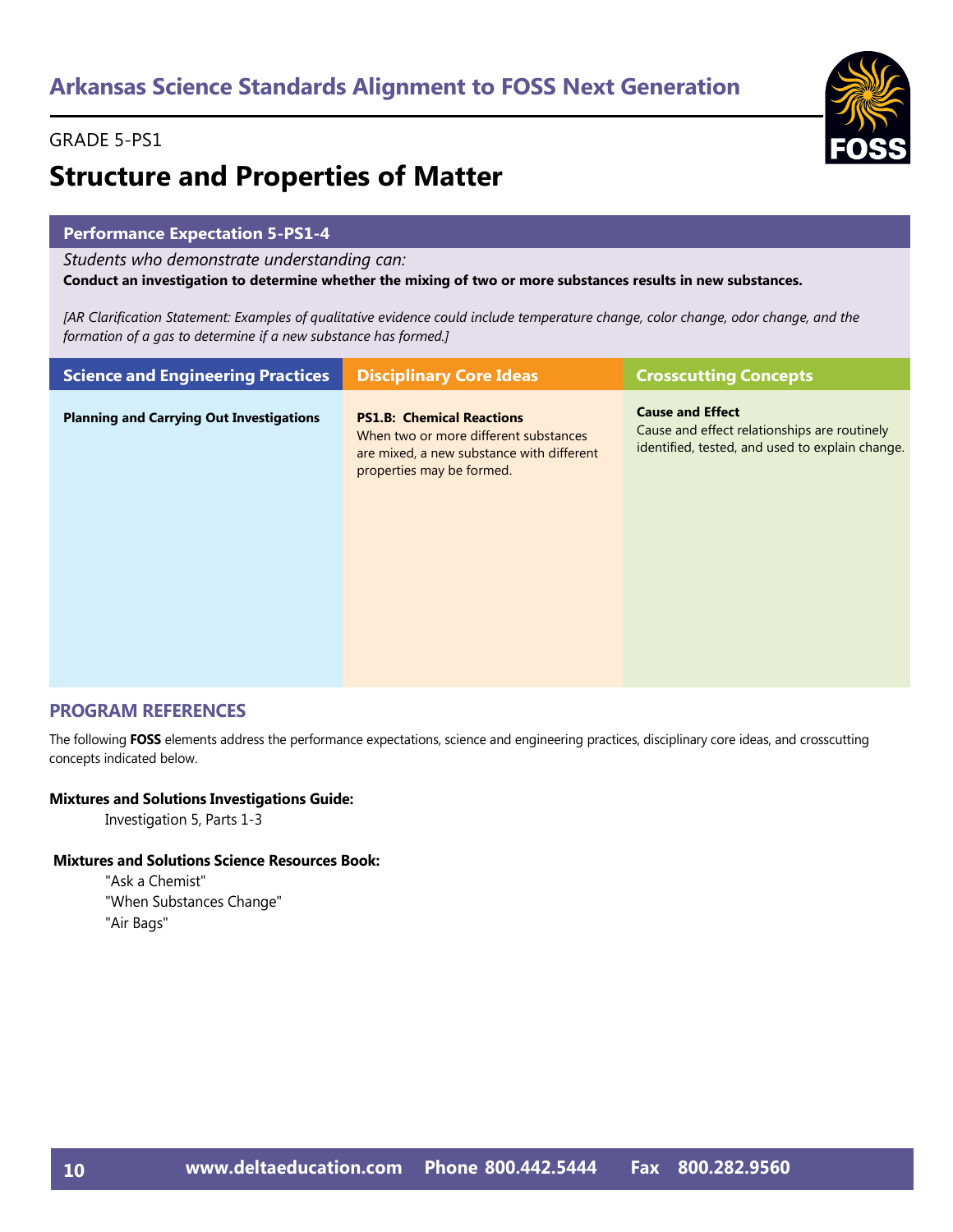# Arkansas Science Standards Alignment to FOSS Next Generation

GRADE 5-PS1

## Structure and Properties of Matter

**Performance Expectation 5-PS1-4**

*Students who demonstrate understanding can:*

**Conduct an investigation to determine whether the mixing of two or more substances results in new substances.**

*[AR Clarification Statement: Examples of qualitative evidence could include temperature change, color change, odor change, and the formation of a gas to determine if a new substance has formed.]*

| Science and Engineering Practices | Disciplinary Core Ideas | Crosscutting Concepts |
|---|---|---|
| **Planning and Carrying Out Investigations** | **PS1.B: Chemical Reactions** When two or more different substances are mixed, a new substance with different properties may be formed. | **Cause and Effect** Cause and effect relationships are routinely identified, tested, and used to explain change. |

### PROGRAM REFERENCES

The following **FOSS** elements address the performance expectations, science and engineering practices, disciplinary core ideas, and crosscutting concepts indicated below.

**Mixtures and Solutions Investigations Guide:**

Investigation 5, Parts 1-3

**Mixtures and Solutions Science Resources Book:**

"Ask a Chemist"
"When Substances Change"
"Air Bags"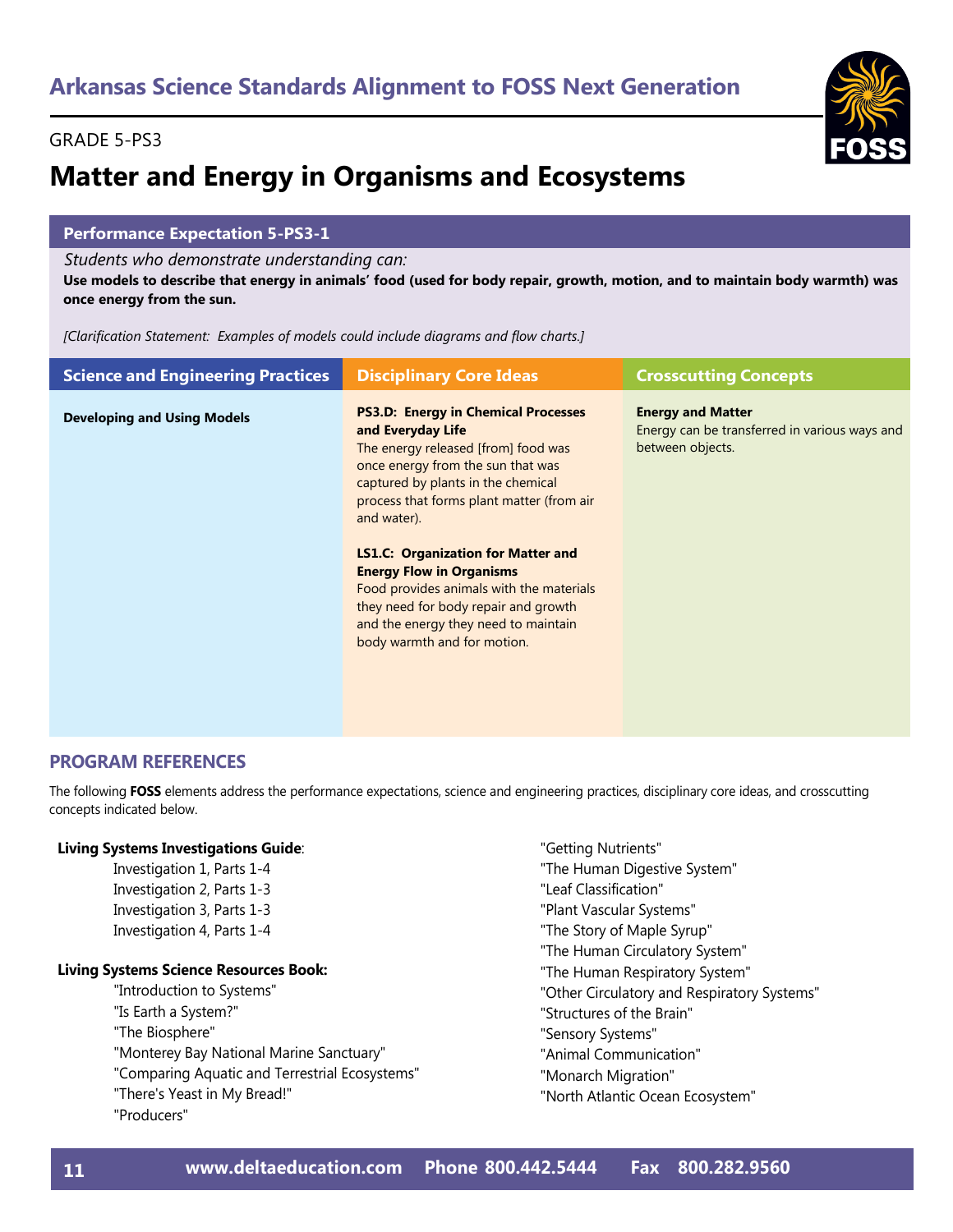# Arkansas Science Standards Alignment to FOSS Next Generation

GRADE 5-PS3

## Matter and Energy in Organisms and Ecosystems

### Performance Expectation 5-PS3-1

*Students who demonstrate understanding can:*

**Use models to describe that energy in animals' food (used for body repair, growth, motion, and to maintain body warmth) was once energy from the sun.**

*[Clarification Statement: Examples of models could include diagrams and flow charts.]*

| Science and Engineering Practices | Disciplinary Core Ideas | Crosscutting Concepts |
|---|---|---|
| **Developing and Using Models** | **PS3.D: Energy in Chemical Processes and Everyday Life**<br>The energy released [from] food was once energy from the sun that was captured by plants in the chemical process that forms plant matter (from air and water).<br><br>**LS1.C: Organization for Matter and Energy Flow in Organisms**<br>Food provides animals with the materials they need for body repair and growth and the energy they need to maintain body warmth and for motion. | **Energy and Matter**<br>Energy can be transferred in various ways and between objects. |

### PROGRAM REFERENCES

The following **FOSS** elements address the performance expectations, science and engineering practices, disciplinary core ideas, and crosscutting concepts indicated below.

**Living Systems Investigations Guide**:
- Investigation 1, Parts 1-4
- Investigation 2, Parts 1-3
- Investigation 3, Parts 1-3
- Investigation 4, Parts 1-4

**Living Systems Science Resources Book:**
- "Introduction to Systems"
- "Is Earth a System?"
- "The Biosphere"
- "Monterey Bay National Marine Sanctuary"
- "Comparing Aquatic and Terrestrial Ecosystems"
- "There's Yeast in My Bread!"
- "Producers"
- "Getting Nutrients"
- "The Human Digestive System"
- "Leaf Classification"
- "Plant Vascular Systems"
- "The Story of Maple Syrup"
- "The Human Circulatory System"
- "The Human Respiratory System"
- "Other Circulatory and Respiratory Systems"
- "Structures of the Brain"
- "Sensory Systems"
- "Animal Communication"
- "Monarch Migration"
- "North Atlantic Ocean Ecosystem"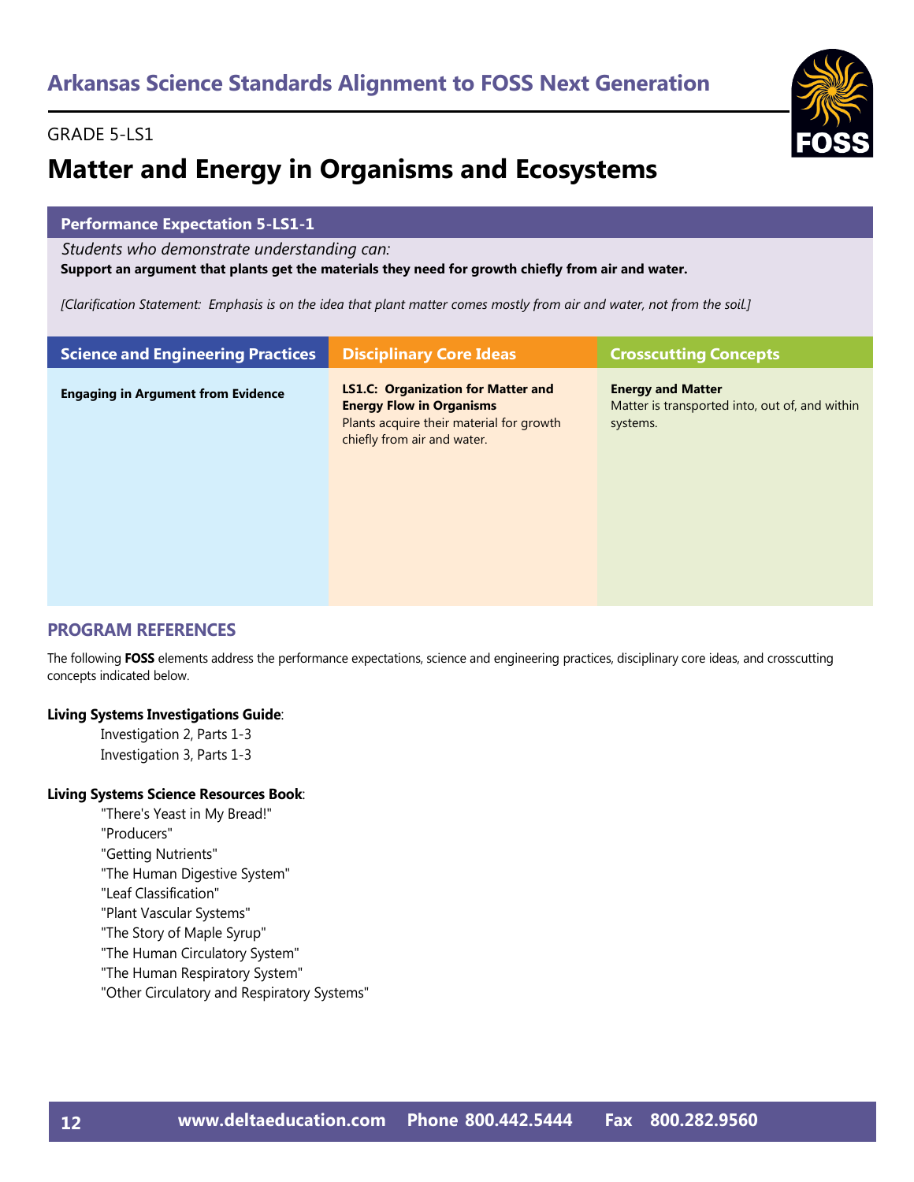## Arkansas Science Standards Alignment to FOSS Next Generation

GRADE 5-LS1

# Matter and Energy in Organisms and Ecosystems

### Performance Expectation 5-LS1-1

*Students who demonstrate understanding can:*

**Support an argument that plants get the materials they need for growth chiefly from air and water.**

*[Clarification Statement: Emphasis is on the idea that plant matter comes mostly from air and water, not from the soil.]*

| Science and Engineering Practices | Disciplinary Core Ideas | Crosscutting Concepts |
|---|---|---|
| **Engaging in Argument from Evidence** | **LS1.C: Organization for Matter and Energy Flow in Organisms**<br>Plants acquire their material for growth chiefly from air and water. | **Energy and Matter**<br>Matter is transported into, out of, and within systems. |

### PROGRAM REFERENCES

The following **FOSS** elements address the performance expectations, science and engineering practices, disciplinary core ideas, and crosscutting concepts indicated below.

**Living Systems Investigations Guide**:

- Investigation 2, Parts 1-3
- Investigation 3, Parts 1-3

**Living Systems Science Resources Book**:

- "There's Yeast in My Bread!"
- "Producers"
- "Getting Nutrients"
- "The Human Digestive System"
- "Leaf Classification"
- "Plant Vascular Systems"
- "The Story of Maple Syrup"
- "The Human Circulatory System"
- "The Human Respiratory System"
- "Other Circulatory and Respiratory Systems"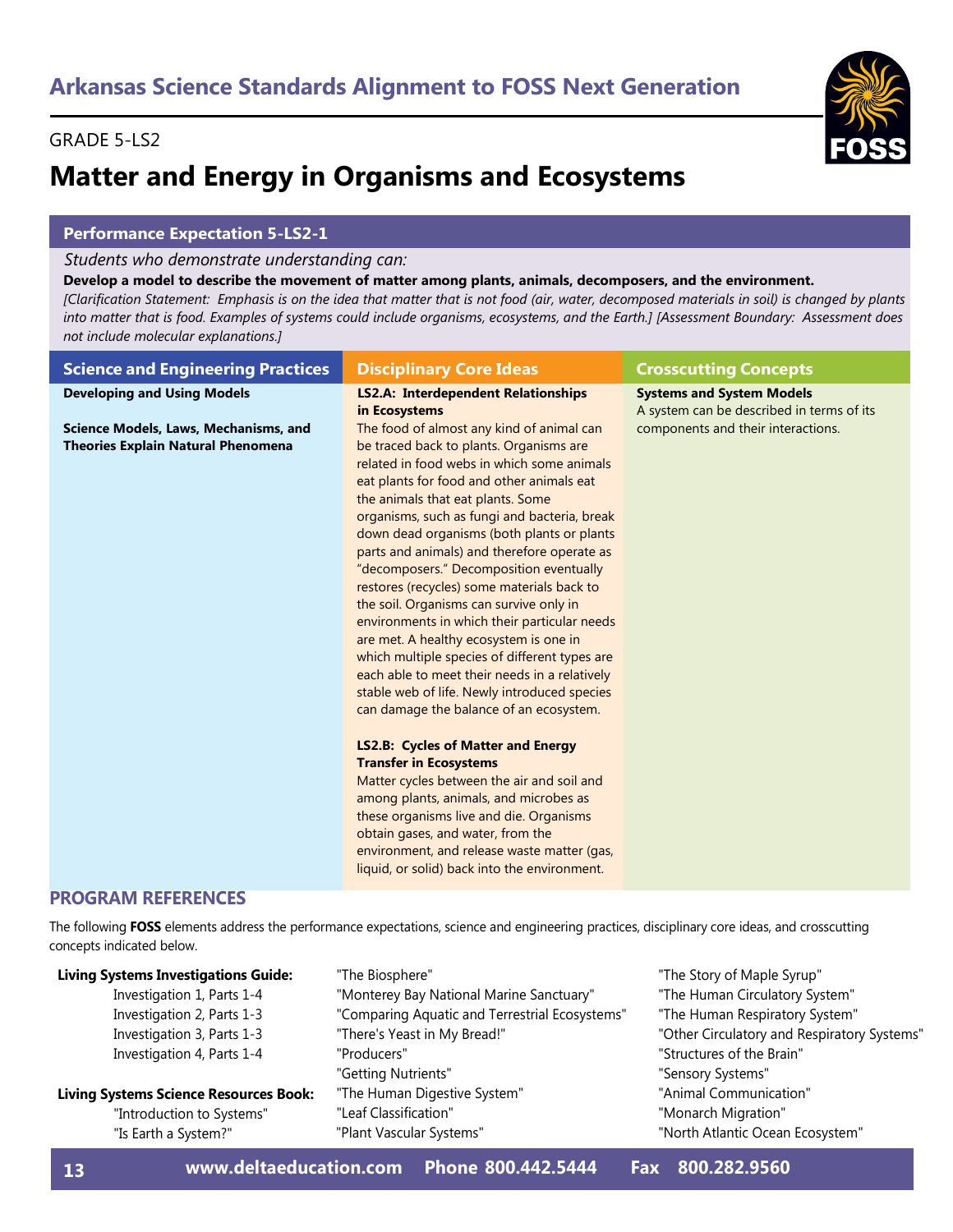# Arkansas Science Standards Alignment to FOSS Next Generation

GRADE 5-LS2

## Matter and Energy in Organisms and Ecosystems

### Performance Expectation 5-LS2-1

*Students who demonstrate understanding can:*

**Develop a model to describe the movement of matter among plants, animals, decomposers, and the environment.**

*[Clarification Statement: Emphasis is on the idea that matter that is not food (air, water, decomposed materials in soil) is changed by plants into matter that is food. Examples of systems could include organisms, ecosystems, and the Earth.] [Assessment Boundary: Assessment does not include molecular explanations.]*

| Science and Engineering Practices | Disciplinary Core Ideas | Crosscutting Concepts |
|---|---|---|
| **Developing and Using Models**<br><br>**Science Models, Laws, Mechanisms, and Theories Explain Natural Phenomena** | **LS2.A: Interdependent Relationships in Ecosystems**<br>The food of almost any kind of animal can be traced back to plants. Organisms are related in food webs in which some animals eat plants for food and other animals eat the animals that eat plants. Some organisms, such as fungi and bacteria, break down dead organisms (both plants or plants parts and animals) and therefore operate as "decomposers." Decomposition eventually restores (recycles) some materials back to the soil. Organisms can survive only in environments in which their particular needs are met. A healthy ecosystem is one in which multiple species of different types are each able to meet their needs in a relatively stable web of life. Newly introduced species can damage the balance of an ecosystem.<br><br>**LS2.B: Cycles of Matter and Energy Transfer in Ecosystems**<br>Matter cycles between the air and soil and among plants, animals, and microbes as these organisms live and die. Organisms obtain gases, and water, from the environment, and release waste matter (gas, liquid, or solid) back into the environment. | **Systems and System Models**<br>A system can be described in terms of its components and their interactions. |

### PROGRAM REFERENCES

The following **FOSS** elements address the performance expectations, science and engineering practices, disciplinary core ideas, and crosscutting concepts indicated below.

**Living Systems Investigations Guide:**
- Investigation 1, Parts 1-4
- Investigation 2, Parts 1-3
- Investigation 3, Parts 1-3
- Investigation 4, Parts 1-4

**Living Systems Science Resources Book:**
- "Introduction to Systems"
- "Is Earth a System?"
- "The Biosphere"
- "Monterey Bay National Marine Sanctuary"
- "Comparing Aquatic and Terrestrial Ecosystems"
- "There's Yeast in My Bread!"
- "Producers"
- "Getting Nutrients"
- "The Human Digestive System"
- "Leaf Classification"
- "Plant Vascular Systems"
- "The Story of Maple Syrup"
- "The Human Circulatory System"
- "The Human Respiratory System"
- "Other Circulatory and Respiratory Systems"
- "Structures of the Brain"
- "Sensory Systems"
- "Animal Communication"
- "Monarch Migration"
- "North Atlantic Ocean Ecosystem"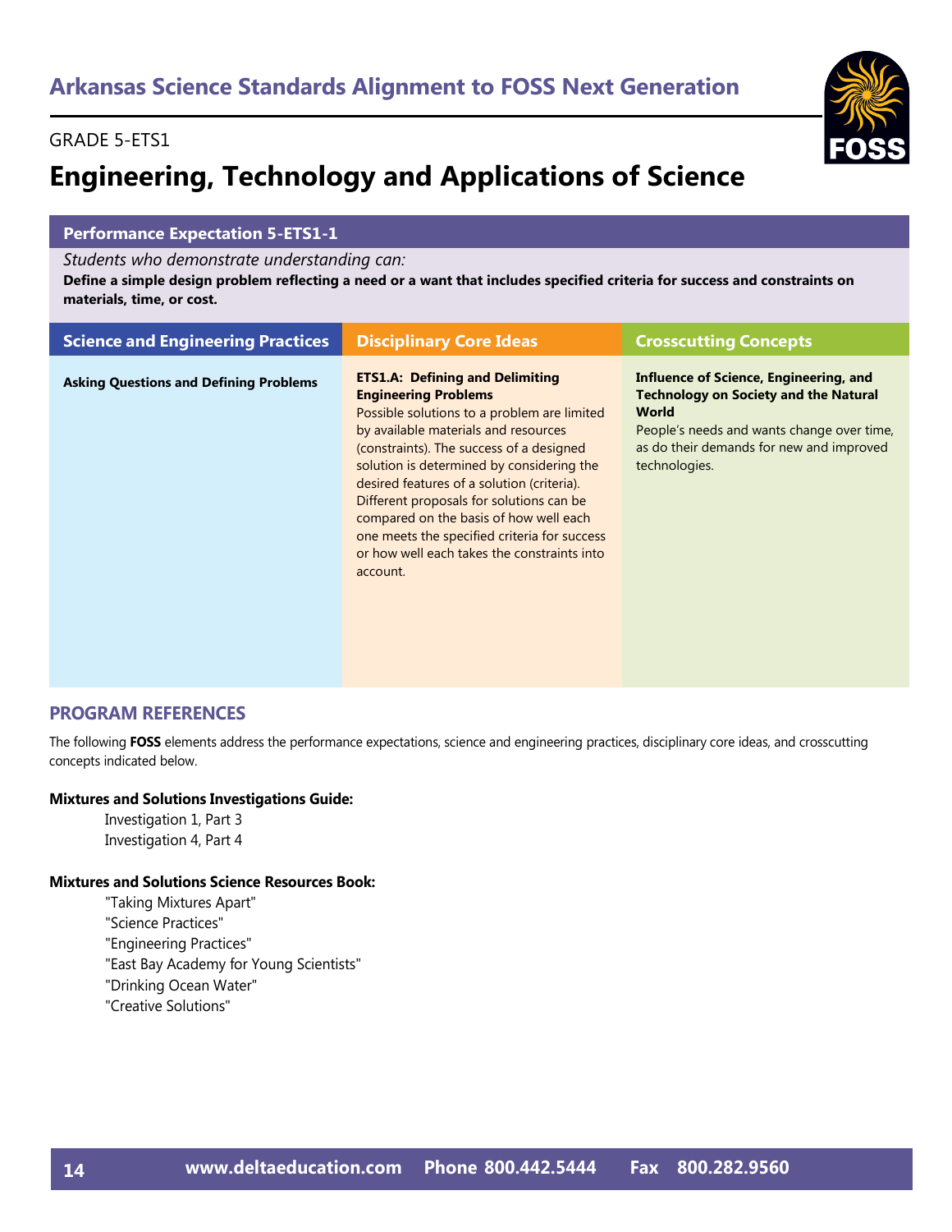# Arkansas Science Standards Alignment to FOSS Next Generation

GRADE 5-ETS1

## Engineering, Technology and Applications of Science

### Performance Expectation 5-ETS1-1

*Students who demonstrate understanding can:*

**Define a simple design problem reflecting a need or a want that includes specified criteria for success and constraints on materials, time, or cost.**

| Science and Engineering Practices | Disciplinary Core Ideas | Crosscutting Concepts |
| --- | --- | --- |
| **Asking Questions and Defining Problems** | **ETS1.A: Defining and Delimiting Engineering Problems** Possible solutions to a problem are limited by available materials and resources (constraints). The success of a designed solution is determined by considering the desired features of a solution (criteria). Different proposals for solutions can be compared on the basis of how well each one meets the specified criteria for success or how well each takes the constraints into account. | **Influence of Science, Engineering, and Technology on Society and the Natural World** People's needs and wants change over time, as do their demands for new and improved technologies. |

## PROGRAM REFERENCES

The following **FOSS** elements address the performance expectations, science and engineering practices, disciplinary core ideas, and crosscutting concepts indicated below.

**Mixtures and Solutions Investigations Guide:**

- Investigation 1, Part 3
- Investigation 4, Part 4

**Mixtures and Solutions Science Resources Book:**

- "Taking Mixtures Apart"
- "Science Practices"
- "Engineering Practices"
- "East Bay Academy for Young Scientists"
- "Drinking Ocean Water"
- "Creative Solutions"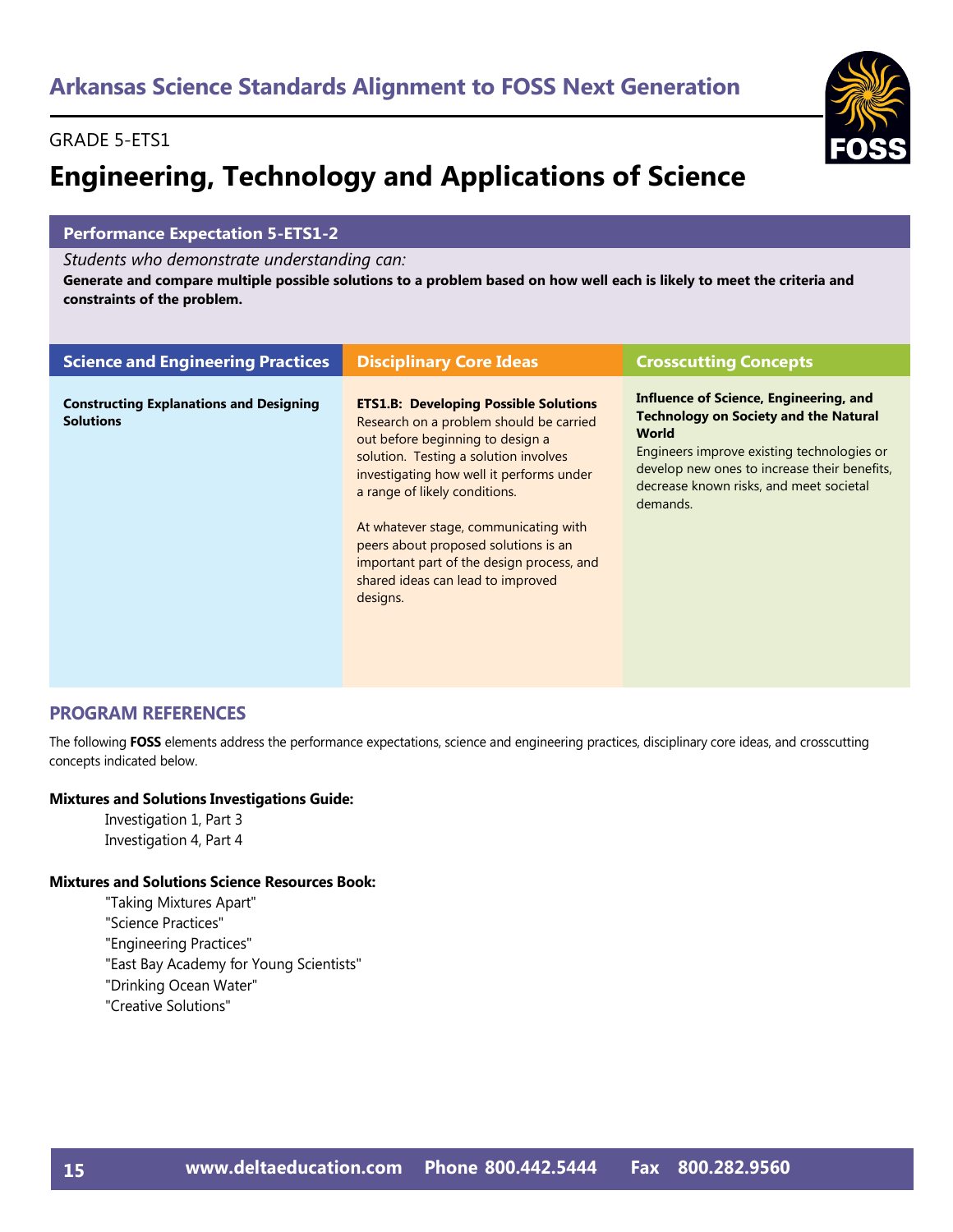# Arkansas Science Standards Alignment to FOSS Next Generation

GRADE 5-ETS1

# Engineering, Technology and Applications of Science

## Performance Expectation 5-ETS1-2

*Students who demonstrate understanding can:*

**Generate and compare multiple possible solutions to a problem based on how well each is likely to meet the criteria and constraints of the problem.**

| Science and Engineering Practices | Disciplinary Core Ideas | Crosscutting Concepts |
|---|---|---|
| **Constructing Explanations and Designing Solutions** | **ETS1.B: Developing Possible Solutions** Research on a problem should be carried out before beginning to design a solution. Testing a solution involves investigating how well it performs under a range of likely conditions.<br><br>At whatever stage, communicating with peers about proposed solutions is an important part of the design process, and shared ideas can lead to improved designs. | **Influence of Science, Engineering, and Technology on Society and the Natural World** Engineers improve existing technologies or develop new ones to increase their benefits, decrease known risks, and meet societal demands. |

## PROGRAM REFERENCES

The following **FOSS** elements address the performance expectations, science and engineering practices, disciplinary core ideas, and crosscutting concepts indicated below.

**Mixtures and Solutions Investigations Guide:**

- Investigation 1, Part 3
- Investigation 4, Part 4

**Mixtures and Solutions Science Resources Book:**

- "Taking Mixtures Apart"
- "Science Practices"
- "Engineering Practices"
- "East Bay Academy for Young Scientists"
- "Drinking Ocean Water"
- "Creative Solutions"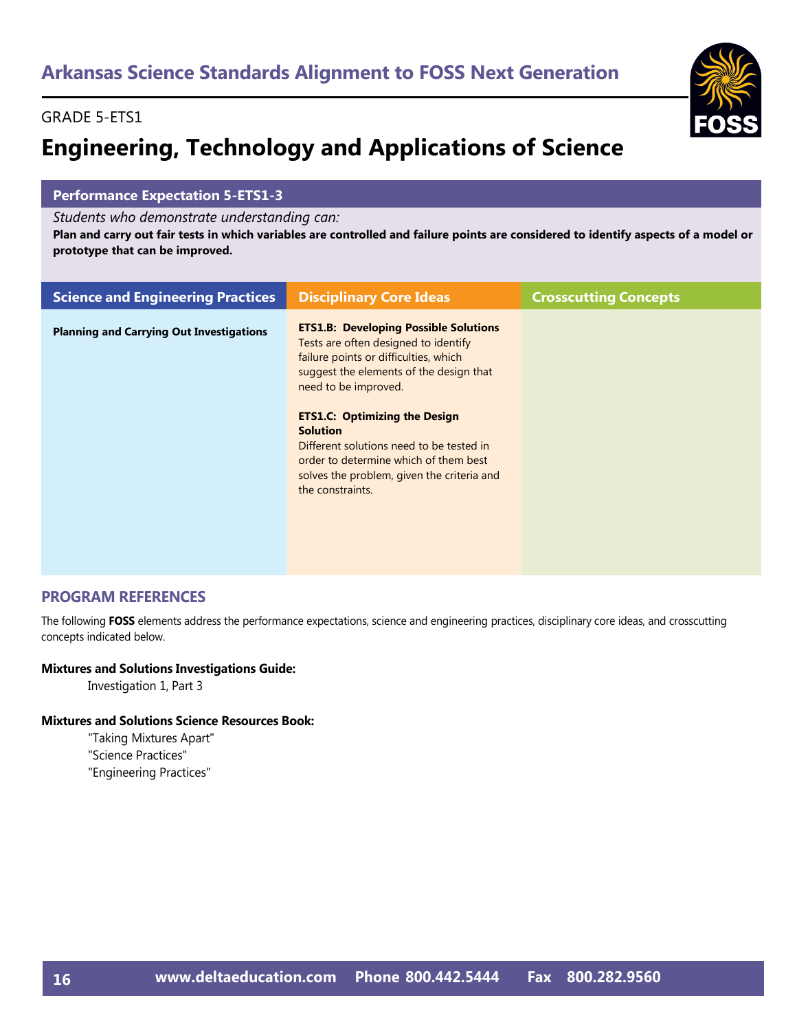# Arkansas Science Standards Alignment to FOSS Next Generation

GRADE 5-ETS1

## Engineering, Technology and Applications of Science

### Performance Expectation 5-ETS1-3

*Students who demonstrate understanding can:*

**Plan and carry out fair tests in which variables are controlled and failure points are considered to identify aspects of a model or prototype that can be improved.**

| Science and Engineering Practices | Disciplinary Core Ideas | Crosscutting Concepts |
| --- | --- | --- |
| **Planning and Carrying Out Investigations** | **ETS1.B: Developing Possible Solutions** Tests are often designed to identify failure points or difficulties, which suggest the elements of the design that need to be improved. **ETS1.C: Optimizing the Design Solution** Different solutions need to be tested in order to determine which of them best solves the problem, given the criteria and the constraints. | |

### PROGRAM REFERENCES

The following **FOSS** elements address the performance expectations, science and engineering practices, disciplinary core ideas, and crosscutting concepts indicated below.

**Mixtures and Solutions Investigations Guide:**

Investigation 1, Part 3

**Mixtures and Solutions Science Resources Book:**

"Taking Mixtures Apart"
"Science Practices"
"Engineering Practices"